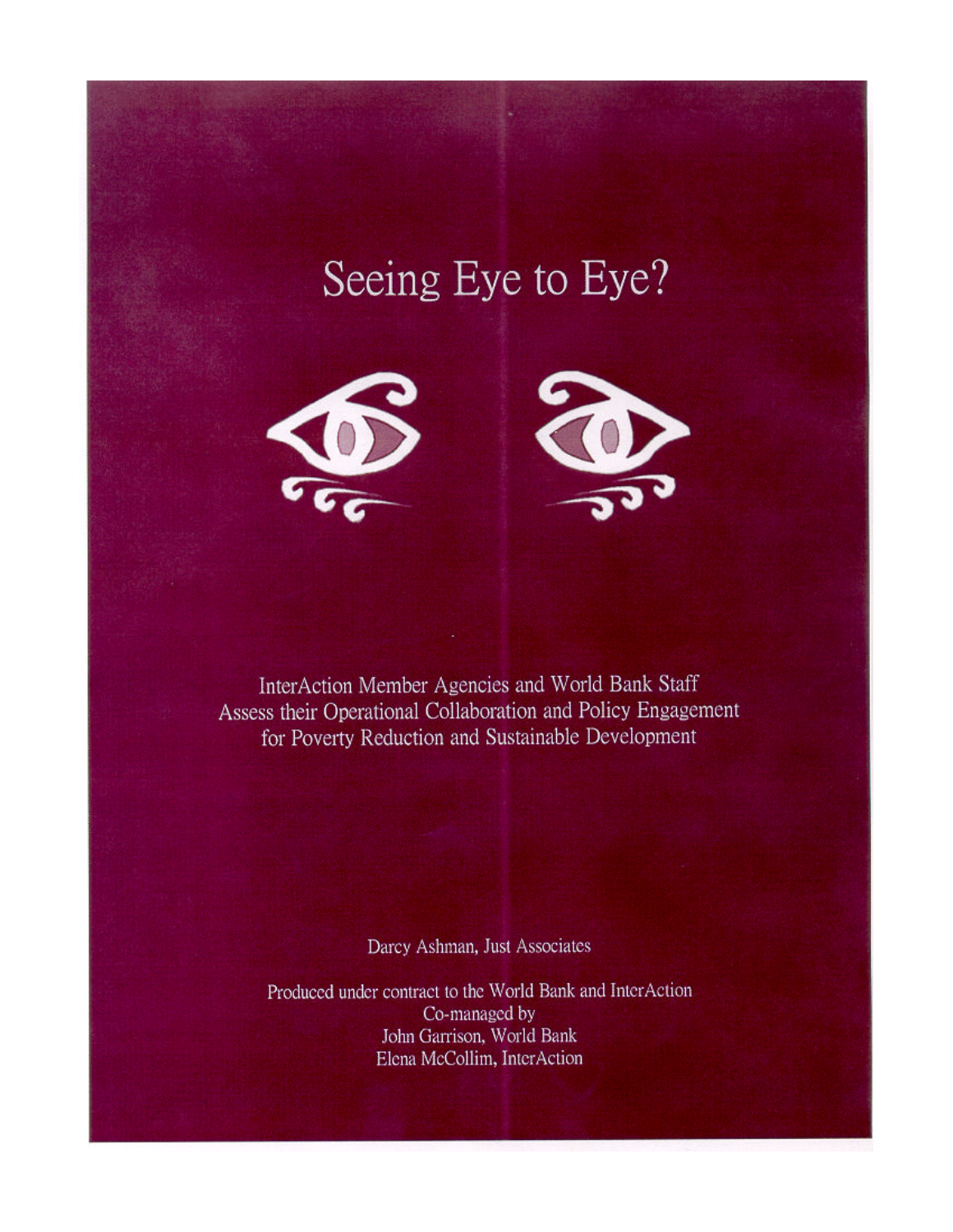# Seeing Eye to Eye?

InterAction Member Agencies and World Bank Staff Assess their Operational Collaboration and Policy Engagement for Poverty Reduction and Sustainable Development

Darcy Ashman, Just Associates

Produced under contract to the World Bank and InterAction
Co-managed by
John Garrison, World Bank
Elena McCollim, InterAction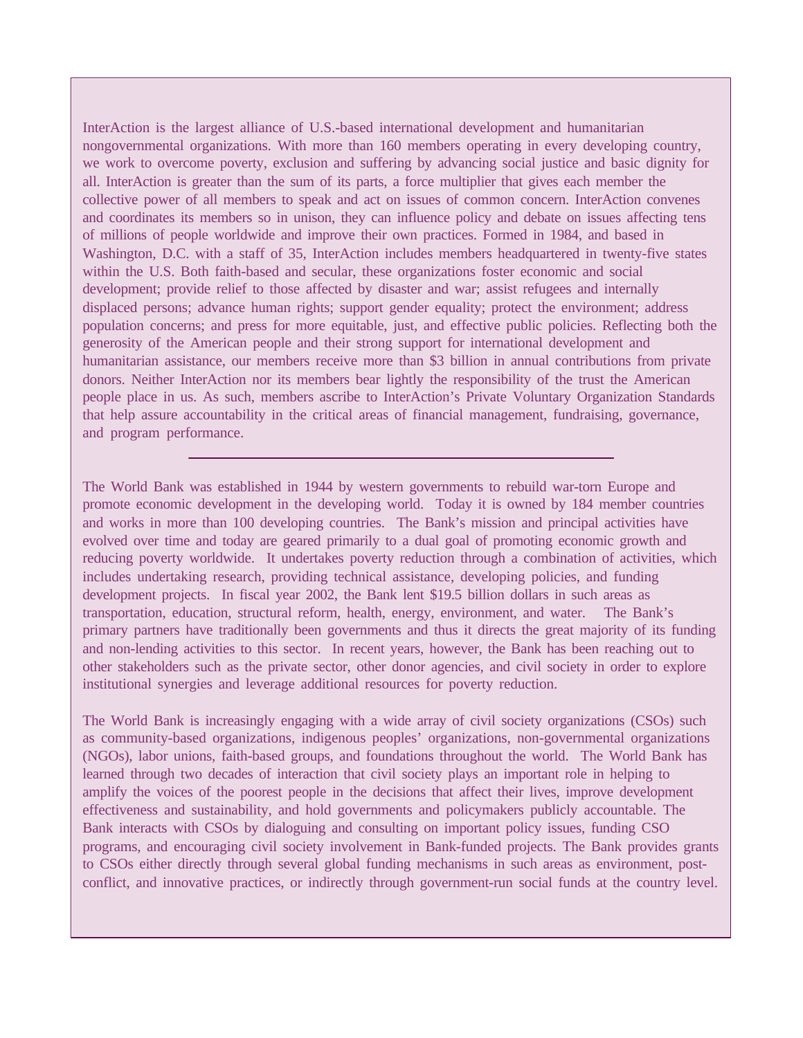InterAction is the largest alliance of U.S.-based international development and humanitarian nongovernmental organizations. With more than 160 members operating in every developing country, we work to overcome poverty, exclusion and suffering by advancing social justice and basic dignity for all. InterAction is greater than the sum of its parts, a force multiplier that gives each member the collective power of all members to speak and act on issues of common concern. InterAction convenes and coordinates its members so in unison, they can influence policy and debate on issues affecting tens of millions of people worldwide and improve their own practices. Formed in 1984, and based in Washington, D.C. with a staff of 35, InterAction includes members headquartered in twenty-five states within the U.S. Both faith-based and secular, these organizations foster economic and social development; provide relief to those affected by disaster and war; assist refugees and internally displaced persons; advance human rights; support gender equality; protect the environment; address population concerns; and press for more equitable, just, and effective public policies. Reflecting both the generosity of the American people and their strong support for international development and humanitarian assistance, our members receive more than $3 billion in annual contributions from private donors. Neither InterAction nor its members bear lightly the responsibility of the trust the American people place in us. As such, members ascribe to InterAction's Private Voluntary Organization Standards that help assure accountability in the critical areas of financial management, fundraising, governance, and program performance.

---

The World Bank was established in 1944 by western governments to rebuild war-torn Europe and promote economic development in the developing world. Today it is owned by 184 member countries and works in more than 100 developing countries. The Bank's mission and principal activities have evolved over time and today are geared primarily to a dual goal of promoting economic growth and reducing poverty worldwide. It undertakes poverty reduction through a combination of activities, which includes undertaking research, providing technical assistance, developing policies, and funding development projects. In fiscal year 2002, the Bank lent $19.5 billion dollars in such areas as transportation, education, structural reform, health, energy, environment, and water. The Bank's primary partners have traditionally been governments and thus it directs the great majority of its funding and non-lending activities to this sector. In recent years, however, the Bank has been reaching out to other stakeholders such as the private sector, other donor agencies, and civil society in order to explore institutional synergies and leverage additional resources for poverty reduction.

The World Bank is increasingly engaging with a wide array of civil society organizations (CSOs) such as community-based organizations, indigenous peoples' organizations, non-governmental organizations (NGOs), labor unions, faith-based groups, and foundations throughout the world. The World Bank has learned through two decades of interaction that civil society plays an important role in helping to amplify the voices of the poorest people in the decisions that affect their lives, improve development effectiveness and sustainability, and hold governments and policymakers publicly accountable. The Bank interacts with CSOs by dialoguing and consulting on important policy issues, funding CSO programs, and encouraging civil society involvement in Bank-funded projects. The Bank provides grants to CSOs either directly through several global funding mechanisms in such areas as environment, post-conflict, and innovative practices, or indirectly through government-run social funds at the country level.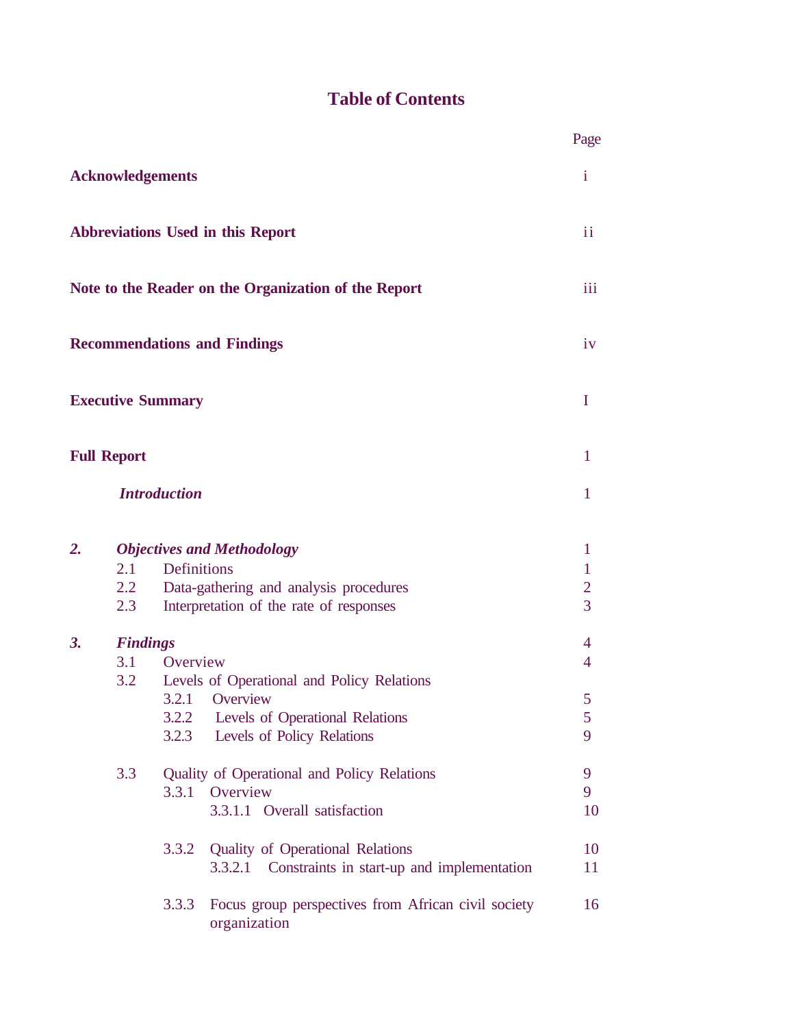# Table of Contents

| | | | Page |
|---|---|---|---|
| **Acknowledgements** | | | i |
| **Abbreviations Used in this Report** | | | ii |
| **Note to the Reader on the Organization of the Report** | | | iii |
| **Recommendations and Findings** | | | iv |
| **Executive Summary** | | | I |
| **Full Report** | | | 1 |
| | ***Introduction*** | | 1 |
| ***2.*** | ***Objectives and Methodology*** | | 1 |
| | 2.1 | Definitions | 1 |
| | 2.2 | Data-gathering and analysis procedures | 2 |
| | 2.3 | Interpretation of the rate of responses | 3 |
| ***3.*** | ***Findings*** | | 4 |
| | 3.1 | Overview | 4 |
| | 3.2 | Levels of Operational and Policy Relations | |
| | | 3.2.1 Overview | 5 |
| | | 3.2.2 Levels of Operational Relations | 5 |
| | | 3.2.3 Levels of Policy Relations | 9 |
| | 3.3 | Quality of Operational and Policy Relations | 9 |
| | | 3.3.1 Overview | 9 |
| | | 3.3.1.1 Overall satisfaction | 10 |
| | | 3.3.2 Quality of Operational Relations | 10 |
| | | 3.3.2.1 Constraints in start-up and implementation | 11 |
| | | 3.3.3 Focus group perspectives from African civil society organization | 16 |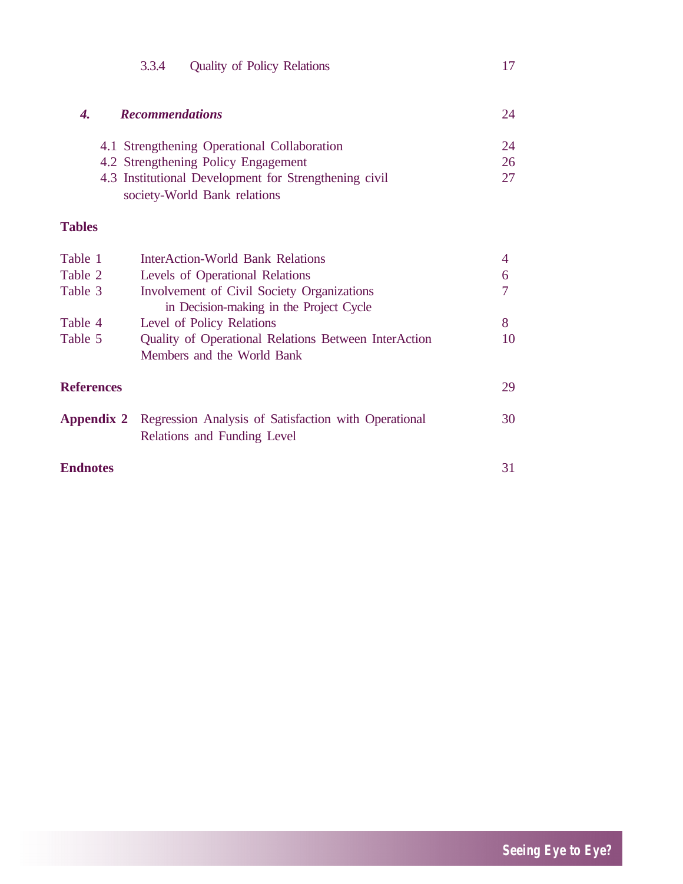3.3.4 Quality of Policy Relations 17

*4. Recommendations* 24

4.1 Strengthening Operational Collaboration 24
4.2 Strengthening Policy Engagement 26
4.3 Institutional Development for Strengthening civil society-World Bank relations 27

**Tables**

| | | |
|---|---|---|
| Table 1 | InterAction-World Bank Relations | 4 |
| Table 2 | Levels of Operational Relations | 6 |
| Table 3 | Involvement of Civil Society Organizations in Decision-making in the Project Cycle | 7 |
| Table 4 | Level of Policy Relations | 8 |
| Table 5 | Quality of Operational Relations Between InterAction Members and the World Bank | 10 |

**References** 29

**Appendix 2** Regression Analysis of Satisfaction with Operational Relations and Funding Level 30

**Endnotes** 31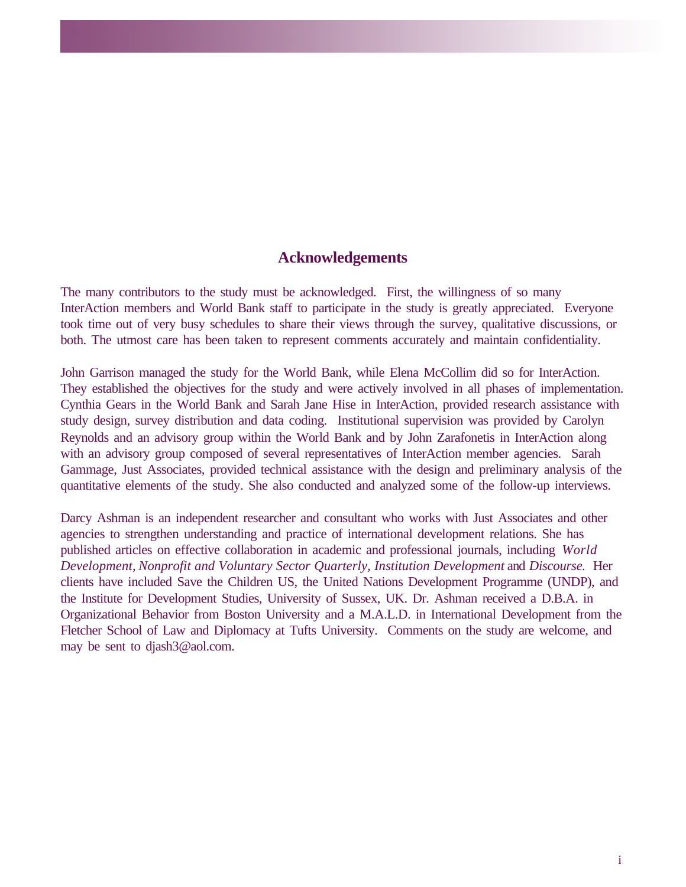## Acknowledgements

The many contributors to the study must be acknowledged. First, the willingness of so many InterAction members and World Bank staff to participate in the study is greatly appreciated. Everyone took time out of very busy schedules to share their views through the survey, qualitative discussions, or both. The utmost care has been taken to represent comments accurately and maintain confidentiality.

John Garrison managed the study for the World Bank, while Elena McCollim did so for InterAction. They established the objectives for the study and were actively involved in all phases of implementation. Cynthia Gears in the World Bank and Sarah Jane Hise in InterAction, provided research assistance with study design, survey distribution and data coding. Institutional supervision was provided by Carolyn Reynolds and an advisory group within the World Bank and by John Zarafonetis in InterAction along with an advisory group composed of several representatives of InterAction member agencies. Sarah Gammage, Just Associates, provided technical assistance with the design and preliminary analysis of the quantitative elements of the study. She also conducted and analyzed some of the follow-up interviews.

Darcy Ashman is an independent researcher and consultant who works with Just Associates and other agencies to strengthen understanding and practice of international development relations. She has published articles on effective collaboration in academic and professional journals, including *World Development, Nonprofit and Voluntary Sector Quarterly, Institution Development* and *Discourse.* Her clients have included Save the Children US, the United Nations Development Programme (UNDP), and the Institute for Development Studies, University of Sussex, UK. Dr. Ashman received a D.B.A. in Organizational Behavior from Boston University and a M.A.L.D. in International Development from the Fletcher School of Law and Diplomacy at Tufts University. Comments on the study are welcome, and may be sent to djash3@aol.com.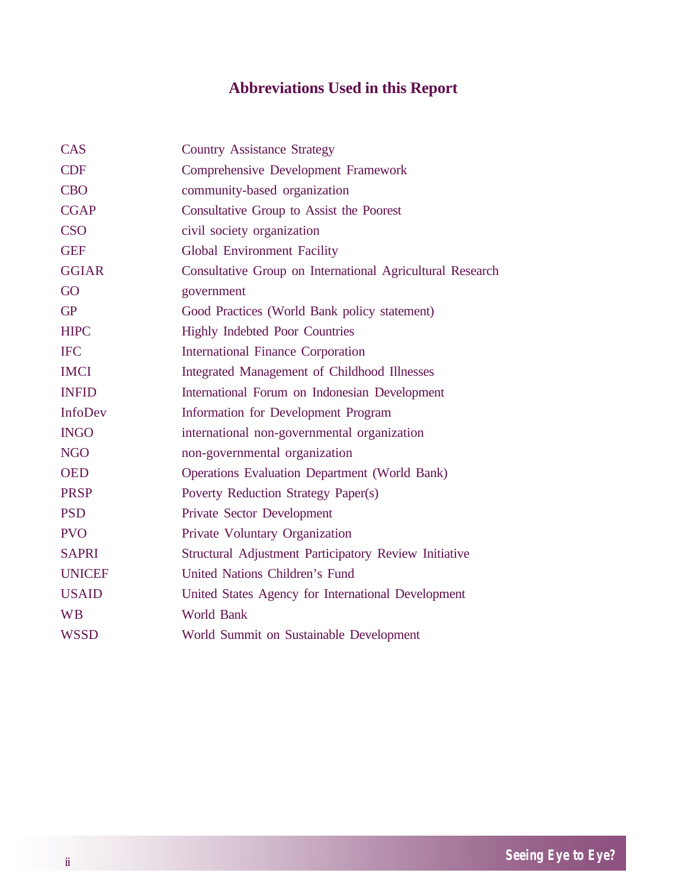# Abbreviations Used in this Report

| | |
|---|---|
| CAS | Country Assistance Strategy |
| CDF | Comprehensive Development Framework |
| CBO | community-based organization |
| CGAP | Consultative Group to Assist the Poorest |
| CSO | civil society organization |
| GEF | Global Environment Facility |
| GGIAR | Consultative Group on International Agricultural Research |
| GO | government |
| GP | Good Practices (World Bank policy statement) |
| HIPC | Highly Indebted Poor Countries |
| IFC | International Finance Corporation |
| IMCI | Integrated Management of Childhood Illnesses |
| INFID | International Forum on Indonesian Development |
| InfoDev | Information for Development Program |
| INGO | international non-governmental organization |
| NGO | non-governmental organization |
| OED | Operations Evaluation Department (World Bank) |
| PRSP | Poverty Reduction Strategy Paper(s) |
| PSD | Private Sector Development |
| PVO | Private Voluntary Organization |
| SAPRI | Structural Adjustment Participatory Review Initiative |
| UNICEF | United Nations Children's Fund |
| USAID | United States Agency for International Development |
| WB | World Bank |
| WSSD | World Summit on Sustainable Development |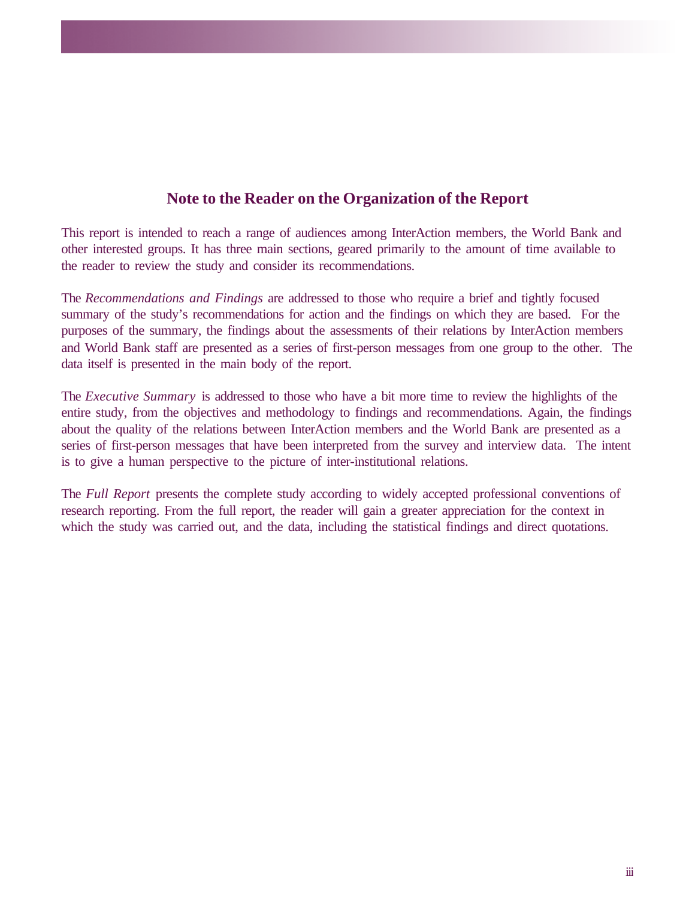## Note to the Reader on the Organization of the Report

This report is intended to reach a range of audiences among InterAction members, the World Bank and other interested groups. It has three main sections, geared primarily to the amount of time available to the reader to review the study and consider its recommendations.

The *Recommendations and Findings* are addressed to those who require a brief and tightly focused summary of the study's recommendations for action and the findings on which they are based. For the purposes of the summary, the findings about the assessments of their relations by InterAction members and World Bank staff are presented as a series of first-person messages from one group to the other. The data itself is presented in the main body of the report.

The *Executive Summary* is addressed to those who have a bit more time to review the highlights of the entire study, from the objectives and methodology to findings and recommendations. Again, the findings about the quality of the relations between InterAction members and the World Bank are presented as a series of first-person messages that have been interpreted from the survey and interview data. The intent is to give a human perspective to the picture of inter-institutional relations.

The *Full Report* presents the complete study according to widely accepted professional conventions of research reporting. From the full report, the reader will gain a greater appreciation for the context in which the study was carried out, and the data, including the statistical findings and direct quotations.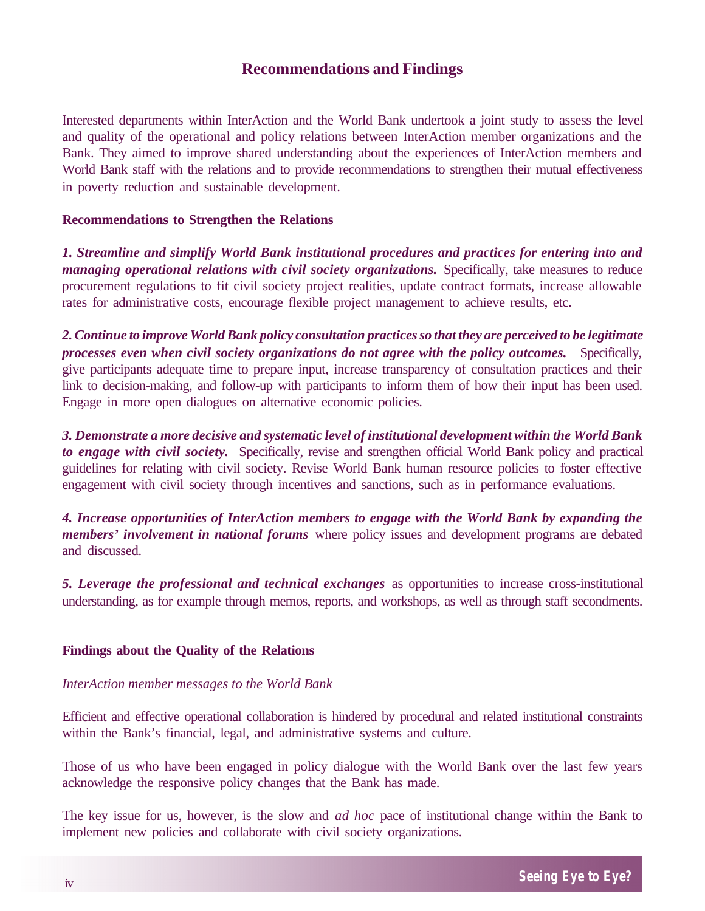## Recommendations and Findings

Interested departments within InterAction and the World Bank undertook a joint study to assess the level and quality of the operational and policy relations between InterAction member organizations and the Bank. They aimed to improve shared understanding about the experiences of InterAction members and World Bank staff with the relations and to provide recommendations to strengthen their mutual effectiveness in poverty reduction and sustainable development.

### Recommendations to Strengthen the Relations

***1. Streamline and simplify World Bank institutional procedures and practices for entering into and managing operational relations with civil society organizations.*** Specifically, take measures to reduce procurement regulations to fit civil society project realities, update contract formats, increase allowable rates for administrative costs, encourage flexible project management to achieve results, etc.

***2. Continue to improve World Bank policy consultation practices so that they are perceived to be legitimate processes even when civil society organizations do not agree with the policy outcomes.*** Specifically, give participants adequate time to prepare input, increase transparency of consultation practices and their link to decision-making, and follow-up with participants to inform them of how their input has been used. Engage in more open dialogues on alternative economic policies.

***3. Demonstrate a more decisive and systematic level of institutional development within the World Bank to engage with civil society.*** Specifically, revise and strengthen official World Bank policy and practical guidelines for relating with civil society. Revise World Bank human resource policies to foster effective engagement with civil society through incentives and sanctions, such as in performance evaluations.

***4. Increase opportunities of InterAction members to engage with the World Bank by expanding the members' involvement in national forums*** where policy issues and development programs are debated and discussed.

***5. Leverage the professional and technical exchanges*** as opportunities to increase cross-institutional understanding, as for example through memos, reports, and workshops, as well as through staff secondments.

### Findings about the Quality of the Relations

*InterAction member messages to the World Bank*

Efficient and effective operational collaboration is hindered by procedural and related institutional constraints within the Bank's financial, legal, and administrative systems and culture.

Those of us who have been engaged in policy dialogue with the World Bank over the last few years acknowledge the responsive policy changes that the Bank has made.

The key issue for us, however, is the slow and *ad hoc* pace of institutional change within the Bank to implement new policies and collaborate with civil society organizations.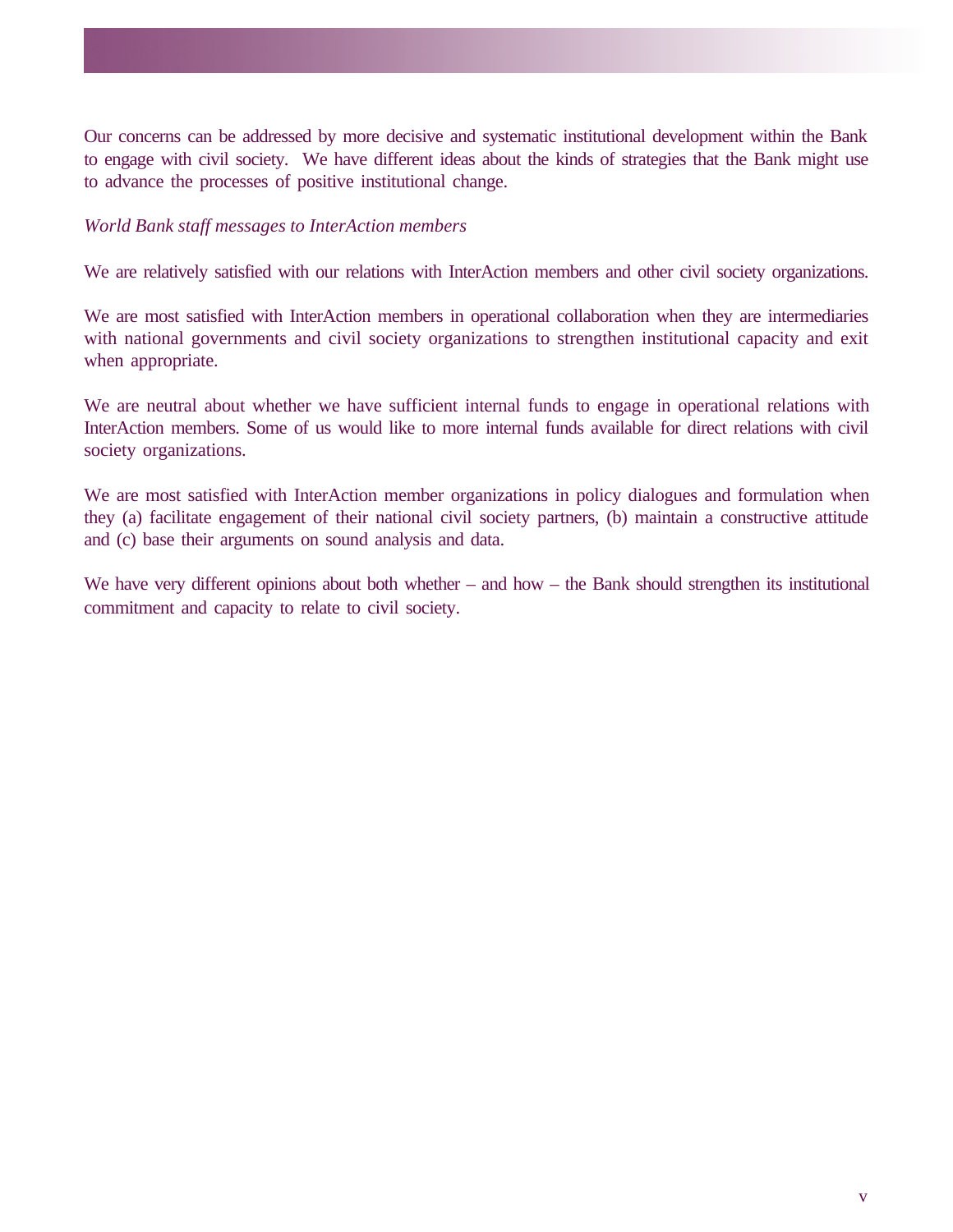Our concerns can be addressed by more decisive and systematic institutional development within the Bank to engage with civil society. We have different ideas about the kinds of strategies that the Bank might use to advance the processes of positive institutional change.

*World Bank staff messages to InterAction members*

We are relatively satisfied with our relations with InterAction members and other civil society organizations.

We are most satisfied with InterAction members in operational collaboration when they are intermediaries with national governments and civil society organizations to strengthen institutional capacity and exit when appropriate.

We are neutral about whether we have sufficient internal funds to engage in operational relations with InterAction members. Some of us would like to more internal funds available for direct relations with civil society organizations.

We are most satisfied with InterAction member organizations in policy dialogues and formulation when they (a) facilitate engagement of their national civil society partners, (b) maintain a constructive attitude and (c) base their arguments on sound analysis and data.

We have very different opinions about both whether – and how – the Bank should strengthen its institutional commitment and capacity to relate to civil society.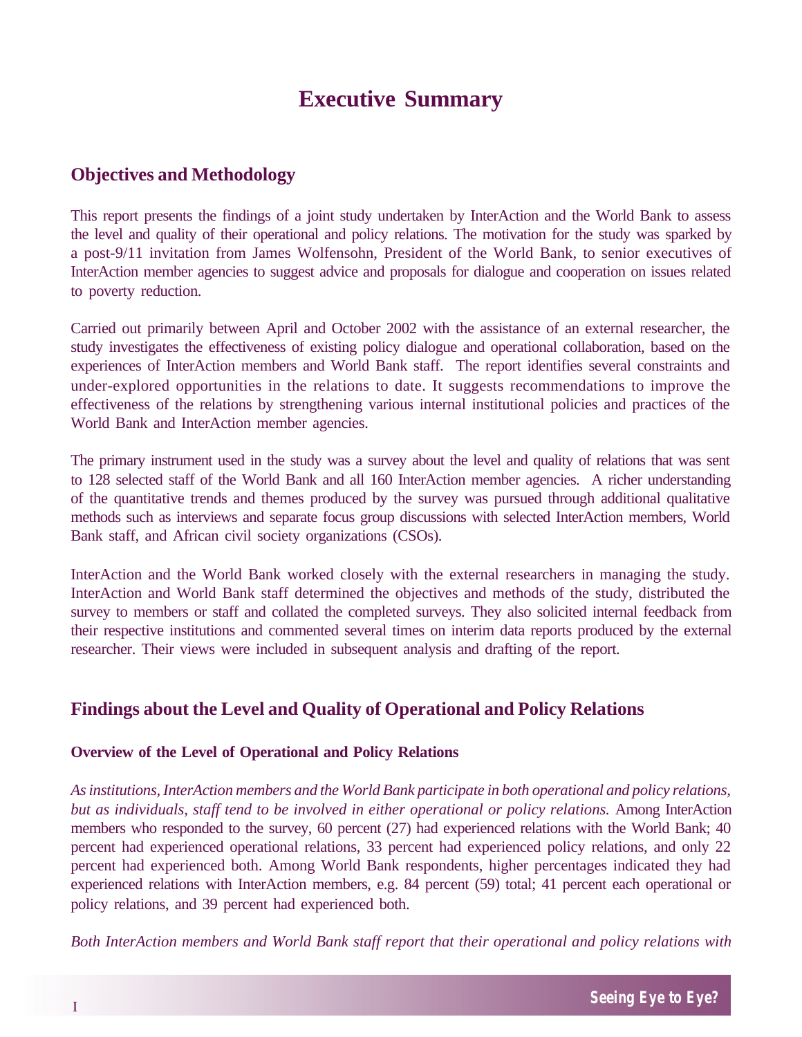# Executive Summary

## Objectives and Methodology

This report presents the findings of a joint study undertaken by InterAction and the World Bank to assess the level and quality of their operational and policy relations. The motivation for the study was sparked by a post-9/11 invitation from James Wolfensohn, President of the World Bank, to senior executives of InterAction member agencies to suggest advice and proposals for dialogue and cooperation on issues related to poverty reduction.

Carried out primarily between April and October 2002 with the assistance of an external researcher, the study investigates the effectiveness of existing policy dialogue and operational collaboration, based on the experiences of InterAction members and World Bank staff. The report identifies several constraints and under-explored opportunities in the relations to date. It suggests recommendations to improve the effectiveness of the relations by strengthening various internal institutional policies and practices of the World Bank and InterAction member agencies.

The primary instrument used in the study was a survey about the level and quality of relations that was sent to 128 selected staff of the World Bank and all 160 InterAction member agencies. A richer understanding of the quantitative trends and themes produced by the survey was pursued through additional qualitative methods such as interviews and separate focus group discussions with selected InterAction members, World Bank staff, and African civil society organizations (CSOs).

InterAction and the World Bank worked closely with the external researchers in managing the study. InterAction and World Bank staff determined the objectives and methods of the study, distributed the survey to members or staff and collated the completed surveys. They also solicited internal feedback from their respective institutions and commented several times on interim data reports produced by the external researcher. Their views were included in subsequent analysis and drafting of the report.

## Findings about the Level and Quality of Operational and Policy Relations

### Overview of the Level of Operational and Policy Relations

*As institutions, InterAction members and the World Bank participate in both operational and policy relations, but as individuals, staff tend to be involved in either operational or policy relations.* Among InterAction members who responded to the survey, 60 percent (27) had experienced relations with the World Bank; 40 percent had experienced operational relations, 33 percent had experienced policy relations, and only 22 percent had experienced both. Among World Bank respondents, higher percentages indicated they had experienced relations with InterAction members, e.g. 84 percent (59) total; 41 percent each operational or policy relations, and 39 percent had experienced both.

*Both InterAction members and World Bank staff report that their operational and policy relations with*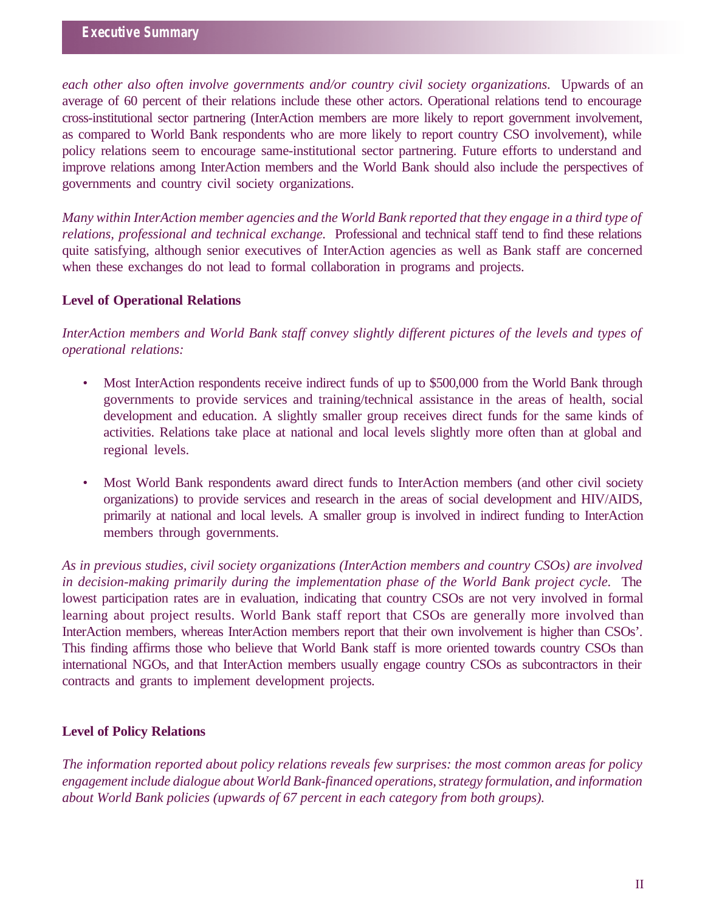*each other also often involve governments and/or country civil society organizations.* Upwards of an average of 60 percent of their relations include these other actors. Operational relations tend to encourage cross-institutional sector partnering (InterAction members are more likely to report government involvement, as compared to World Bank respondents who are more likely to report country CSO involvement), while policy relations seem to encourage same-institutional sector partnering. Future efforts to understand and improve relations among InterAction members and the World Bank should also include the perspectives of governments and country civil society organizations.

*Many within InterAction member agencies and the World Bank reported that they engage in a third type of relations, professional and technical exchange.* Professional and technical staff tend to find these relations quite satisfying, although senior executives of InterAction agencies as well as Bank staff are concerned when these exchanges do not lead to formal collaboration in programs and projects.

**Level of Operational Relations**

*InterAction members and World Bank staff convey slightly different pictures of the levels and types of operational relations:*

- Most InterAction respondents receive indirect funds of up to $500,000 from the World Bank through governments to provide services and training/technical assistance in the areas of health, social development and education. A slightly smaller group receives direct funds for the same kinds of activities. Relations take place at national and local levels slightly more often than at global and regional levels.

- Most World Bank respondents award direct funds to InterAction members (and other civil society organizations) to provide services and research in the areas of social development and HIV/AIDS, primarily at national and local levels. A smaller group is involved in indirect funding to InterAction members through governments.

*As in previous studies, civil society organizations (InterAction members and country CSOs) are involved in decision-making primarily during the implementation phase of the World Bank project cycle.* The lowest participation rates are in evaluation, indicating that country CSOs are not very involved in formal learning about project results. World Bank staff report that CSOs are generally more involved than InterAction members, whereas InterAction members report that their own involvement is higher than CSOs'. This finding affirms those who believe that World Bank staff is more oriented towards country CSOs than international NGOs, and that InterAction members usually engage country CSOs as subcontractors in their contracts and grants to implement development projects.

**Level of Policy Relations**

*The information reported about policy relations reveals few surprises: the most common areas for policy engagement include dialogue about World Bank-financed operations, strategy formulation, and information about World Bank policies (upwards of 67 percent in each category from both groups).*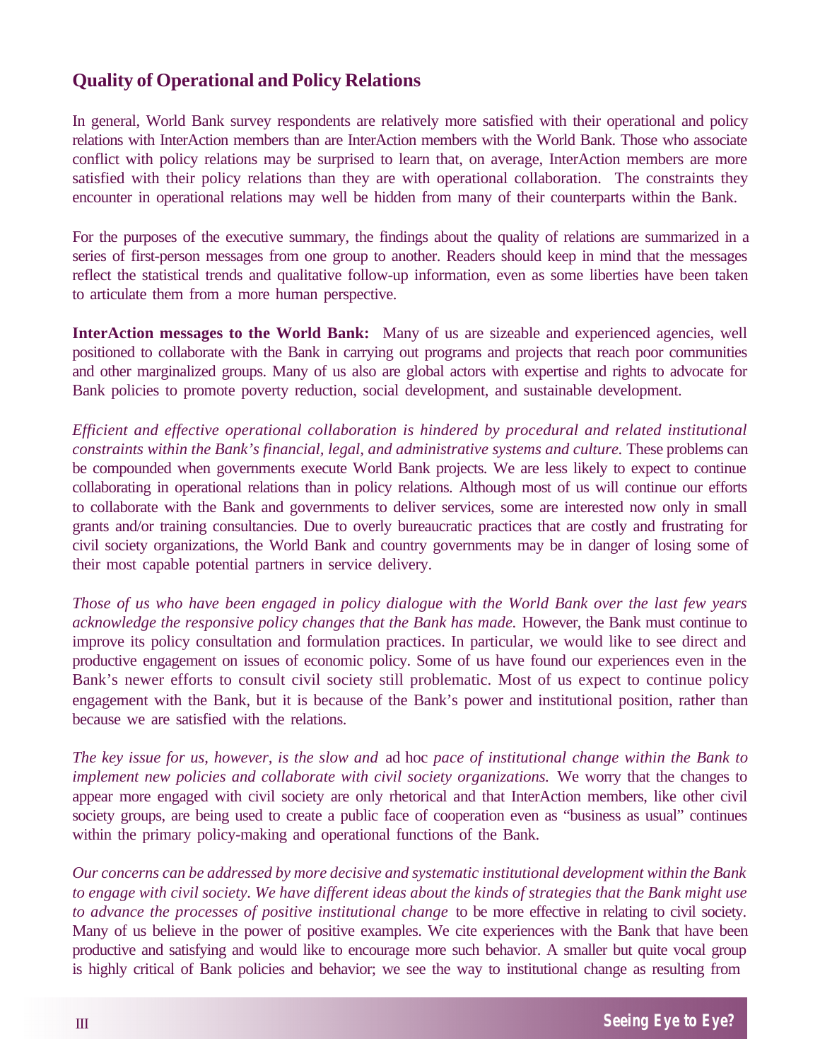## Quality of Operational and Policy Relations

In general, World Bank survey respondents are relatively more satisfied with their operational and policy relations with InterAction members than are InterAction members with the World Bank. Those who associate conflict with policy relations may be surprised to learn that, on average, InterAction members are more satisfied with their policy relations than they are with operational collaboration. The constraints they encounter in operational relations may well be hidden from many of their counterparts within the Bank.

For the purposes of the executive summary, the findings about the quality of relations are summarized in a series of first-person messages from one group to another. Readers should keep in mind that the messages reflect the statistical trends and qualitative follow-up information, even as some liberties have been taken to articulate them from a more human perspective.

**InterAction messages to the World Bank:** Many of us are sizeable and experienced agencies, well positioned to collaborate with the Bank in carrying out programs and projects that reach poor communities and other marginalized groups. Many of us also are global actors with expertise and rights to advocate for Bank policies to promote poverty reduction, social development, and sustainable development.

*Efficient and effective operational collaboration is hindered by procedural and related institutional constraints within the Bank's financial, legal, and administrative systems and culture.* These problems can be compounded when governments execute World Bank projects. We are less likely to expect to continue collaborating in operational relations than in policy relations. Although most of us will continue our efforts to collaborate with the Bank and governments to deliver services, some are interested now only in small grants and/or training consultancies. Due to overly bureaucratic practices that are costly and frustrating for civil society organizations, the World Bank and country governments may be in danger of losing some of their most capable potential partners in service delivery.

*Those of us who have been engaged in policy dialogue with the World Bank over the last few years acknowledge the responsive policy changes that the Bank has made.* However, the Bank must continue to improve its policy consultation and formulation practices. In particular, we would like to see direct and productive engagement on issues of economic policy. Some of us have found our experiences even in the Bank's newer efforts to consult civil society still problematic. Most of us expect to continue policy engagement with the Bank, but it is because of the Bank's power and institutional position, rather than because we are satisfied with the relations.

*The key issue for us, however, is the slow and* ad hoc *pace of institutional change within the Bank to implement new policies and collaborate with civil society organizations.* We worry that the changes to appear more engaged with civil society are only rhetorical and that InterAction members, like other civil society groups, are being used to create a public face of cooperation even as "business as usual" continues within the primary policy-making and operational functions of the Bank.

*Our concerns can be addressed by more decisive and systematic institutional development within the Bank to engage with civil society. We have different ideas about the kinds of strategies that the Bank might use to advance the processes of positive institutional change* to be more effective in relating to civil society. Many of us believe in the power of positive examples. We cite experiences with the Bank that have been productive and satisfying and would like to encourage more such behavior. A smaller but quite vocal group is highly critical of Bank policies and behavior; we see the way to institutional change as resulting from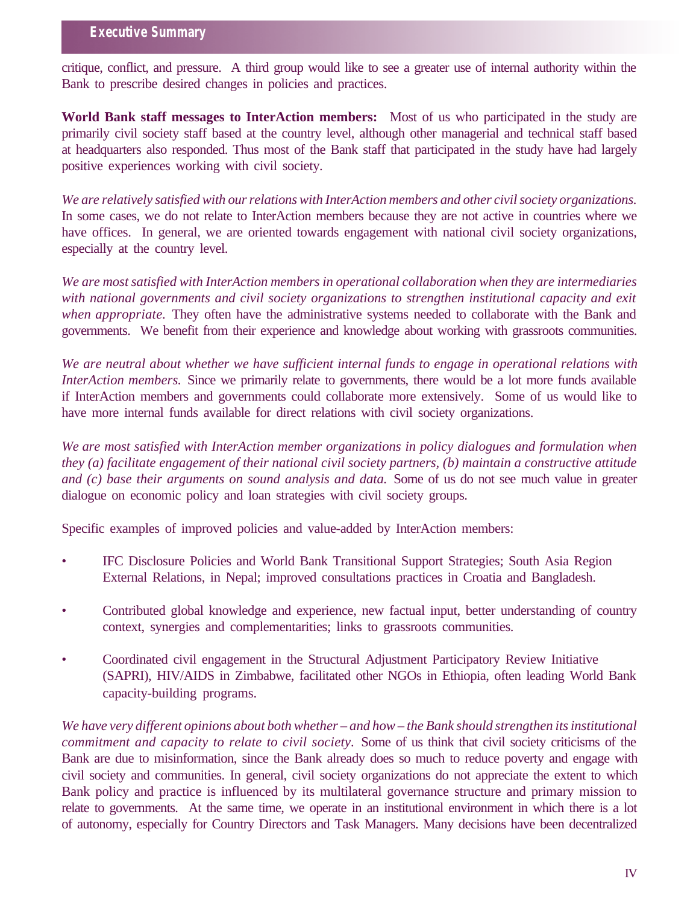critique, conflict, and pressure. A third group would like to see a greater use of internal authority within the Bank to prescribe desired changes in policies and practices.

**World Bank staff messages to InterAction members:** Most of us who participated in the study are primarily civil society staff based at the country level, although other managerial and technical staff based at headquarters also responded. Thus most of the Bank staff that participated in the study have had largely positive experiences working with civil society.

*We are relatively satisfied with our relations with InterAction members and other civil society organizations.* In some cases, we do not relate to InterAction members because they are not active in countries where we have offices. In general, we are oriented towards engagement with national civil society organizations, especially at the country level.

*We are most satisfied with InterAction members in operational collaboration when they are intermediaries with national governments and civil society organizations to strengthen institutional capacity and exit when appropriate.* They often have the administrative systems needed to collaborate with the Bank and governments. We benefit from their experience and knowledge about working with grassroots communities.

*We are neutral about whether we have sufficient internal funds to engage in operational relations with InterAction members.* Since we primarily relate to governments, there would be a lot more funds available if InterAction members and governments could collaborate more extensively. Some of us would like to have more internal funds available for direct relations with civil society organizations.

*We are most satisfied with InterAction member organizations in policy dialogues and formulation when they (a) facilitate engagement of their national civil society partners, (b) maintain a constructive attitude and (c) base their arguments on sound analysis and data.* Some of us do not see much value in greater dialogue on economic policy and loan strategies with civil society groups.

Specific examples of improved policies and value-added by InterAction members:

- IFC Disclosure Policies and World Bank Transitional Support Strategies; South Asia Region External Relations, in Nepal; improved consultations practices in Croatia and Bangladesh.
- Contributed global knowledge and experience, new factual input, better understanding of country context, synergies and complementarities; links to grassroots communities.
- Coordinated civil engagement in the Structural Adjustment Participatory Review Initiative (SAPRI), HIV/AIDS in Zimbabwe, facilitated other NGOs in Ethiopia, often leading World Bank capacity-building programs.

*We have very different opinions about both whether – and how – the Bank should strengthen its institutional commitment and capacity to relate to civil society*. Some of us think that civil society criticisms of the Bank are due to misinformation, since the Bank already does so much to reduce poverty and engage with civil society and communities. In general, civil society organizations do not appreciate the extent to which Bank policy and practice is influenced by its multilateral governance structure and primary mission to relate to governments. At the same time, we operate in an institutional environment in which there is a lot of autonomy, especially for Country Directors and Task Managers. Many decisions have been decentralized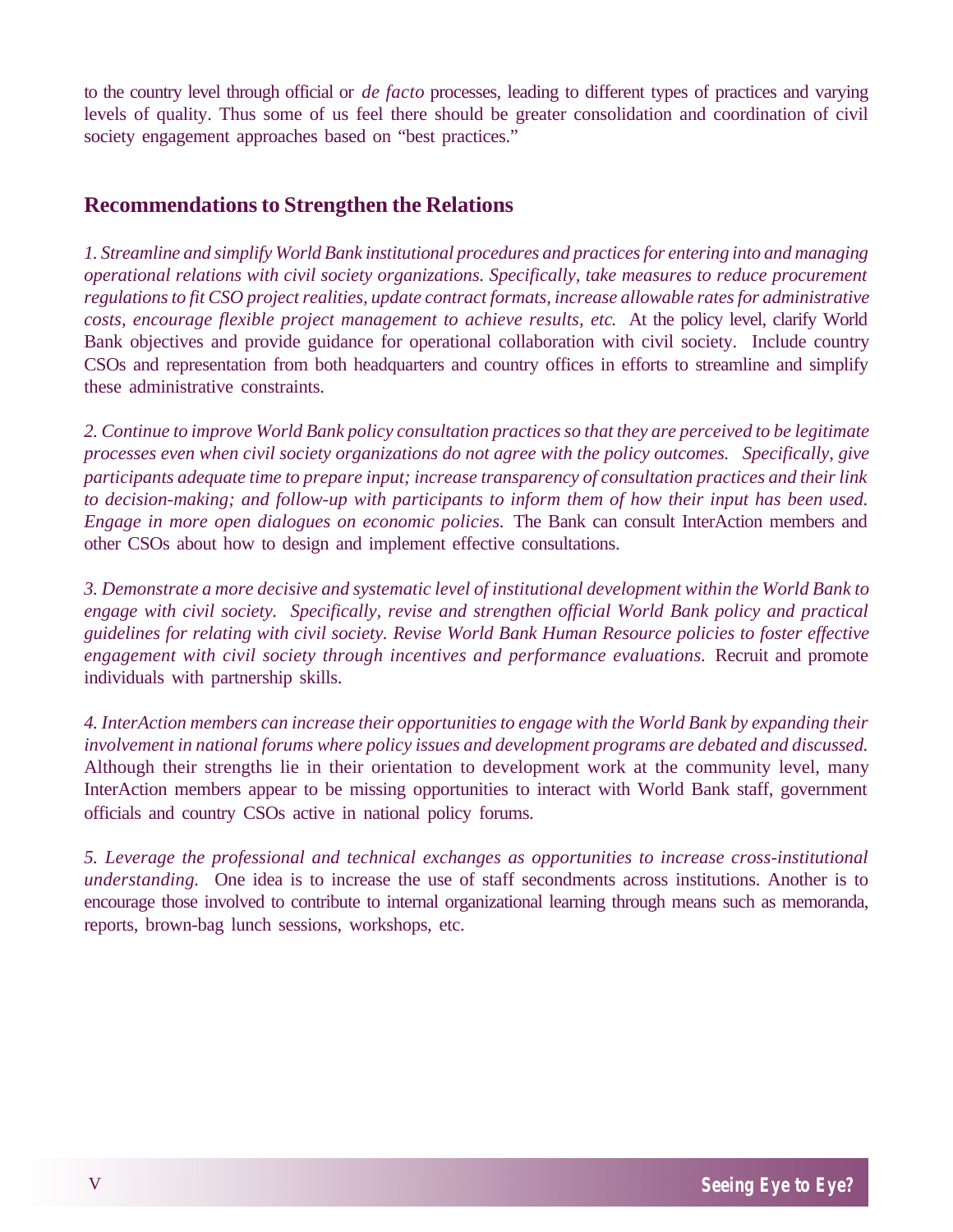to the country level through official or *de facto* processes, leading to different types of practices and varying levels of quality. Thus some of us feel there should be greater consolidation and coordination of civil society engagement approaches based on "best practices."

## Recommendations to Strengthen the Relations

*1. Streamline and simplify World Bank institutional procedures and practices for entering into and managing operational relations with civil society organizations. Specifically, take measures to reduce procurement regulations to fit CSO project realities, update contract formats, increase allowable rates for administrative costs, encourage flexible project management to achieve results, etc.* At the policy level, clarify World Bank objectives and provide guidance for operational collaboration with civil society. Include country CSOs and representation from both headquarters and country offices in efforts to streamline and simplify these administrative constraints.

*2. Continue to improve World Bank policy consultation practices so that they are perceived to be legitimate processes even when civil society organizations do not agree with the policy outcomes. Specifically, give participants adequate time to prepare input; increase transparency of consultation practices and their link to decision-making; and follow-up with participants to inform them of how their input has been used. Engage in more open dialogues on economic policies.* The Bank can consult InterAction members and other CSOs about how to design and implement effective consultations.

*3. Demonstrate a more decisive and systematic level of institutional development within the World Bank to engage with civil society. Specifically, revise and strengthen official World Bank policy and practical guidelines for relating with civil society. Revise World Bank Human Resource policies to foster effective engagement with civil society through incentives and performance evaluations.* Recruit and promote individuals with partnership skills.

*4. InterAction members can increase their opportunities to engage with the World Bank by expanding their involvement in national forums where policy issues and development programs are debated and discussed.* Although their strengths lie in their orientation to development work at the community level, many InterAction members appear to be missing opportunities to interact with World Bank staff, government officials and country CSOs active in national policy forums.

*5. Leverage the professional and technical exchanges as opportunities to increase cross-institutional understanding.* One idea is to increase the use of staff secondments across institutions. Another is to encourage those involved to contribute to internal organizational learning through means such as memoranda, reports, brown-bag lunch sessions, workshops, etc.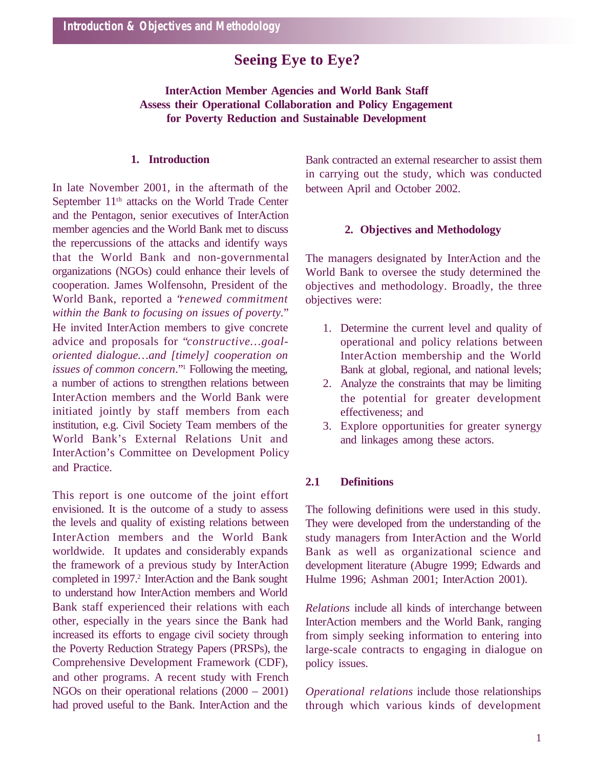# Seeing Eye to Eye?

**InterAction Member Agencies and World Bank Staff Assess their Operational Collaboration and Policy Engagement for Poverty Reduction and Sustainable Development**

## 1. Introduction

In late November 2001, in the aftermath of the September 11th attacks on the World Trade Center and the Pentagon, senior executives of InterAction member agencies and the World Bank met to discuss the repercussions of the attacks and identify ways that the World Bank and non-governmental organizations (NGOs) could enhance their levels of cooperation. James Wolfensohn, President of the World Bank, reported a "*renewed commitment within the Bank to focusing on issues of poverty*." He invited InterAction members to give concrete advice and proposals for "*constructive…goal-oriented dialogue…and [timely] cooperation on issues of common concern*."[1] Following the meeting, a number of actions to strengthen relations between InterAction members and the World Bank were initiated jointly by staff members from each institution, e.g. Civil Society Team members of the World Bank's External Relations Unit and InterAction's Committee on Development Policy and Practice.

This report is one outcome of the joint effort envisioned. It is the outcome of a study to assess the levels and quality of existing relations between InterAction members and the World Bank worldwide. It updates and considerably expands the framework of a previous study by InterAction completed in 1997.[2] InterAction and the Bank sought to understand how InterAction members and World Bank staff experienced their relations with each other, especially in the years since the Bank had increased its efforts to engage civil society through the Poverty Reduction Strategy Papers (PRSPs), the Comprehensive Development Framework (CDF), and other programs. A recent study with French NGOs on their operational relations (2000 – 2001) had proved useful to the Bank. InterAction and the Bank contracted an external researcher to assist them in carrying out the study, which was conducted between April and October 2002.

## 2. Objectives and Methodology

The managers designated by InterAction and the World Bank to oversee the study determined the objectives and methodology. Broadly, the three objectives were:

1. Determine the current level and quality of operational and policy relations between InterAction membership and the World Bank at global, regional, and national levels;
2. Analyze the constraints that may be limiting the potential for greater development effectiveness; and
3. Explore opportunities for greater synergy and linkages among these actors.

### 2.1 Definitions

The following definitions were used in this study. They were developed from the understanding of the study managers from InterAction and the World Bank as well as organizational science and development literature (Abugre 1999; Edwards and Hulme 1996; Ashman 2001; InterAction 2001).

*Relations* include all kinds of interchange between InterAction members and the World Bank, ranging from simply seeking information to entering into large-scale contracts to engaging in dialogue on policy issues.

*Operational relations* include those relationships through which various kinds of development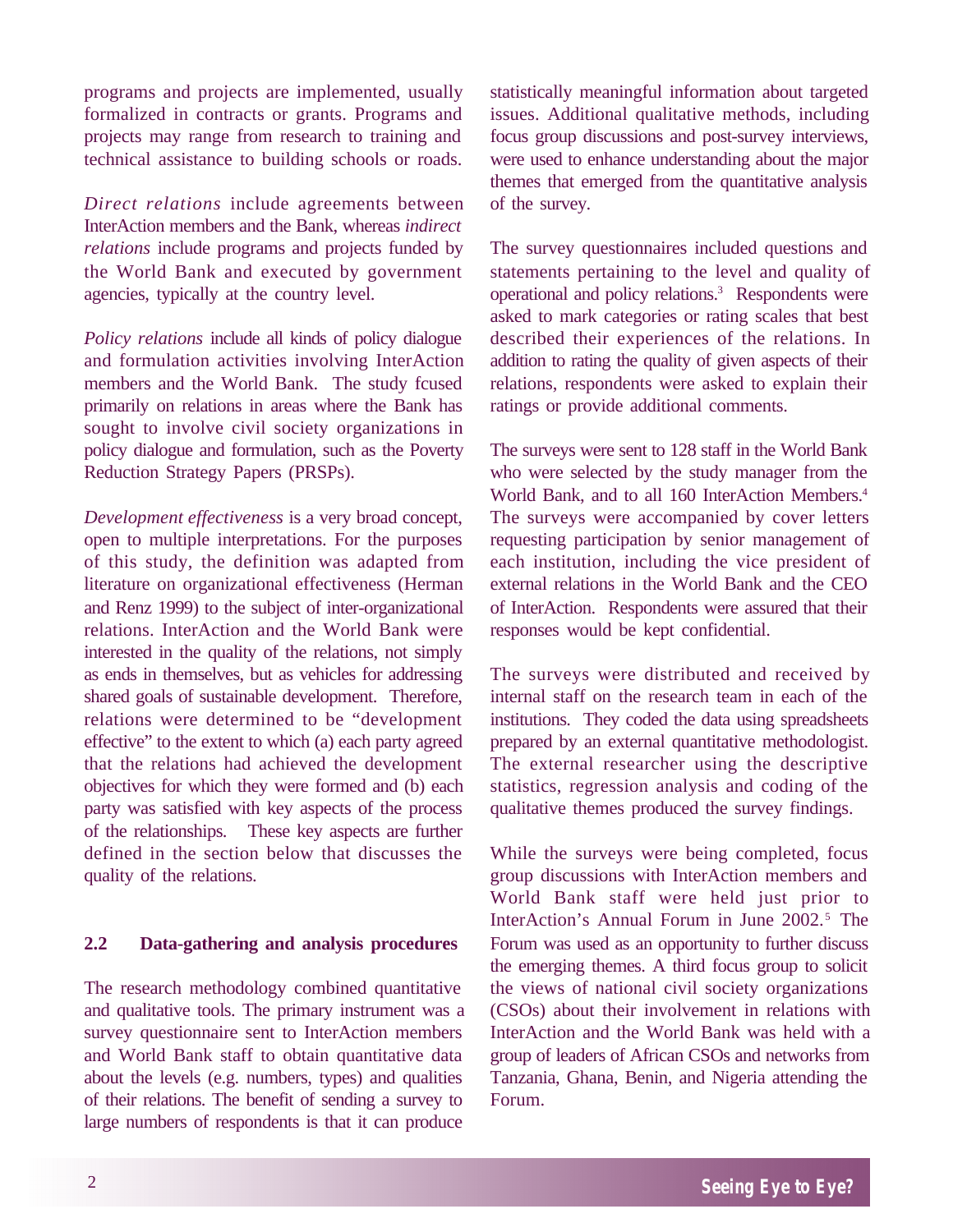programs and projects are implemented, usually formalized in contracts or grants. Programs and projects may range from research to training and technical assistance to building schools or roads.

*Direct relations* include agreements between InterAction members and the Bank, whereas *indirect relations* include programs and projects funded by the World Bank and executed by government agencies, typically at the country level.

*Policy relations* include all kinds of policy dialogue and formulation activities involving InterAction members and the World Bank. The study fcused primarily on relations in areas where the Bank has sought to involve civil society organizations in policy dialogue and formulation, such as the Poverty Reduction Strategy Papers (PRSPs).

*Development effectiveness* is a very broad concept, open to multiple interpretations. For the purposes of this study, the definition was adapted from literature on organizational effectiveness (Herman and Renz 1999) to the subject of inter-organizational relations. InterAction and the World Bank were interested in the quality of the relations, not simply as ends in themselves, but as vehicles for addressing shared goals of sustainable development. Therefore, relations were determined to be "development effective" to the extent to which (a) each party agreed that the relations had achieved the development objectives for which they were formed and (b) each party was satisfied with key aspects of the process of the relationships. These key aspects are further defined in the section below that discusses the quality of the relations.

## 2.2 Data-gathering and analysis procedures

The research methodology combined quantitative and qualitative tools. The primary instrument was a survey questionnaire sent to InterAction members and World Bank staff to obtain quantitative data about the levels (e.g. numbers, types) and qualities of their relations. The benefit of sending a survey to large numbers of respondents is that it can produce statistically meaningful information about targeted issues. Additional qualitative methods, including focus group discussions and post-survey interviews, were used to enhance understanding about the major themes that emerged from the quantitative analysis of the survey.

The survey questionnaires included questions and statements pertaining to the level and quality of operational and policy relations.[3] Respondents were asked to mark categories or rating scales that best described their experiences of the relations. In addition to rating the quality of given aspects of their relations, respondents were asked to explain their ratings or provide additional comments.

The surveys were sent to 128 staff in the World Bank who were selected by the study manager from the World Bank, and to all 160 InterAction Members.[4] The surveys were accompanied by cover letters requesting participation by senior management of each institution, including the vice president of external relations in the World Bank and the CEO of InterAction. Respondents were assured that their responses would be kept confidential.

The surveys were distributed and received by internal staff on the research team in each of the institutions. They coded the data using spreadsheets prepared by an external quantitative methodologist. The external researcher using the descriptive statistics, regression analysis and coding of the qualitative themes produced the survey findings.

While the surveys were being completed, focus group discussions with InterAction members and World Bank staff were held just prior to InterAction's Annual Forum in June 2002.[5] The Forum was used as an opportunity to further discuss the emerging themes. A third focus group to solicit the views of national civil society organizations (CSOs) about their involvement in relations with InterAction and the World Bank was held with a group of leaders of African CSOs and networks from Tanzania, Ghana, Benin, and Nigeria attending the Forum.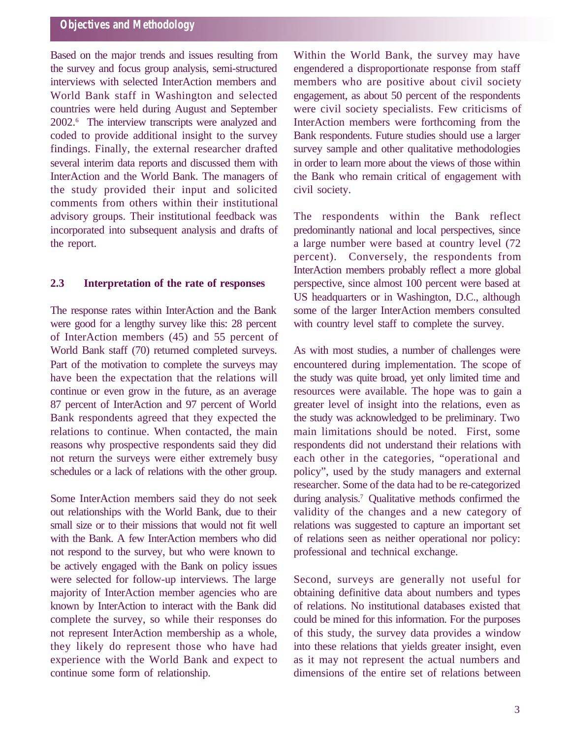Based on the major trends and issues resulting from the survey and focus group analysis, semi-structured interviews with selected InterAction members and World Bank staff in Washington and selected countries were held during August and September 2002.[6] The interview transcripts were analyzed and coded to provide additional insight to the survey findings. Finally, the external researcher drafted several interim data reports and discussed them with InterAction and the World Bank. The managers of the study provided their input and solicited comments from others within their institutional advisory groups. Their institutional feedback was incorporated into subsequent analysis and drafts of the report.

### 2.3 Interpretation of the rate of responses

The response rates within InterAction and the Bank were good for a lengthy survey like this: 28 percent of InterAction members (45) and 55 percent of World Bank staff (70) returned completed surveys. Part of the motivation to complete the surveys may have been the expectation that the relations will continue or even grow in the future, as an average 87 percent of InterAction and 97 percent of World Bank respondents agreed that they expected the relations to continue. When contacted, the main reasons why prospective respondents said they did not return the surveys were either extremely busy schedules or a lack of relations with the other group.

Some InterAction members said they do not seek out relationships with the World Bank, due to their small size or to their missions that would not fit well with the Bank. A few InterAction members who did not respond to the survey, but who were known to be actively engaged with the Bank on policy issues were selected for follow-up interviews. The large majority of InterAction member agencies who are known by InterAction to interact with the Bank did complete the survey, so while their responses do not represent InterAction membership as a whole, they likely do represent those who have had experience with the World Bank and expect to continue some form of relationship.

Within the World Bank, the survey may have engendered a disproportionate response from staff members who are positive about civil society engagement, as about 50 percent of the respondents were civil society specialists. Few criticisms of InterAction members were forthcoming from the Bank respondents. Future studies should use a larger survey sample and other qualitative methodologies in order to learn more about the views of those within the Bank who remain critical of engagement with civil society.

The respondents within the Bank reflect predominantly national and local perspectives, since a large number were based at country level (72 percent). Conversely, the respondents from InterAction members probably reflect a more global perspective, since almost 100 percent were based at US headquarters or in Washington, D.C., although some of the larger InterAction members consulted with country level staff to complete the survey.

As with most studies, a number of challenges were encountered during implementation. The scope of the study was quite broad, yet only limited time and resources were available. The hope was to gain a greater level of insight into the relations, even as the study was acknowledged to be preliminary. Two main limitations should be noted. First, some respondents did not understand their relations with each other in the categories, "operational and policy", used by the study managers and external researcher. Some of the data had to be re-categorized during analysis.[7] Qualitative methods confirmed the validity of the changes and a new category of relations was suggested to capture an important set of relations seen as neither operational nor policy: professional and technical exchange.

Second, surveys are generally not useful for obtaining definitive data about numbers and types of relations. No institutional databases existed that could be mined for this information. For the purposes of this study, the survey data provides a window into these relations that yields greater insight, even as it may not represent the actual numbers and dimensions of the entire set of relations between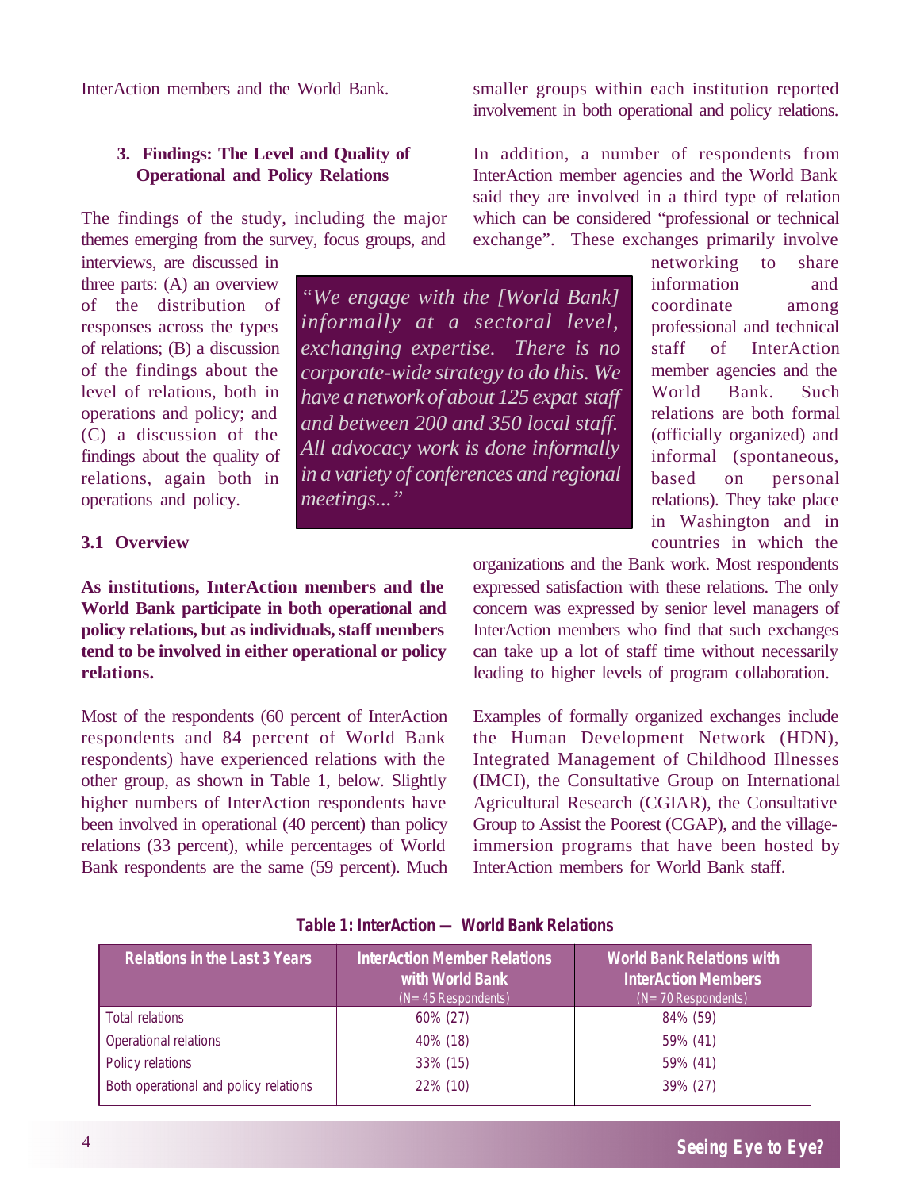InterAction members and the World Bank.

### 3. Findings: The Level and Quality of Operational and Policy Relations

The findings of the study, including the major themes emerging from the survey, focus groups, and interviews, are discussed in three parts: (A) an overview of the distribution of responses across the types of relations; (B) a discussion of the findings about the level of relations, both in operations and policy; and (C) a discussion of the findings about the quality of relations, again both in operations and policy.

> *"We engage with the [World Bank] informally at a sectoral level, exchanging expertise. There is no corporate-wide strategy to do this. We have a network of about 125 expat staff and between 200 and 350 local staff. All advocacy work is done informally in a variety of conferences and regional meetings..."*

#### 3.1 Overview

**As institutions, InterAction members and the World Bank participate in both operational and policy relations, but as individuals, staff members tend to be involved in either operational or policy relations.**

Most of the respondents (60 percent of InterAction respondents and 84 percent of World Bank respondents) have experienced relations with the other group, as shown in Table 1, below. Slightly higher numbers of InterAction respondents have been involved in operational (40 percent) than policy relations (33 percent), while percentages of World Bank respondents are the same (59 percent). Much smaller groups within each institution reported involvement in both operational and policy relations.

In addition, a number of respondents from InterAction member agencies and the World Bank said they are involved in a third type of relation which can be considered "professional or technical exchange". These exchanges primarily involve networking to share information and coordinate among professional and technical staff of InterAction member agencies and the World Bank. Such relations are both formal (officially organized) and informal (spontaneous, based on personal relations). They take place in Washington and in countries in which the organizations and the Bank work. Most respondents expressed satisfaction with these relations. The only concern was expressed by senior level managers of InterAction members who find that such exchanges can take up a lot of staff time without necessarily leading to higher levels of program collaboration.

Examples of formally organized exchanges include the Human Development Network (HDN), Integrated Management of Childhood Illnesses (IMCI), the Consultative Group on International Agricultural Research (CGIAR), the Consultative Group to Assist the Poorest (CGAP), and the village-immersion programs that have been hosted by InterAction members for World Bank staff.

**Table 1: InterAction — World Bank Relations**

| Relations in the Last 3 Years | InterAction Member Relations with World Bank (N= 45 Respondents) | World Bank Relations with InterAction Members (N= 70 Respondents) |
|---|---|---|
| Total relations | 60% (27) | 84% (59) |
| Operational relations | 40% (18) | 59% (41) |
| Policy relations | 33% (15) | 59% (41) |
| Both operational and policy relations | 22% (10) | 39% (27) |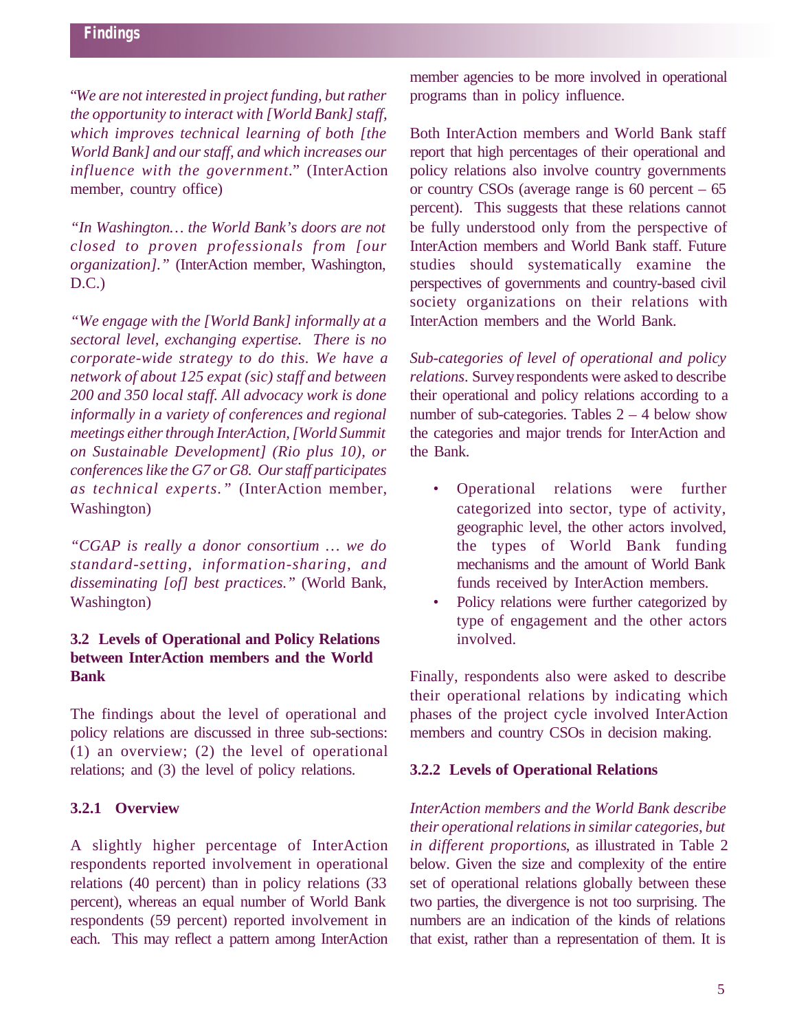"*We are not interested in project funding, but rather the opportunity to interact with [World Bank] staff, which improves technical learning of both [the World Bank] and our staff, and which increases our influence with the government*." (InterAction member, country office)

*"In Washington… the World Bank's doors are not closed to proven professionals from [our organization]."* (InterAction member, Washington, D.C.)

*"We engage with the [World Bank] informally at a sectoral level, exchanging expertise. There is no corporate-wide strategy to do this. We have a network of about 125 expat (sic) staff and between 200 and 350 local staff. All advocacy work is done informally in a variety of conferences and regional meetings either through InterAction, [World Summit on Sustainable Development] (Rio plus 10), or conferences like the G7 or G8. Our staff participates as technical experts."* (InterAction member, Washington)

*"CGAP is really a donor consortium … we do standard-setting, information-sharing, and disseminating [of] best practices."* (World Bank, Washington)

### 3.2 Levels of Operational and Policy Relations between InterAction members and the World Bank

The findings about the level of operational and policy relations are discussed in three sub-sections: (1) an overview; (2) the level of operational relations; and (3) the level of policy relations.

#### 3.2.1 Overview

A slightly higher percentage of InterAction respondents reported involvement in operational relations (40 percent) than in policy relations (33 percent), whereas an equal number of World Bank respondents (59 percent) reported involvement in each. This may reflect a pattern among InterAction member agencies to be more involved in operational programs than in policy influence.

Both InterAction members and World Bank staff report that high percentages of their operational and policy relations also involve country governments or country CSOs (average range is 60 percent – 65 percent). This suggests that these relations cannot be fully understood only from the perspective of InterAction members and World Bank staff. Future studies should systematically examine the perspectives of governments and country-based civil society organizations on their relations with InterAction members and the World Bank.

*Sub-categories of level of operational and policy relations.* Survey respondents were asked to describe their operational and policy relations according to a number of sub-categories. Tables 2 – 4 below show the categories and major trends for InterAction and the Bank.

- Operational relations were further categorized into sector, type of activity, geographic level, the other actors involved, the types of World Bank funding mechanisms and the amount of World Bank funds received by InterAction members.
- Policy relations were further categorized by type of engagement and the other actors involved.

Finally, respondents also were asked to describe their operational relations by indicating which phases of the project cycle involved InterAction members and country CSOs in decision making.

#### 3.2.2 Levels of Operational Relations

*InterAction members and the World Bank describe their operational relations in similar categories, but in different proportions,* as illustrated in Table 2 below. Given the size and complexity of the entire set of operational relations globally between these two parties, the divergence is not too surprising. The numbers are an indication of the kinds of relations that exist, rather than a representation of them. It is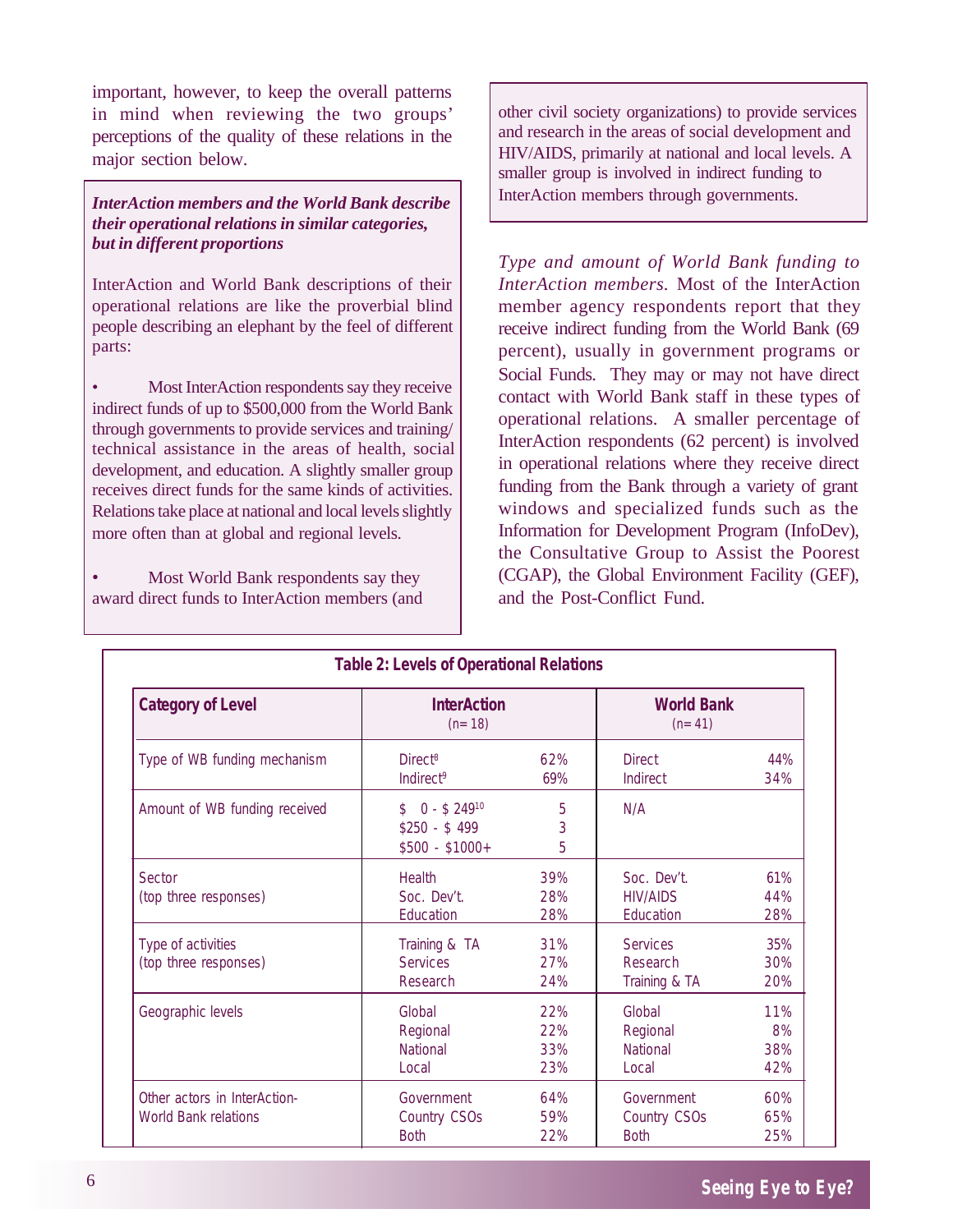important, however, to keep the overall patterns in mind when reviewing the two groups' perceptions of the quality of these relations in the major section below.

***InterAction members and the World Bank describe their operational relations in similar categories, but in different proportions***

InterAction and World Bank descriptions of their operational relations are like the proverbial blind people describing an elephant by the feel of different parts:

- Most InterAction respondents say they receive indirect funds of up to $500,000 from the World Bank through governments to provide services and training/ technical assistance in the areas of health, social development, and education. A slightly smaller group receives direct funds for the same kinds of activities. Relations take place at national and local levels slightly more often than at global and regional levels.

- Most World Bank respondents say they award direct funds to InterAction members (and other civil society organizations) to provide services and research in the areas of social development and HIV/AIDS, primarily at national and local levels. A smaller group is involved in indirect funding to InterAction members through governments.

*Type and amount of World Bank funding to InterAction members.* Most of the InterAction member agency respondents report that they receive indirect funding from the World Bank (69 percent), usually in government programs or Social Funds. They may or may not have direct contact with World Bank staff in these types of operational relations. A smaller percentage of InterAction respondents (62 percent) is involved in operational relations where they receive direct funding from the Bank through a variety of grant windows and specialized funds such as the Information for Development Program (InfoDev), the Consultative Group to Assist the Poorest (CGAP), the Global Environment Facility (GEF), and the Post-Conflict Fund.

**Table 2: Levels of Operational Relations**

| Category of Level | InterAction (n= 18) | | World Bank (n= 41) | |
|---|---|---|---|---|
| Type of WB funding mechanism | Direct[8]<br>Indirect[9] | 62%<br>69% | Direct<br>Indirect | 44%<br>34% |
| Amount of WB funding received | $ 0 - $ 249[10]<br>$250 - $ 499<br>$500 - $1000+ | 5<br>3<br>5 | N/A | |
| Sector<br>(top three responses) | Health<br>Soc. Dev't.<br>Education | 39%<br>28%<br>28% | Soc. Dev't.<br>HIV/AIDS<br>Education | 61%<br>44%<br>28% |
| Type of activities<br>(top three responses) | Training & TA<br>Services<br>Research | 31%<br>27%<br>24% | Services<br>Research<br>Training & TA | 35%<br>30%<br>20% |
| Geographic levels | Global<br>Regional<br>National<br>Local | 22%<br>22%<br>33%<br>23% | Global<br>Regional<br>National<br>Local | 11%<br>8%<br>38%<br>42% |
| Other actors in InterAction-World Bank relations | Government<br>Country CSOs<br>Both | 64%<br>59%<br>22% | Government<br>Country CSOs<br>Both | 60%<br>65%<br>25% |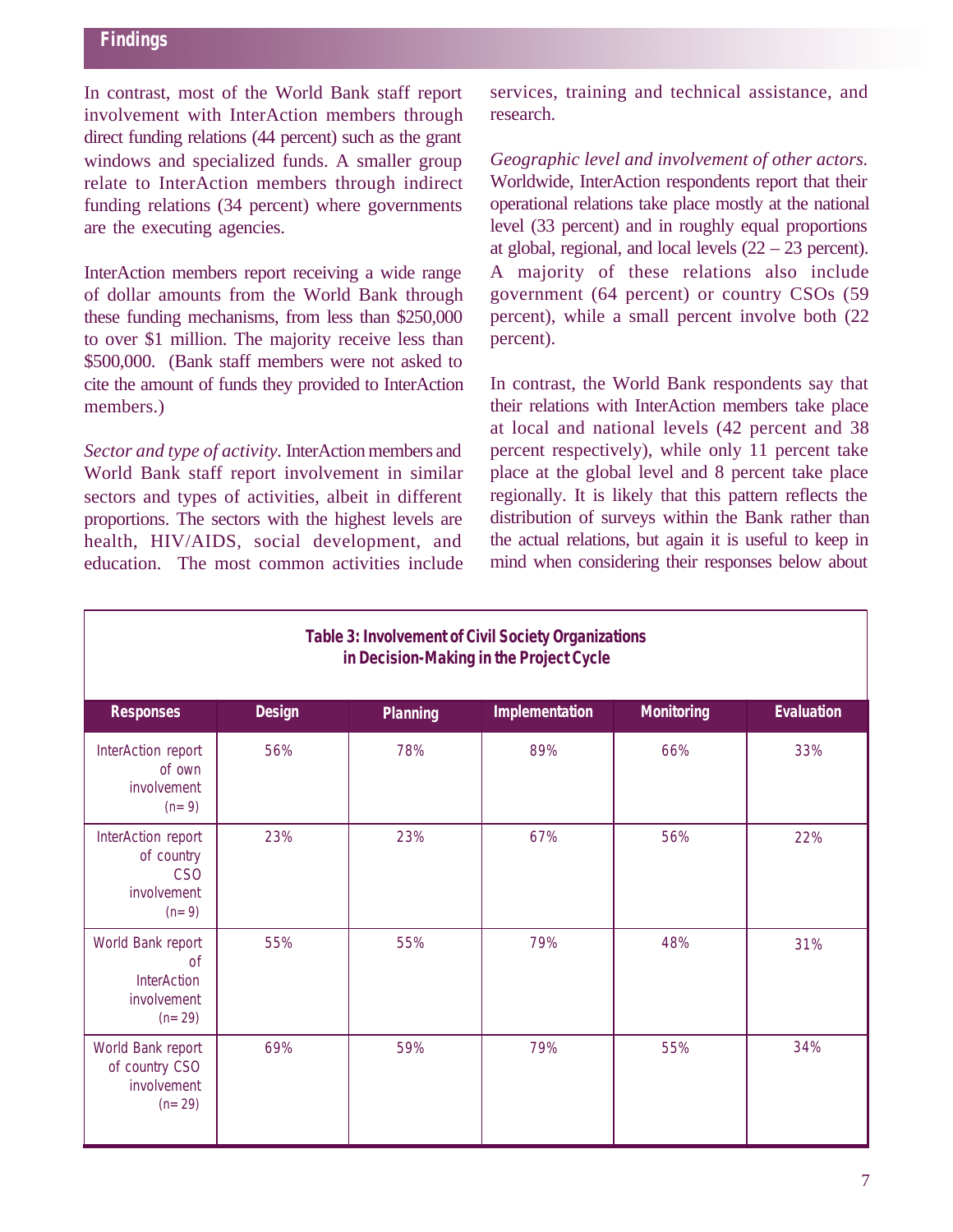In contrast, most of the World Bank staff report involvement with InterAction members through direct funding relations (44 percent) such as the grant windows and specialized funds. A smaller group relate to InterAction members through indirect funding relations (34 percent) where governments are the executing agencies.

InterAction members report receiving a wide range of dollar amounts from the World Bank through these funding mechanisms, from less than $250,000 to over $1 million. The majority receive less than $500,000. (Bank staff members were not asked to cite the amount of funds they provided to InterAction members.)

*Sector and type of activity.* InterAction members and World Bank staff report involvement in similar sectors and types of activities, albeit in different proportions. The sectors with the highest levels are health, HIV/AIDS, social development, and education. The most common activities include services, training and technical assistance, and research.

*Geographic level and involvement of other actors.* Worldwide, InterAction respondents report that their operational relations take place mostly at the national level (33 percent) and in roughly equal proportions at global, regional, and local levels (22 – 23 percent). A majority of these relations also include government (64 percent) or country CSOs (59 percent), while a small percent involve both (22 percent).

In contrast, the World Bank respondents say that their relations with InterAction members take place at local and national levels (42 percent and 38 percent respectively), while only 11 percent take place at the global level and 8 percent take place regionally. It is likely that this pattern reflects the distribution of surveys within the Bank rather than the actual relations, but again it is useful to keep in mind when considering their responses below about

**Table 3: Involvement of Civil Society Organizations in Decision-Making in the Project Cycle**

| Responses | Design | Planning | Implementation | Monitoring | Evaluation |
|---|---|---|---|---|---|
| InterAction report of own involvement (n= 9) | 56% | 78% | 89% | 66% | 33% |
| InterAction report of country CSO involvement (n= 9) | 23% | 23% | 67% | 56% | 22% |
| World Bank report of InterAction involvement (n= 29) | 55% | 55% | 79% | 48% | 31% |
| World Bank report of country CSO involvement (n= 29) | 69% | 59% | 79% | 55% | 34% |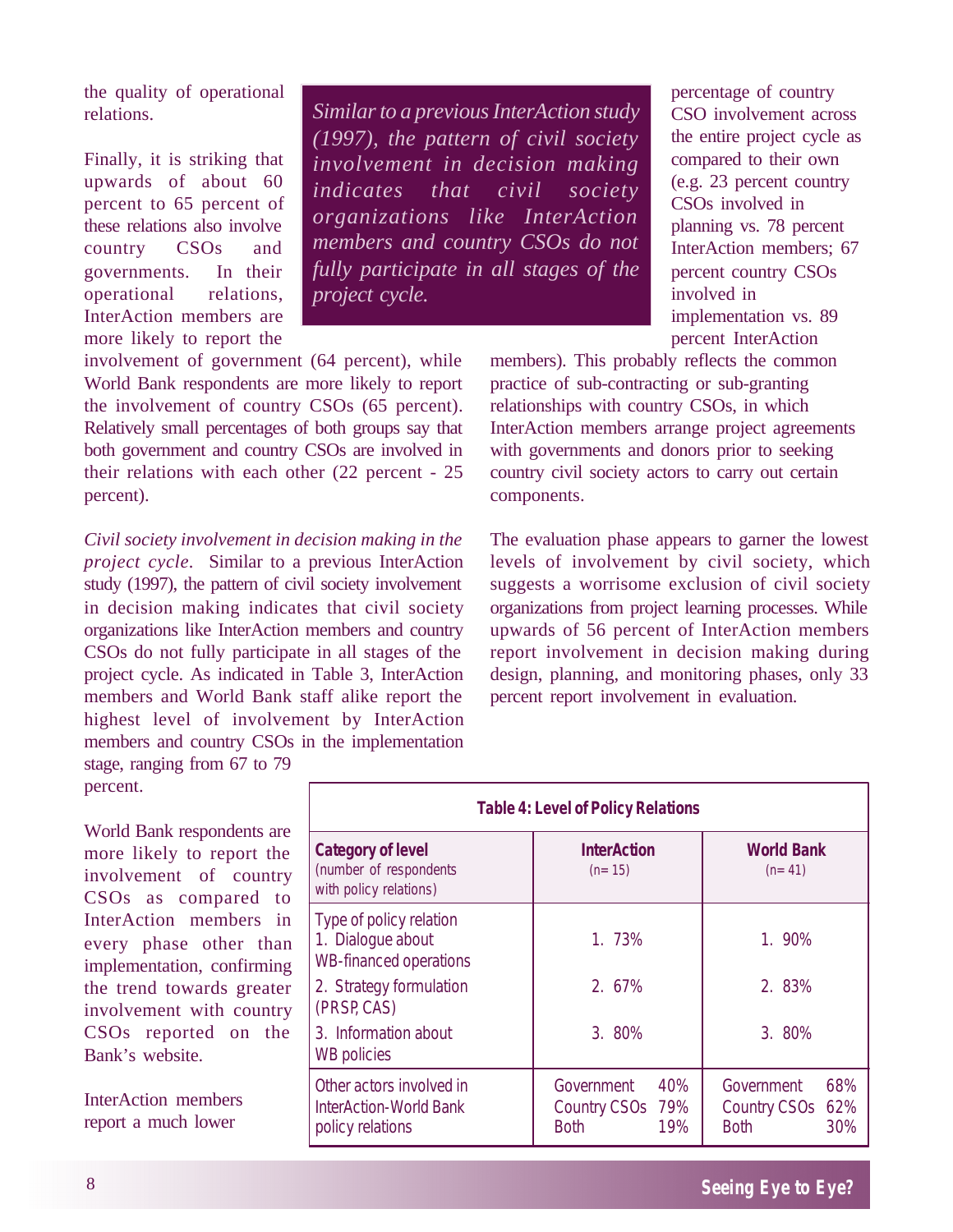the quality of operational relations.

Finally, it is striking that upwards of about 60 percent to 65 percent of these relations also involve country CSOs and governments. In their operational relations, InterAction members are more likely to report the involvement of government (64 percent), while World Bank respondents are more likely to report the involvement of country CSOs (65 percent). Relatively small percentages of both groups say that both government and country CSOs are involved in their relations with each other (22 percent - 25 percent).

> *Similar to a previous InterAction study (1997), the pattern of civil society involvement in decision making indicates that civil society organizations like InterAction members and country CSOs do not fully participate in all stages of the project cycle.*

*Civil society involvement in decision making in the project cycle.* Similar to a previous InterAction study (1997), the pattern of civil society involvement in decision making indicates that civil society organizations like InterAction members and country CSOs do not fully participate in all stages of the project cycle. As indicated in Table 3, InterAction members and World Bank staff alike report the highest level of involvement by InterAction members and country CSOs in the implementation stage, ranging from 67 to 79 percent.

World Bank respondents are more likely to report the involvement of country CSOs as compared to InterAction members in every phase other than implementation, confirming the trend towards greater involvement with country CSOs reported on the Bank's website.

InterAction members report a much lower percentage of country CSO involvement across the entire project cycle as compared to their own (e.g. 23 percent country CSOs involved in planning vs. 78 percent InterAction members; 67 percent country CSOs involved in implementation vs. 89 percent InterAction members). This probably reflects the common practice of sub-contracting or sub-granting relationships with country CSOs, in which InterAction members arrange project agreements with governments and donors prior to seeking country civil society actors to carry out certain components.

The evaluation phase appears to garner the lowest levels of involvement by civil society, which suggests a worrisome exclusion of civil society organizations from project learning processes. While upwards of 56 percent of InterAction members report involvement in decision making during design, planning, and monitoring phases, only 33 percent report involvement in evaluation.

**Table 4: Level of Policy Relations**

| **Category of level** (number of respondents with policy relations) | **InterAction** (n= 15) | **World Bank** (n= 41) |
|---|---|---|
| Type of policy relation | | |
| 1. Dialogue about WB-financed operations | 1. 73% | 1. 90% |
| 2. Strategy formulation (PRSP, CAS) | 2. 67% | 2. 83% |
| 3. Information about WB policies | 3. 80% | 3. 80% |
| Other actors involved in InterAction-World Bank policy relations | Government 40%<br>Country CSOs 79%<br>Both 19% | Government 68%<br>Country CSOs 62%<br>Both 30% |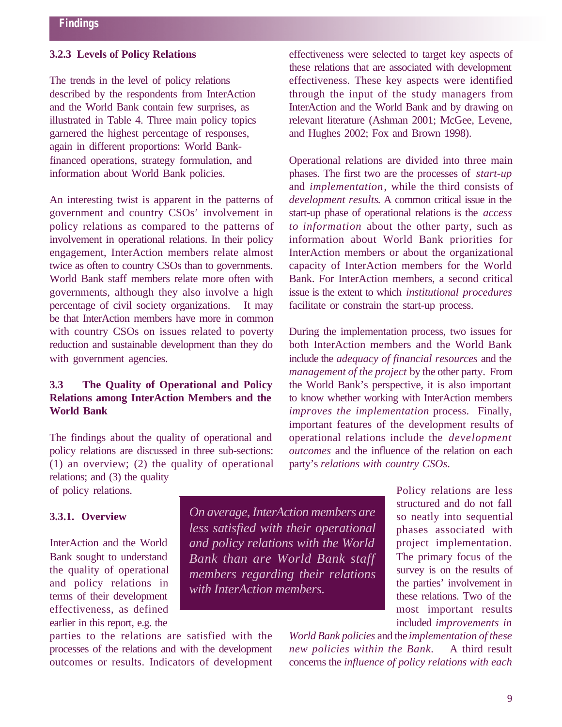### 3.2.3 Levels of Policy Relations

The trends in the level of policy relations described by the respondents from InterAction and the World Bank contain few surprises, as illustrated in Table 4. Three main policy topics garnered the highest percentage of responses, again in different proportions: World Bank-financed operations, strategy formulation, and information about World Bank policies.

An interesting twist is apparent in the patterns of government and country CSOs' involvement in policy relations as compared to the patterns of involvement in operational relations. In their policy engagement, InterAction members relate almost twice as often to country CSOs than to governments. World Bank staff members relate more often with governments, although they also involve a high percentage of civil society organizations. It may be that InterAction members have more in common with country CSOs on issues related to poverty reduction and sustainable development than they do with government agencies.

## 3.3 The Quality of Operational and Policy Relations among InterAction Members and the World Bank

The findings about the quality of operational and policy relations are discussed in three sub-sections: (1) an overview; (2) the quality of operational relations; and (3) the quality of policy relations.

### 3.3.1. Overview

InterAction and the World Bank sought to understand the quality of operational and policy relations in terms of their development effectiveness, as defined earlier in this report, e.g. the parties to the relations are satisfied with the processes of the relations and with the development outcomes or results. Indicators of development effectiveness were selected to target key aspects of these relations that are associated with development effectiveness. These key aspects were identified through the input of the study managers from InterAction and the World Bank and by drawing on relevant literature (Ashman 2001; McGee, Levene, and Hughes 2002; Fox and Brown 1998).

*On average, InterAction members are less satisfied with their operational and policy relations with the World Bank than are World Bank staff members regarding their relations with InterAction members.*

Operational relations are divided into three main phases. The first two are the processes of *start-up* and *implementation*, while the third consists of *development results*. A common critical issue in the start-up phase of operational relations is the *access to information* about the other party, such as information about World Bank priorities for InterAction members or about the organizational capacity of InterAction members for the World Bank. For InterAction members, a second critical issue is the extent to which *institutional procedures* facilitate or constrain the start-up process.

During the implementation process, two issues for both InterAction members and the World Bank include the *adequacy of financial resources* and the *management of the project* by the other party. From the World Bank's perspective, it is also important to know whether working with InterAction members *improves the implementation* process. Finally, important features of the development results of operational relations include the *development outcomes* and the influence of the relation on each party's *relations with country CSOs*.

Policy relations are less structured and do not fall so neatly into sequential phases associated with project implementation. The primary focus of the survey is on the results of the parties' involvement in these relations. Two of the most important results included *improvements in World Bank policies* and the *implementation of these new policies within the Bank*. A third result concerns the *influence of policy relations with each*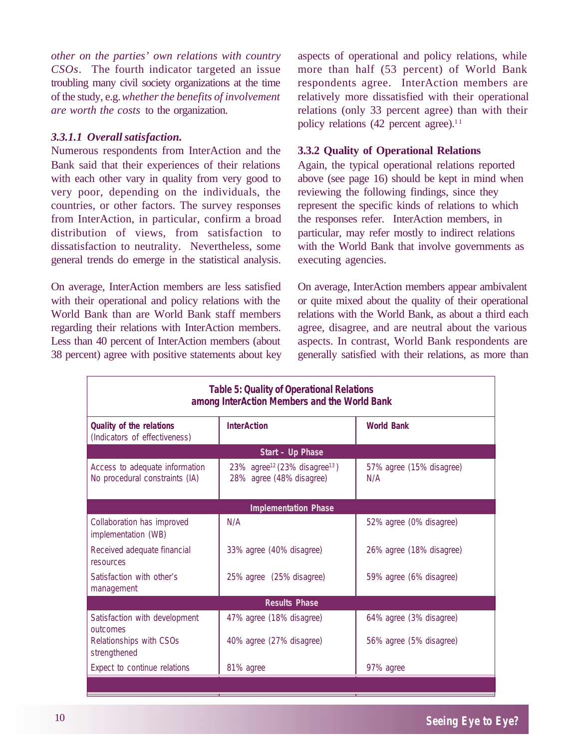*other on the parties' own relations with country CSOs*. The fourth indicator targeted an issue troubling many civil society organizations at the time of the study, e.g. *whether the benefits of involvement are worth the costs* to the organization.

#### *3.3.1.1 Overall satisfaction.*

Numerous respondents from InterAction and the Bank said that their experiences of their relations with each other vary in quality from very good to very poor, depending on the individuals, the countries, or other factors. The survey responses from InterAction, in particular, confirm a broad distribution of views, from satisfaction to dissatisfaction to neutrality. Nevertheless, some general trends do emerge in the statistical analysis.

On average, InterAction members are less satisfied with their operational and policy relations with the World Bank than are World Bank staff members regarding their relations with InterAction members. Less than 40 percent of InterAction members (about 38 percent) agree with positive statements about key aspects of operational and policy relations, while more than half (53 percent) of World Bank respondents agree. InterAction members are relatively more dissatisfied with their operational relations (only 33 percent agree) than with their policy relations (42 percent agree).[11]

### 3.3.2 Quality of Operational Relations

Again, the typical operational relations reported above (see page 16) should be kept in mind when reviewing the following findings, since they represent the specific kinds of relations to which the responses refer. InterAction members, in particular, may refer mostly to indirect relations with the World Bank that involve governments as executing agencies.

On average, InterAction members appear ambivalent or quite mixed about the quality of their operational relations with the World Bank, as about a third each agree, disagree, and are neutral about the various aspects. In contrast, World Bank respondents are generally satisfied with their relations, as more than

**Table 5: Quality of Operational Relations among InterAction Members and the World Bank**

| Quality of the relations (Indicators of effectiveness) | InterAction | World Bank |
|---|---|---|
| **Start - Up Phase** | | |
| Access to adequate information | 23% agree[12] (23% disagree[13]) | 57% agree (15% disagree) |
| No procedural constraints (IA) | 28% agree (48% disagree) | N/A |
| **Implementation Phase** | | |
| Collaboration has improved implementation (WB) | N/A | 52% agree (0% disagree) |
| Received adequate financial resources | 33% agree (40% disagree) | 26% agree (18% disagree) |
| Satisfaction with other's management | 25% agree (25% disagree) | 59% agree (6% disagree) |
| **Results Phase** | | |
| Satisfaction with development outcomes | 47% agree (18% disagree) | 64% agree (3% disagree) |
| Relationships with CSOs strengthened | 40% agree (27% disagree) | 56% agree (5% disagree) |
| Expect to continue relations | 81% agree | 97% agree |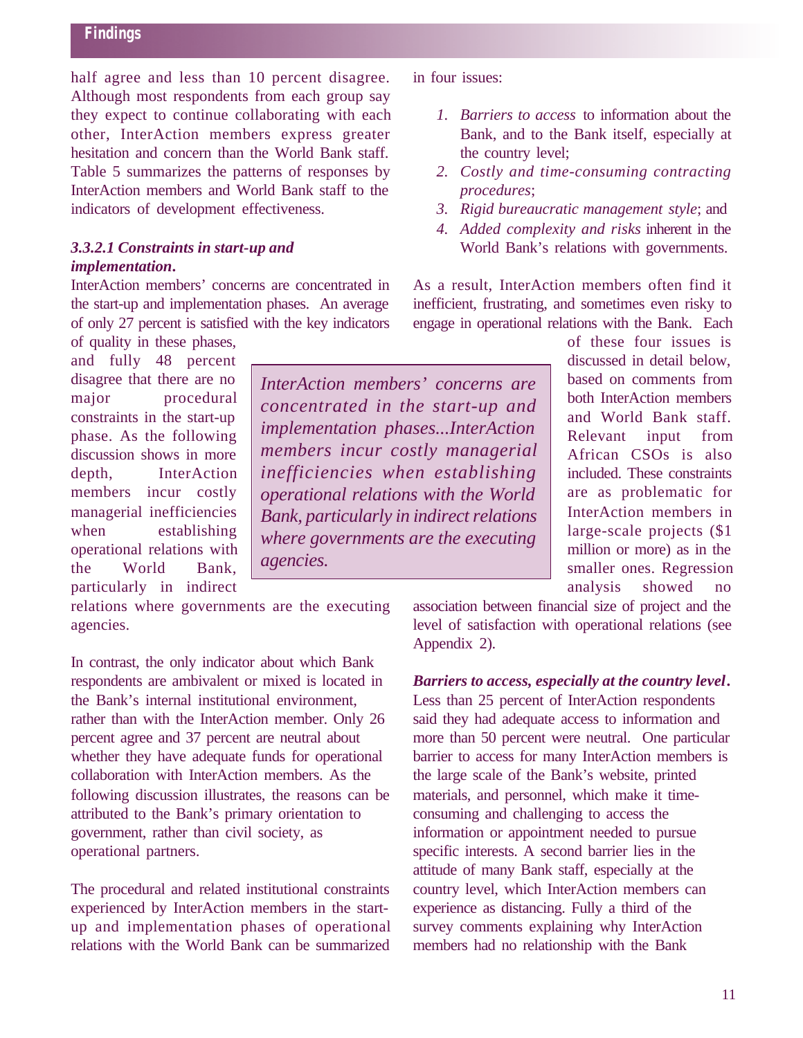half agree and less than 10 percent disagree. Although most respondents from each group say they expect to continue collaborating with each other, InterAction members express greater hesitation and concern than the World Bank staff. Table 5 summarizes the patterns of responses by InterAction members and World Bank staff to the indicators of development effectiveness.

#### *3.3.2.1 Constraints in start-up and implementation.*

InterAction members' concerns are concentrated in the start-up and implementation phases. An average of only 27 percent is satisfied with the key indicators of quality in these phases, and fully 48 percent disagree that there are no major procedural constraints in the start-up phase. As the following discussion shows in more depth, InterAction members incur costly managerial inefficiencies when establishing operational relations with the World Bank, particularly in indirect relations where governments are the executing agencies.

> *InterAction members' concerns are concentrated in the start-up and implementation phases...InterAction members incur costly managerial inefficiencies when establishing operational relations with the World Bank, particularly in indirect relations where governments are the executing agencies.*

In contrast, the only indicator about which Bank respondents are ambivalent or mixed is located in the Bank's internal institutional environment, rather than with the InterAction member. Only 26 percent agree and 37 percent are neutral about whether they have adequate funds for operational collaboration with InterAction members. As the following discussion illustrates, the reasons can be attributed to the Bank's primary orientation to government, rather than civil society, as operational partners.

The procedural and related institutional constraints experienced by InterAction members in the start-up and implementation phases of operational relations with the World Bank can be summarized in four issues:

1. *Barriers to access* to information about the Bank, and to the Bank itself, especially at the country level;
2. *Costly and time-consuming contracting procedures*;
3. *Rigid bureaucratic management style*; and
4. *Added complexity and risks* inherent in the World Bank's relations with governments.

As a result, InterAction members often find it inefficient, frustrating, and sometimes even risky to engage in operational relations with the Bank. Each of these four issues is discussed in detail below, based on comments from both InterAction members and World Bank staff. Relevant input from African CSOs is also included. These constraints are as problematic for InterAction members in large-scale projects ($1 million or more) as in the smaller ones. Regression analysis showed no association between financial size of project and the level of satisfaction with operational relations (see Appendix 2).

***Barriers to access, especially at the country level.*** Less than 25 percent of InterAction respondents said they had adequate access to information and more than 50 percent were neutral. One particular barrier to access for many InterAction members is the large scale of the Bank's website, printed materials, and personnel, which make it time-consuming and challenging to access the information or appointment needed to pursue specific interests. A second barrier lies in the attitude of many Bank staff, especially at the country level, which InterAction members can experience as distancing. Fully a third of the survey comments explaining why InterAction members had no relationship with the Bank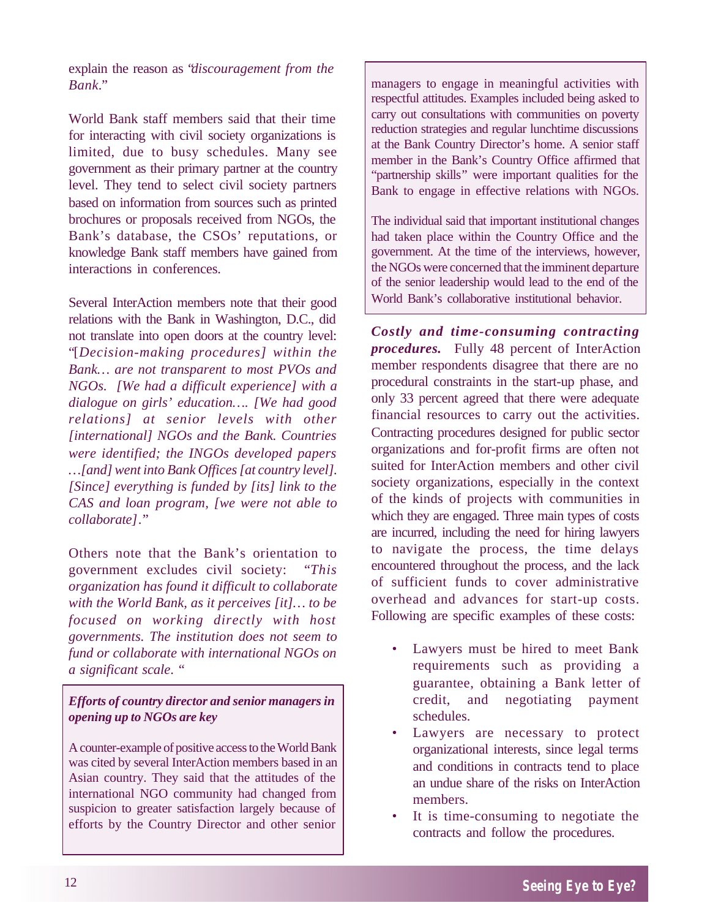explain the reason as "*discouragement from the Bank*."

World Bank staff members said that their time for interacting with civil society organizations is limited, due to busy schedules. Many see government as their primary partner at the country level. They tend to select civil society partners based on information from sources such as printed brochures or proposals received from NGOs, the Bank's database, the CSOs' reputations, or knowledge Bank staff members have gained from interactions in conferences.

Several InterAction members note that their good relations with the Bank in Washington, D.C., did not translate into open doors at the country level: "*[Decision-making procedures] within the Bank… are not transparent to most PVOs and NGOs. [We had a difficult experience] with a dialogue on girls' education…. [We had good relations] at senior levels with other [international] NGOs and the Bank. Countries were identified; the INGOs developed papers …[and] went into Bank Offices [at country level]. [Since] everything is funded by [its] link to the CAS and loan program, [we were not able to collaborate]*."

Others note that the Bank's orientation to government excludes civil society: "*This organization has found it difficult to collaborate with the World Bank, as it perceives [it]… to be focused on working directly with host governments. The institution does not seem to fund or collaborate with international NGOs on a significant scale.* "

> ***Efforts of country director and senior managers in opening up to NGOs are key***
>
> A counter-example of positive access to the World Bank was cited by several InterAction members based in an Asian country. They said that the attitudes of the international NGO community had changed from suspicion to greater satisfaction largely because of efforts by the Country Director and other senior managers to engage in meaningful activities with respectful attitudes. Examples included being asked to carry out consultations with communities on poverty reduction strategies and regular lunchtime discussions at the Bank Country Director's home. A senior staff member in the Bank's Country Office affirmed that "partnership skills" were important qualities for the Bank to engage in effective relations with NGOs.
>
> The individual said that important institutional changes had taken place within the Country Office and the government. At the time of the interviews, however, the NGOs were concerned that the imminent departure of the senior leadership would lead to the end of the World Bank's collaborative institutional behavior.

***Costly and time-consuming contracting procedures.*** Fully 48 percent of InterAction member respondents disagree that there are no procedural constraints in the start-up phase, and only 33 percent agreed that there were adequate financial resources to carry out the activities. Contracting procedures designed for public sector organizations and for-profit firms are often not suited for InterAction members and other civil society organizations, especially in the context of the kinds of projects with communities in which they are engaged. Three main types of costs are incurred, including the need for hiring lawyers to navigate the process, the time delays encountered throughout the process, and the lack of sufficient funds to cover administrative overhead and advances for start-up costs. Following are specific examples of these costs:

- Lawyers must be hired to meet Bank requirements such as providing a guarantee, obtaining a Bank letter of credit, and negotiating payment schedules.
- Lawyers are necessary to protect organizational interests, since legal terms and conditions in contracts tend to place an undue share of the risks on InterAction members.
- It is time-consuming to negotiate the contracts and follow the procedures.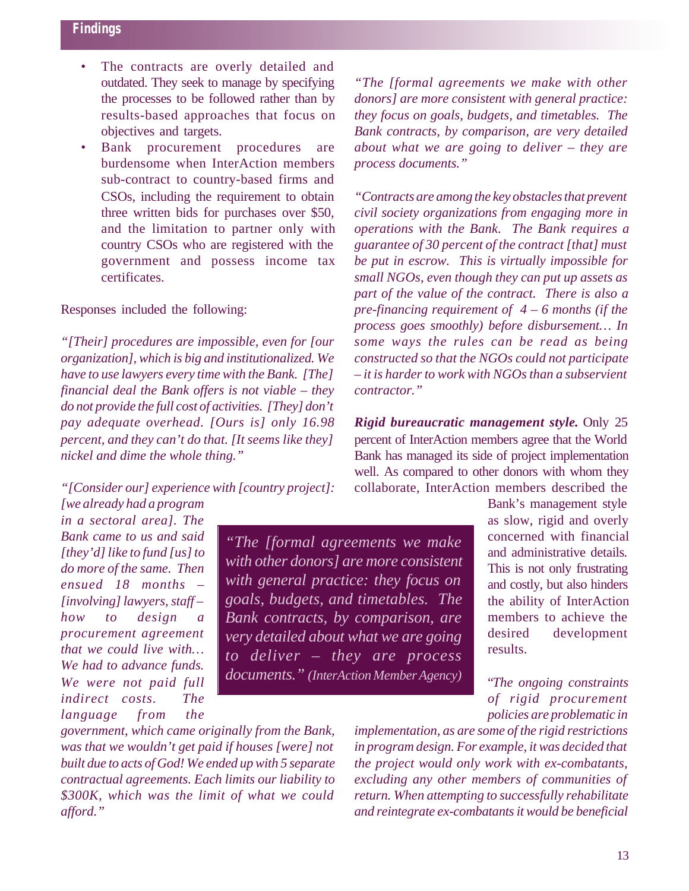- The contracts are overly detailed and outdated. They seek to manage by specifying the processes to be followed rather than by results-based approaches that focus on objectives and targets.
- Bank procurement procedures are burdensome when InterAction members sub-contract to country-based firms and CSOs, including the requirement to obtain three written bids for purchases over $50, and the limitation to partner only with country CSOs who are registered with the government and possess income tax certificates.

Responses included the following:

*"[Their] procedures are impossible, even for [our organization], which is big and institutionalized. We have to use lawyers every time with the Bank. [The] financial deal the Bank offers is not viable – they do not provide the full cost of activities. [They] don't pay adequate overhead. [Ours is] only 16.98 percent, and they can't do that. [It seems like they] nickel and dime the whole thing."*

*"[Consider our] experience with [country project]: [we already had a program in a sectoral area]. The Bank came to us and said [they'd] like to fund [us] to do more of the same. Then ensued 18 months – [involving] lawyers, staff – how to design a procurement agreement that we could live with… We had to advance funds. We were not paid full indirect costs. The language from the government, which came originally from the Bank, was that we wouldn't get paid if houses [were] not built due to acts of God! We ended up with 5 separate contractual agreements. Each limits our liability to $300K, which was the limit of what we could afford."*

*"The [formal agreements we make with other donors] are more consistent with general practice: they focus on goals, budgets, and timetables. The Bank contracts, by comparison, are very detailed about what we are going to deliver – they are process documents."*

*"Contracts are among the key obstacles that prevent civil society organizations from engaging more in operations with the Bank. The Bank requires a guarantee of 30 percent of the contract [that] must be put in escrow. This is virtually impossible for small NGOs, even though they can put up assets as part of the value of the contract. There is also a pre-financing requirement of 4 – 6 months (if the process goes smoothly) before disbursement… In some ways the rules can be read as being constructed so that the NGOs could not participate – it is harder to work with NGOs than a subservient contractor."*

***Rigid bureaucratic management style.*** Only 25 percent of InterAction members agree that the World Bank has managed its side of project implementation well. As compared to other donors with whom they collaborate, InterAction members described the Bank's management style as slow, rigid and overly concerned with financial and administrative details. This is not only frustrating and costly, but also hinders the ability of InterAction members to achieve the desired development results.

> *"The [formal agreements we make with other donors] are more consistent with general practice: they focus on goals, budgets, and timetables. The Bank contracts, by comparison, are very detailed about what we are going to deliver – they are process documents."* (InterAction Member Agency)

*"The ongoing constraints of rigid procurement policies are problematic in implementation, as are some of the rigid restrictions in program design. For example, it was decided that the project would only work with ex-combatants, excluding any other members of communities of return. When attempting to successfully rehabilitate and reintegrate ex-combatants it would be beneficial*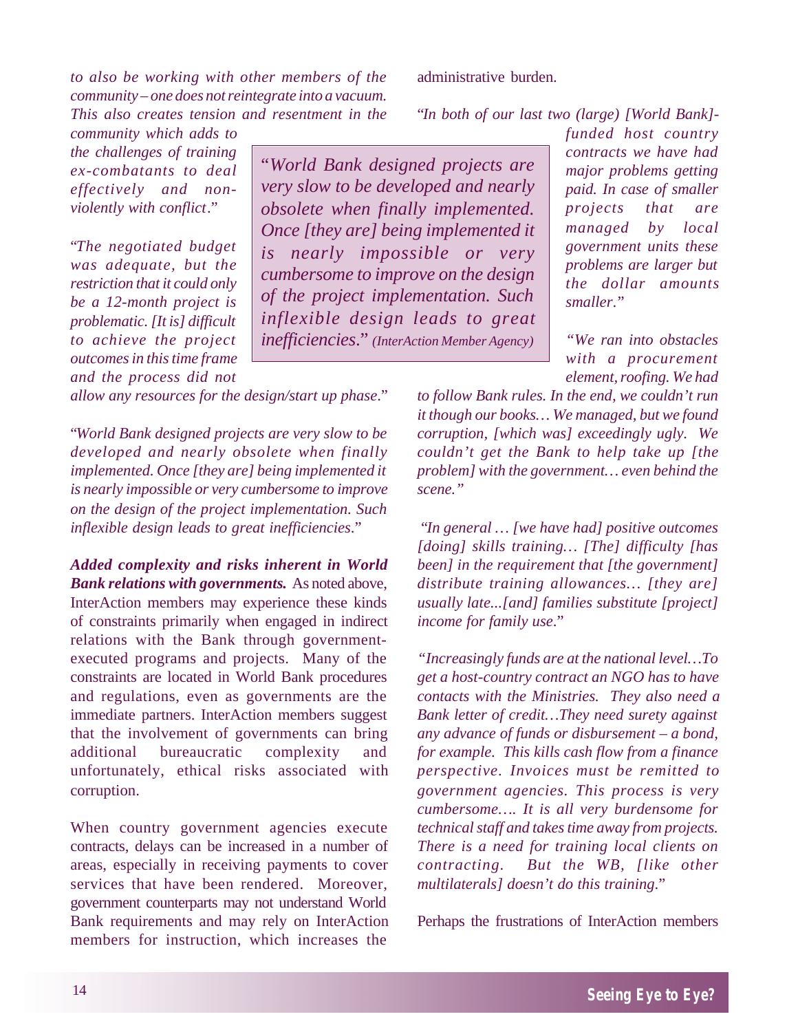*to also be working with other members of the community – one does not reintegrate into a vacuum. This also creates tension and resentment in the community which adds to the challenges of training ex-combatants to deal effectively and non-violently with conflict*."

"*The negotiated budget was adequate, but the restriction that it could only be a 12-month project is problematic. [It is] difficult to achieve the project outcomes in this time frame and the process did not allow any resources for the design/start up phase*."

> "*World Bank designed projects are very slow to be developed and nearly obsolete when finally implemented. Once [they are] being implemented it is nearly impossible or very cumbersome to improve on the design of the project implementation. Such inflexible design leads to great inefficiencies*." *(InterAction Member Agency)*

"*World Bank designed projects are very slow to be developed and nearly obsolete when finally implemented. Once [they are] being implemented it is nearly impossible or very cumbersome to improve on the design of the project implementation. Such inflexible design leads to great inefficiencies*."

***Added complexity and risks inherent in World Bank relations with governments.*** As noted above, InterAction members may experience these kinds of constraints primarily when engaged in indirect relations with the Bank through government-executed programs and projects. Many of the constraints are located in World Bank procedures and regulations, even as governments are the immediate partners. InterAction members suggest that the involvement of governments can bring additional bureaucratic complexity and unfortunately, ethical risks associated with corruption.

When country government agencies execute contracts, delays can be increased in a number of areas, especially in receiving payments to cover services that have been rendered. Moreover, government counterparts may not understand World Bank requirements and may rely on InterAction members for instruction, which increases the administrative burden.

"*In both of our last two (large) [World Bank]-funded host country contracts we have had major problems getting paid. In case of smaller projects that are managed by local government units these problems are larger but the dollar amounts smaller.*"

*"We ran into obstacles with a procurement element, roofing. We had to follow Bank rules. In the end, we couldn't run it though our books… We managed, but we found corruption, [which was] exceedingly ugly. We couldn't get the Bank to help take up [the problem] with the government… even behind the scene."*

*"In general … [we have had] positive outcomes [doing] skills training… [The] difficulty [has been] in the requirement that [the government] distribute training allowances… [they are] usually late...[and] families substitute [project] income for family use*."

*"Increasingly funds are at the national level…To get a host-country contract an NGO has to have contacts with the Ministries. They also need a Bank letter of credit…They need surety against any advance of funds or disbursement – a bond, for example. This kills cash flow from a finance perspective. Invoices must be remitted to government agencies. This process is very cumbersome…. It is all very burdensome for technical staff and takes time away from projects. There is a need for training local clients on contracting. But the WB, [like other multilaterals] doesn't do this training.*"

Perhaps the frustrations of InterAction members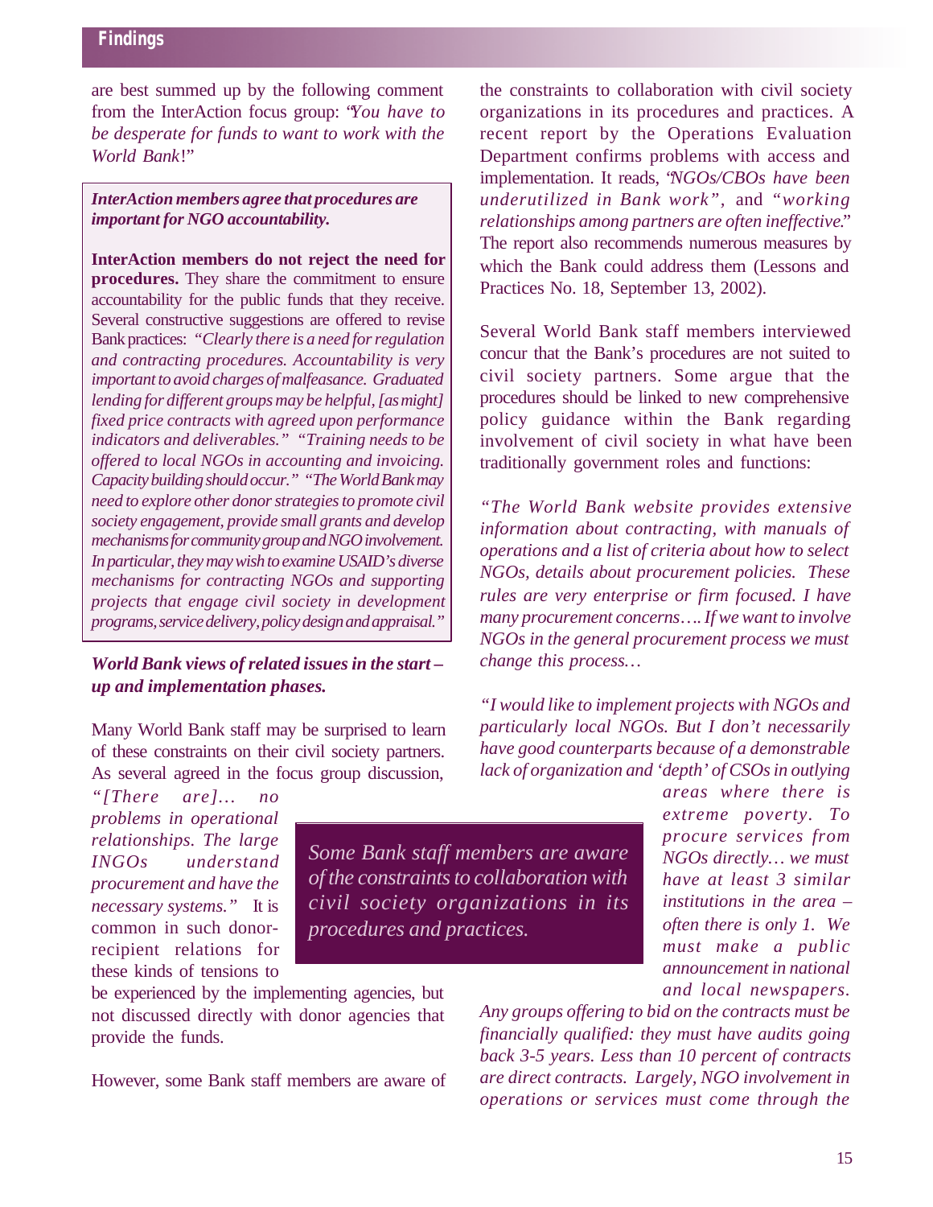are best summed up by the following comment from the InterAction focus group: "*You have to be desperate for funds to want to work with the World Bank*!"

> ***InterAction members agree that procedures are important for NGO accountability.***
>
> **InterAction members do not reject the need for procedures.** They share the commitment to ensure accountability for the public funds that they receive. Several constructive suggestions are offered to revise Bank practices: *"Clearly there is a need for regulation and contracting procedures. Accountability is very important to avoid charges of malfeasance. Graduated lending for different groups may be helpful, [as might] fixed price contracts with agreed upon performance indicators and deliverables." "Training needs to be offered to local NGOs in accounting and invoicing. Capacity building should occur." "The World Bank may need to explore other donor strategies to promote civil society engagement, provide small grants and develop mechanisms for community group and NGO involvement. In particular, they may wish to examine USAID's diverse mechanisms for contracting NGOs and supporting projects that engage civil society in development programs, service delivery, policy design and appraisal."*

***World Bank views of related issues in the start – up and implementation phases.***

Many World Bank staff may be surprised to learn of these constraints on their civil society partners. As several agreed in the focus group discussion, *"[There are]… no problems in operational relationships. The large INGOs understand procurement and have the necessary systems."* It is common in such donor-recipient relations for these kinds of tensions to be experienced by the implementing agencies, but not discussed directly with donor agencies that provide the funds.

However, some Bank staff members are aware of the constraints to collaboration with civil society organizations in its procedures and practices. A recent report by the Operations Evaluation Department confirms problems with access and implementation. It reads, "*NGOs/CBOs have been underutilized in Bank work*", and "*working relationships among partners are often ineffective*." The report also recommends numerous measures by which the Bank could address them (Lessons and Practices No. 18, September 13, 2002).

> *Some Bank staff members are aware of the constraints to collaboration with civil society organizations in its procedures and practices.*

Several World Bank staff members interviewed concur that the Bank's procedures are not suited to civil society partners. Some argue that the procedures should be linked to new comprehensive policy guidance within the Bank regarding involvement of civil society in what have been traditionally government roles and functions:

*"The World Bank website provides extensive information about contracting, with manuals of operations and a list of criteria about how to select NGOs, details about procurement policies. These rules are very enterprise or firm focused. I have many procurement concerns…. If we want to involve NGOs in the general procurement process we must change this process…*

*"I would like to implement projects with NGOs and particularly local NGOs. But I don't necessarily have good counterparts because of a demonstrable lack of organization and 'depth' of CSOs in outlying areas where there is extreme poverty. To procure services from NGOs directly… we must have at least 3 similar institutions in the area – often there is only 1. We must make a public announcement in national and local newspapers. Any groups offering to bid on the contracts must be financially qualified: they must have audits going back 3-5 years. Less than 10 percent of contracts are direct contracts. Largely, NGO involvement in operations or services must come through the*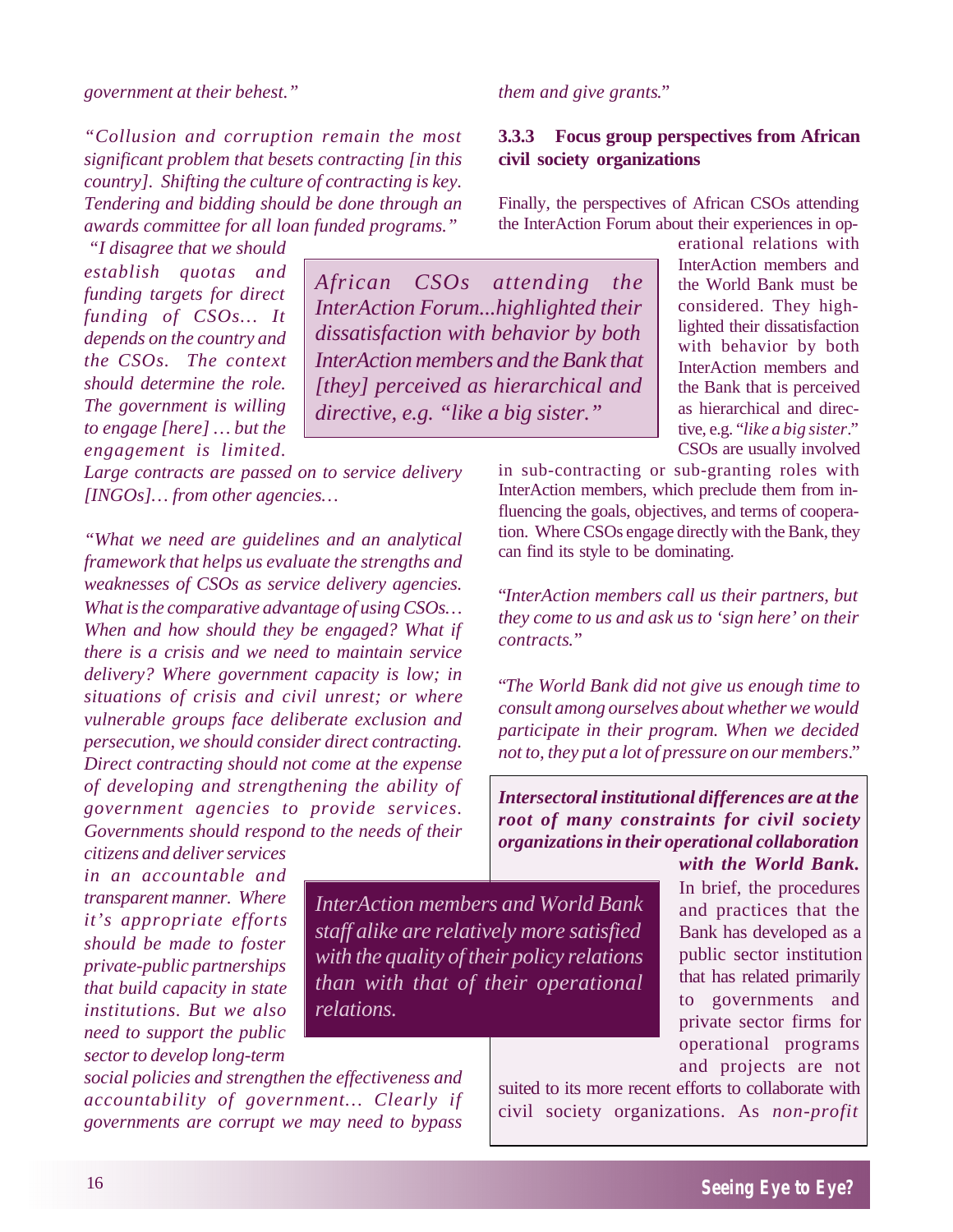*government at their behest."*

*"Collusion and corruption remain the most significant problem that besets contracting [in this country]. Shifting the culture of contracting is key. Tendering and bidding should be done through an awards committee for all loan funded programs."*

*"I disagree that we should establish quotas and funding targets for direct funding of CSOs... It depends on the country and the CSOs. The context should determine the role. The government is willing to engage [here] … but the engagement is limited. Large contracts are passed on to service delivery [INGOs]… from other agencies…*

> *African CSOs attending the InterAction Forum...highlighted their dissatisfaction with behavior by both InterAction members and the Bank that [they] perceived as hierarchical and directive, e.g. "like a big sister."*

*"What we need are guidelines and an analytical framework that helps us evaluate the strengths and weaknesses of CSOs as service delivery agencies. What is the comparative advantage of using CSOs… When and how should they be engaged? What if there is a crisis and we need to maintain service delivery? Where government capacity is low; in situations of crisis and civil unrest; or where vulnerable groups face deliberate exclusion and persecution, we should consider direct contracting. Direct contracting should not come at the expense of developing and strengthening the ability of government agencies to provide services. Governments should respond to the needs of their citizens and deliver services in an accountable and transparent manner. Where it's appropriate efforts should be made to foster private-public partnerships that build capacity in state institutions. But we also need to support the public sector to develop long-term social policies and strengthen the effectiveness and accountability of government… Clearly if governments are corrupt we may need to bypass them and give grants."*

> *InterAction members and World Bank staff alike are relatively more satisfied with the quality of their policy relations than with that of their operational relations.*

### 3.3.3 Focus group perspectives from African civil society organizations

Finally, the perspectives of African CSOs attending the InterAction Forum about their experiences in operational relations with InterAction members and the World Bank must be considered. They highlighted their dissatisfaction with behavior by both InterAction members and the Bank that is perceived as hierarchical and directive, e.g. "*like a big sister*." CSOs are usually involved in sub-contracting or sub-granting roles with InterAction members, which preclude them from influencing the goals, objectives, and terms of cooperation. Where CSOs engage directly with the Bank, they can find its style to be dominating.

"*InterAction members call us their partners, but they come to us and ask us to 'sign here' on their contracts.*"

"*The World Bank did not give us enough time to consult among ourselves about whether we would participate in their program. When we decided not to, they put a lot of pressure on our members*."

***Intersectoral institutional differences are at the root of many constraints for civil society organizations in their operational collaboration with the World Bank.*** In brief, the procedures and practices that the Bank has developed as a public sector institution that has related primarily to governments and private sector firms for operational programs and projects are not suited to its more recent efforts to collaborate with civil society organizations. As *non-profit*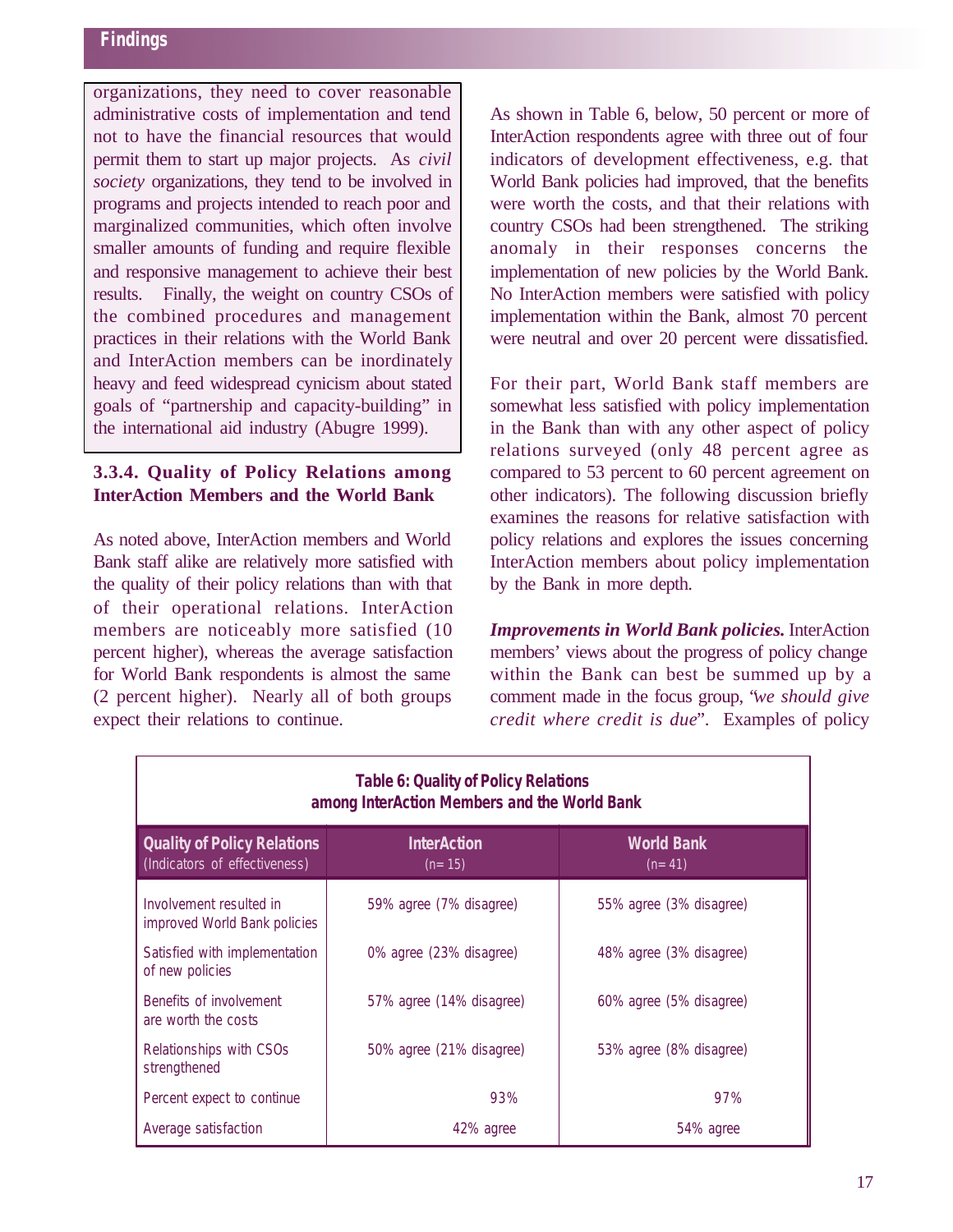organizations, they need to cover reasonable administrative costs of implementation and tend not to have the financial resources that would permit them to start up major projects. As *civil society* organizations, they tend to be involved in programs and projects intended to reach poor and marginalized communities, which often involve smaller amounts of funding and require flexible and responsive management to achieve their best results. Finally, the weight on country CSOs of the combined procedures and management practices in their relations with the World Bank and InterAction members can be inordinately heavy and feed widespread cynicism about stated goals of "partnership and capacity-building" in the international aid industry (Abugre 1999).

### 3.3.4. Quality of Policy Relations among InterAction Members and the World Bank

As noted above, InterAction members and World Bank staff alike are relatively more satisfied with the quality of their policy relations than with that of their operational relations. InterAction members are noticeably more satisfied (10 percent higher), whereas the average satisfaction for World Bank respondents is almost the same (2 percent higher). Nearly all of both groups expect their relations to continue.

As shown in Table 6, below, 50 percent or more of InterAction respondents agree with three out of four indicators of development effectiveness, e.g. that World Bank policies had improved, that the benefits were worth the costs, and that their relations with country CSOs had been strengthened. The striking anomaly in their responses concerns the implementation of new policies by the World Bank. No InterAction members were satisfied with policy implementation within the Bank, almost 70 percent were neutral and over 20 percent were dissatisfied.

For their part, World Bank staff members are somewhat less satisfied with policy implementation in the Bank than with any other aspect of policy relations surveyed (only 48 percent agree as compared to 53 percent to 60 percent agreement on other indicators). The following discussion briefly examines the reasons for relative satisfaction with policy relations and explores the issues concerning InterAction members about policy implementation by the Bank in more depth.

***Improvements in World Bank policies.*** InterAction members' views about the progress of policy change within the Bank can best be summed up by a comment made in the focus group, "*we should give credit where credit is due*". Examples of policy

**Table 6: Quality of Policy Relations among InterAction Members and the World Bank**

| **Quality of Policy Relations** (Indicators of effectiveness) | **InterAction** (n= 15) | **World Bank** (n= 41) |
|---|---|---|
| Involvement resulted in improved World Bank policies | 59% agree (7% disagree) | 55% agree (3% disagree) |
| Satisfied with implementation of new policies | 0% agree (23% disagree) | 48% agree (3% disagree) |
| Benefits of involvement are worth the costs | 57% agree (14% disagree) | 60% agree (5% disagree) |
| Relationships with CSOs strengthened | 50% agree (21% disagree) | 53% agree (8% disagree) |
| Percent expect to continue | 93% | 97% |
| Average satisfaction | 42% agree | 54% agree |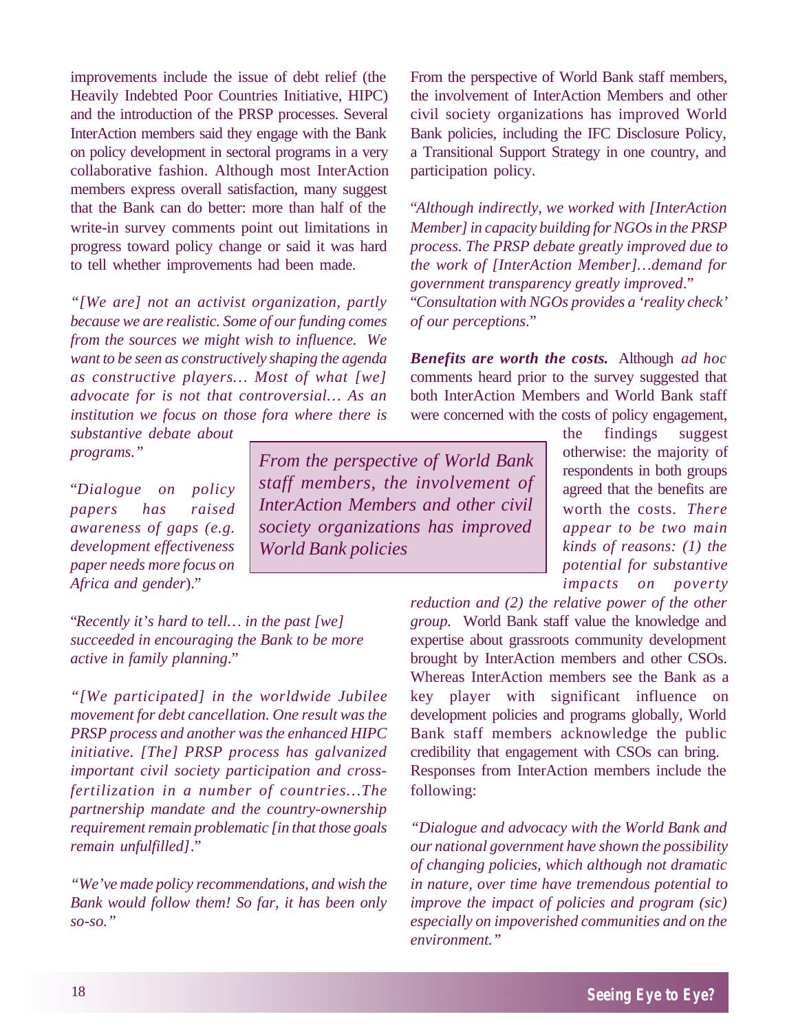improvements include the issue of debt relief (the Heavily Indebted Poor Countries Initiative, HIPC) and the introduction of the PRSP processes. Several InterAction members said they engage with the Bank on policy development in sectoral programs in a very collaborative fashion. Although most InterAction members express overall satisfaction, many suggest that the Bank can do better: more than half of the write-in survey comments point out limitations in progress toward policy change or said it was hard to tell whether improvements had been made.

*"[We are] not an activist organization, partly because we are realistic. Some of our funding comes from the sources we might wish to influence. We want to be seen as constructively shaping the agenda as constructive players… Most of what [we] advocate for is not that controversial… As an institution we focus on those fora where there is substantive debate about programs."*

"*Dialogue on policy papers has raised awareness of gaps (e.g. development effectiveness paper needs more focus on Africa and gender*)."

"*Recently it's hard to tell… in the past [we] succeeded in encouraging the Bank to be more active in family planning.*"

*"[We participated] in the worldwide Jubilee movement for debt cancellation. One result was the PRSP process and another was the enhanced HIPC initiative. [The] PRSP process has galvanized important civil society participation and cross-fertilization in a number of countries…The partnership mandate and the country-ownership requirement remain problematic [in that those goals remain unfulfilled].*"

*"We've made policy recommendations, and wish the Bank would follow them! So far, it has been only so-so."*

From the perspective of World Bank staff members, the involvement of InterAction Members and other civil society organizations has improved World Bank policies, including the IFC Disclosure Policy, a Transitional Support Strategy in one country, and participation policy.

"*Although indirectly, we worked with [InterAction Member] in capacity building for NGOs in the PRSP process. The PRSP debate greatly improved due to the work of [InterAction Member]…demand for government transparency greatly improved*."

"*Consultation with NGOs provides a 'reality check' of our perceptions*."

> *From the perspective of World Bank staff members, the involvement of InterAction Members and other civil society organizations has improved World Bank policies*

***Benefits are worth the costs.*** Although *ad hoc* comments heard prior to the survey suggested that both InterAction Members and World Bank staff were concerned with the costs of policy engagement, the findings suggest otherwise: the majority of respondents in both groups agreed that the benefits are worth the costs. *There appear to be two main kinds of reasons: (1) the potential for substantive impacts on poverty reduction and (2) the relative power of the other group.* World Bank staff value the knowledge and expertise about grassroots community development brought by InterAction members and other CSOs. Whereas InterAction members see the Bank as a key player with significant influence on development policies and programs globally, World Bank staff members acknowledge the public credibility that engagement with CSOs can bring. Responses from InterAction members include the following:

*"Dialogue and advocacy with the World Bank and our national government have shown the possibility of changing policies, which although not dramatic in nature, over time have tremendous potential to improve the impact of policies and program (sic) especially on impoverished communities and on the environment."*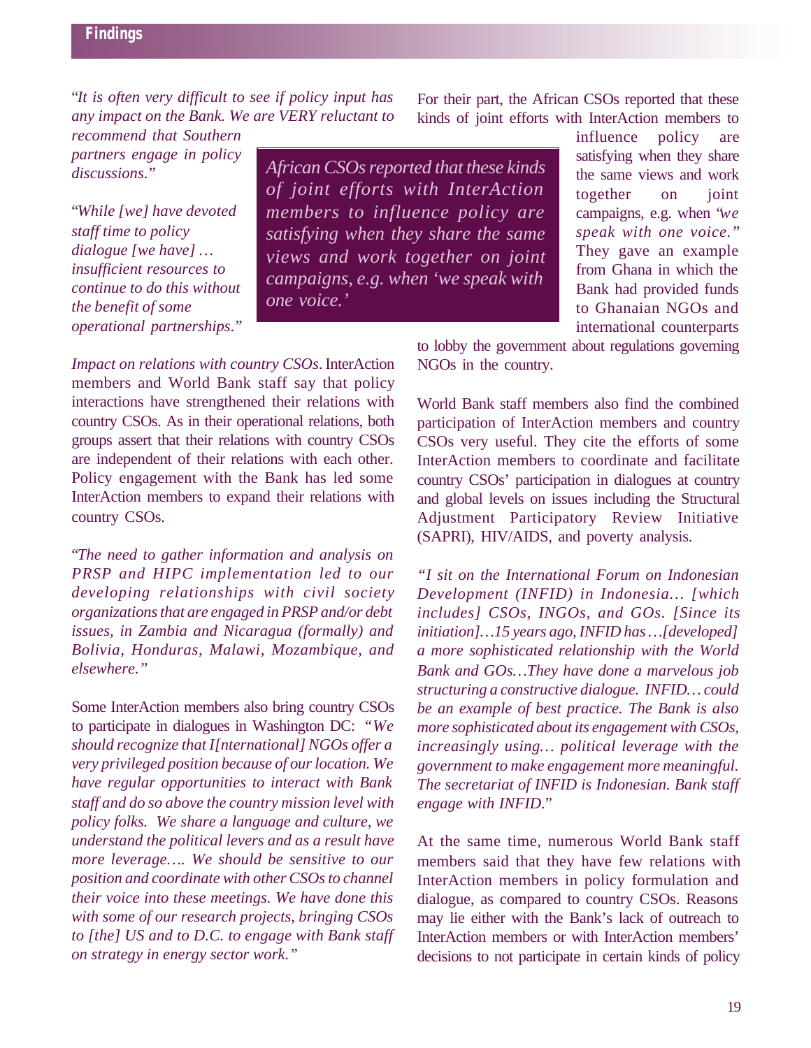*"It is often very difficult to see if policy input has any impact on the Bank. We are VERY reluctant to recommend that Southern partners engage in policy discussions."*

*"While [we] have devoted staff time to policy dialogue [we have] … insufficient resources to continue to do this without the benefit of some operational partnerships."*

*Impact on relations with country CSOs.* InterAction members and World Bank staff say that policy interactions have strengthened their relations with country CSOs. As in their operational relations, both groups assert that their relations with country CSOs are independent of their relations with each other. Policy engagement with the Bank has led some InterAction members to expand their relations with country CSOs.

*"The need to gather information and analysis on PRSP and HIPC implementation led to our developing relationships with civil society organizations that are engaged in PRSP and/or debt issues, in Zambia and Nicaragua (formally) and Bolivia, Honduras, Malawi, Mozambique, and elsewhere."*

Some InterAction members also bring country CSOs to participate in dialogues in Washington DC: *"We should recognize that I[nternational] NGOs offer a very privileged position because of our location. We have regular opportunities to interact with Bank staff and do so above the country mission level with policy folks. We share a language and culture, we understand the political levers and as a result have more leverage…. We should be sensitive to our position and coordinate with other CSOs to channel their voice into these meetings. We have done this with some of our research projects, bringing CSOs to [the] US and to D.C. to engage with Bank staff on strategy in energy sector work."*

For their part, the African CSOs reported that these kinds of joint efforts with InterAction members to influence policy are satisfying when they share the same views and work together on joint campaigns, e.g. when *"we speak with one voice."* They gave an example from Ghana in which the Bank had provided funds to Ghanaian NGOs and international counterparts to lobby the government about regulations governing NGOs in the country.

*African CSOs reported that these kinds of joint efforts with InterAction members to influence policy are satisfying when they share the same views and work together on joint campaigns, e.g. when 'we speak with one voice.'*

World Bank staff members also find the combined participation of InterAction members and country CSOs very useful. They cite the efforts of some InterAction members to coordinate and facilitate country CSOs' participation in dialogues at country and global levels on issues including the Structural Adjustment Participatory Review Initiative (SAPRI), HIV/AIDS, and poverty analysis.

*"I sit on the International Forum on Indonesian Development (INFID) in Indonesia… [which includes] CSOs, INGOs, and GOs. [Since its initiation]…15 years ago, INFID has…[developed] a more sophisticated relationship with the World Bank and GOs…They have done a marvelous job structuring a constructive dialogue. INFID… could be an example of best practice. The Bank is also more sophisticated about its engagement with CSOs, increasingly using… political leverage with the government to make engagement more meaningful. The secretariat of INFID is Indonesian. Bank staff engage with INFID."*

At the same time, numerous World Bank staff members said that they have few relations with InterAction members in policy formulation and dialogue, as compared to country CSOs. Reasons may lie either with the Bank's lack of outreach to InterAction members or with InterAction members' decisions to not participate in certain kinds of policy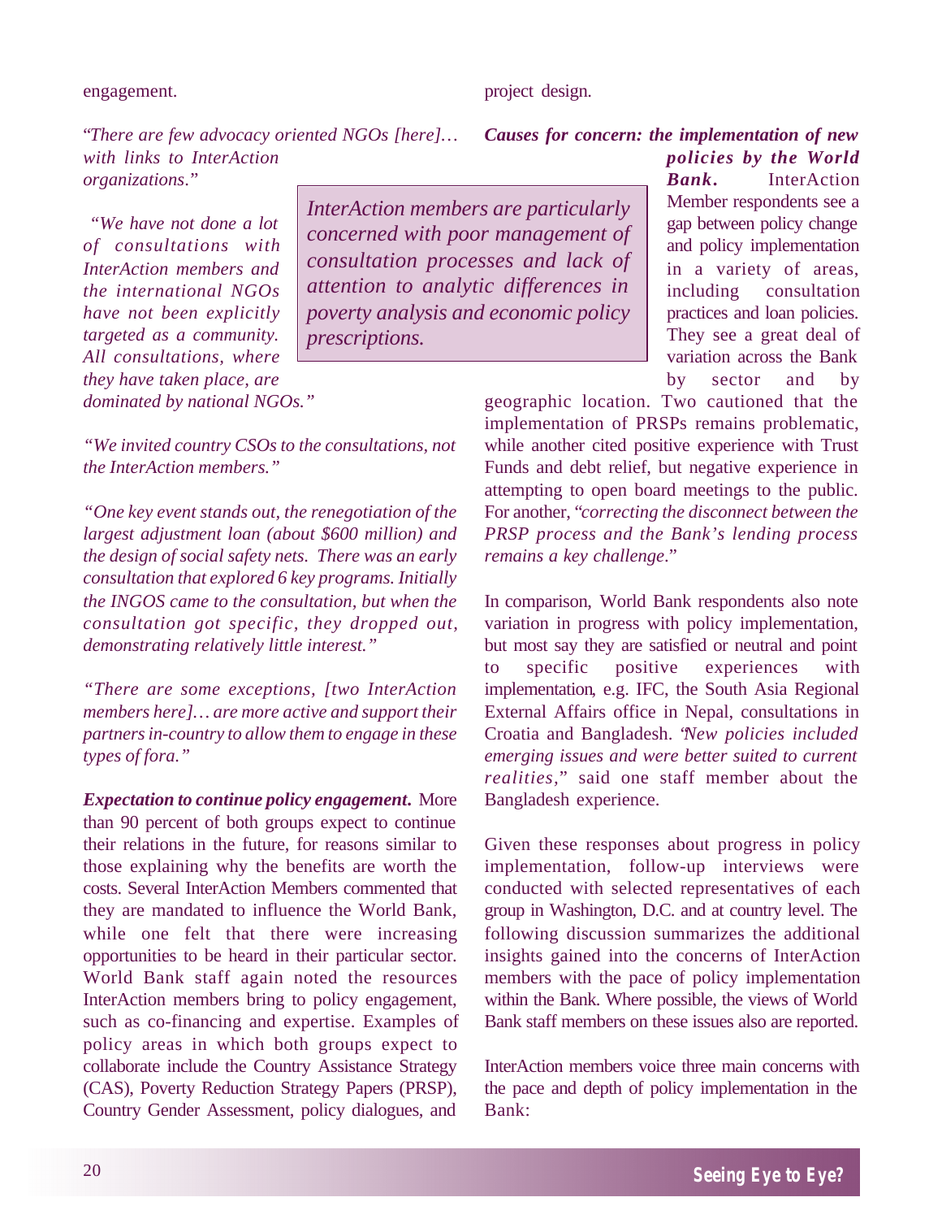engagement.

*"There are few advocacy oriented NGOs [here]… with links to InterAction organizations."*

*"We have not done a lot of consultations with InterAction members and the international NGOs have not been explicitly targeted as a community. All consultations, where they have taken place, are dominated by national NGOs."*

*"We invited country CSOs to the consultations, not the InterAction members."*

*"One key event stands out, the renegotiation of the largest adjustment loan (about $600 million) and the design of social safety nets. There was an early consultation that explored 6 key programs. Initially the INGOS came to the consultation, but when the consultation got specific, they dropped out, demonstrating relatively little interest."*

*"There are some exceptions, [two InterAction members here]… are more active and support their partners in-country to allow them to engage in these types of fora."*

***Expectation to continue policy engagement.*** More than 90 percent of both groups expect to continue their relations in the future, for reasons similar to those explaining why the benefits are worth the costs. Several InterAction Members commented that they are mandated to influence the World Bank, while one felt that there were increasing opportunities to be heard in their particular sector. World Bank staff again noted the resources InterAction members bring to policy engagement, such as co-financing and expertise. Examples of policy areas in which both groups expect to collaborate include the Country Assistance Strategy (CAS), Poverty Reduction Strategy Papers (PRSP), Country Gender Assessment, policy dialogues, and project design.

> *InterAction members are particularly concerned with poor management of consultation processes and lack of attention to analytic differences in poverty analysis and economic policy prescriptions.*

***Causes for concern: the implementation of new policies by the World Bank.*** InterAction Member respondents see a gap between policy change and policy implementation in a variety of areas, including consultation practices and loan policies. They see a great deal of variation across the Bank by sector and by geographic location. Two cautioned that the implementation of PRSPs remains problematic, while another cited positive experience with Trust Funds and debt relief, but negative experience in attempting to open board meetings to the public. For another, "*correcting the disconnect between the PRSP process and the Bank's lending process remains a key challenge*."

In comparison, World Bank respondents also note variation in progress with policy implementation, but most say they are satisfied or neutral and point to specific positive experiences with implementation, e.g. IFC, the South Asia Regional External Affairs office in Nepal, consultations in Croatia and Bangladesh. "*New policies included emerging issues and were better suited to current realities*," said one staff member about the Bangladesh experience.

Given these responses about progress in policy implementation, follow-up interviews were conducted with selected representatives of each group in Washington, D.C. and at country level. The following discussion summarizes the additional insights gained into the concerns of InterAction members with the pace of policy implementation within the Bank. Where possible, the views of World Bank staff members on these issues also are reported.

InterAction members voice three main concerns with the pace and depth of policy implementation in the Bank: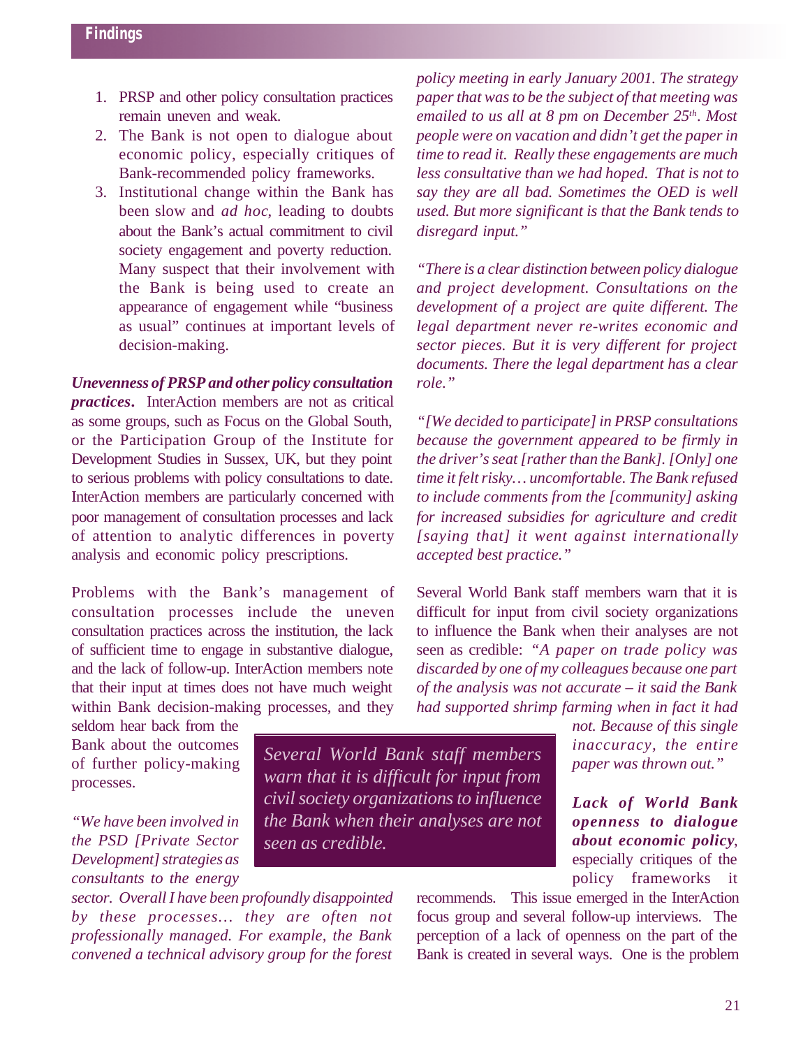1. PRSP and other policy consultation practices remain uneven and weak.
2. The Bank is not open to dialogue about economic policy, especially critiques of Bank-recommended policy frameworks.
3. Institutional change within the Bank has been slow and *ad hoc*, leading to doubts about the Bank's actual commitment to civil society engagement and poverty reduction. Many suspect that their involvement with the Bank is being used to create an appearance of engagement while "business as usual" continues at important levels of decision-making.

***Unevenness of PRSP and other policy consultation practices.*** InterAction members are not as critical as some groups, such as Focus on the Global South, or the Participation Group of the Institute for Development Studies in Sussex, UK, but they point to serious problems with policy consultations to date. InterAction members are particularly concerned with poor management of consultation processes and lack of attention to analytic differences in poverty analysis and economic policy prescriptions.

Problems with the Bank's management of consultation processes include the uneven consultation practices across the institution, the lack of sufficient time to engage in substantive dialogue, and the lack of follow-up. InterAction members note that their input at times does not have much weight within Bank decision-making processes, and they seldom hear back from the Bank about the outcomes of further policy-making processes.

*"We have been involved in the PSD [Private Sector Development] strategies as consultants to the energy sector. Overall I have been profoundly disappointed by these processes… they are often not professionally managed. For example, the Bank convened a technical advisory group for the forest policy meeting in early January 2001. The strategy paper that was to be the subject of that meeting was emailed to us all at 8 pm on December 25th. Most people were on vacation and didn't get the paper in time to read it. Really these engagements are much less consultative than we had hoped. That is not to say they are all bad. Sometimes the OED is well used. But more significant is that the Bank tends to disregard input."*

*"There is a clear distinction between policy dialogue and project development. Consultations on the development of a project are quite different. The legal department never re-writes economic and sector pieces. But it is very different for project documents. There the legal department has a clear role."*

*"[We decided to participate] in PRSP consultations because the government appeared to be firmly in the driver's seat [rather than the Bank]. [Only] one time it felt risky… uncomfortable. The Bank refused to include comments from the [community] asking for increased subsidies for agriculture and credit [saying that] it went against internationally accepted best practice."*

Several World Bank staff members warn that it is difficult for input from civil society organizations to influence the Bank when their analyses are not seen as credible: *"A paper on trade policy was discarded by one of my colleagues because one part of the analysis was not accurate – it said the Bank had supported shrimp farming when in fact it had not. Because of this single inaccuracy, the entire paper was thrown out."*

> *Several World Bank staff members warn that it is difficult for input from civil society organizations to influence the Bank when their analyses are not seen as credible.*

***Lack of World Bank openness to dialogue about economic policy***, especially critiques of the policy frameworks it recommends. This issue emerged in the InterAction focus group and several follow-up interviews. The perception of a lack of openness on the part of the Bank is created in several ways. One is the problem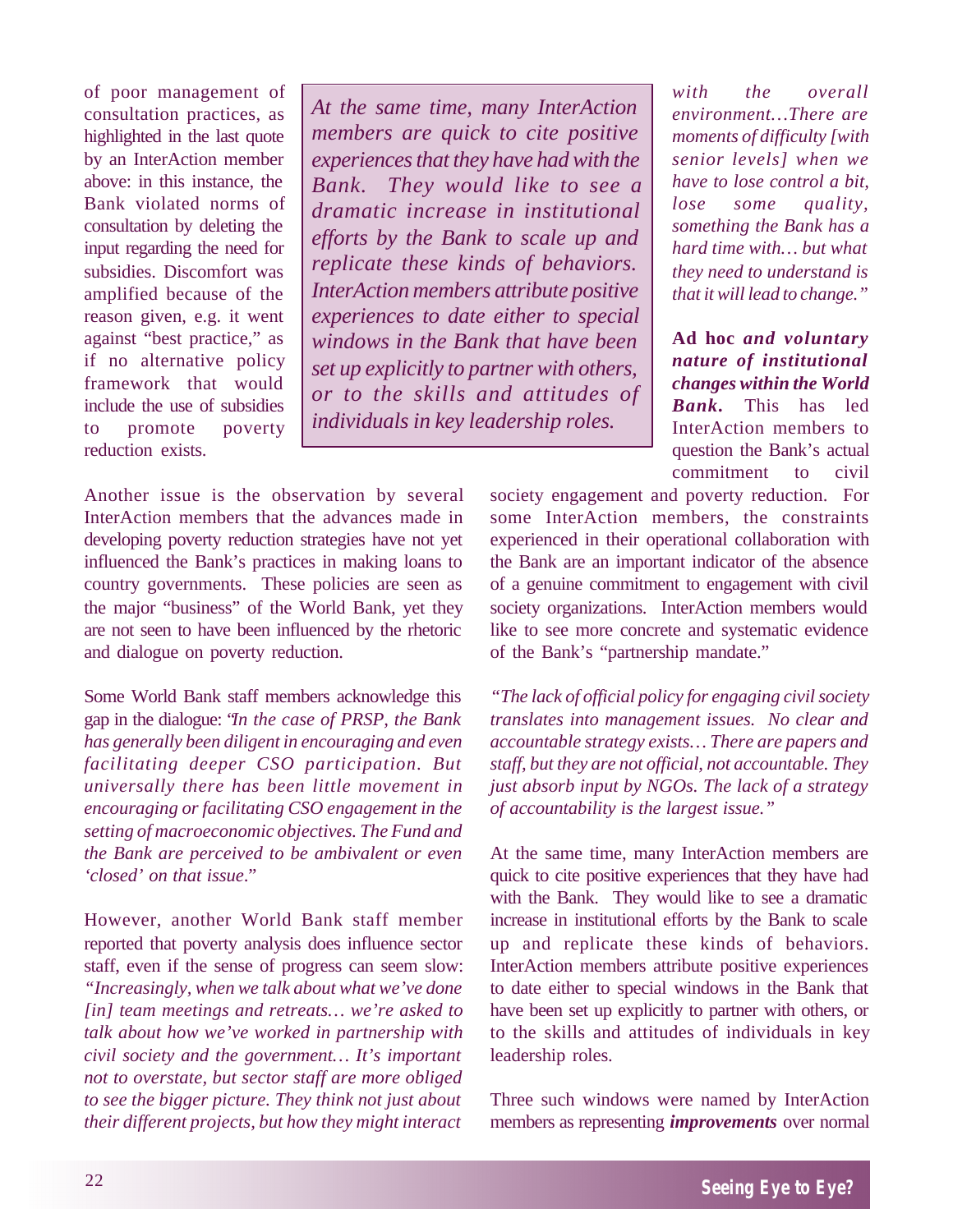of poor management of consultation practices, as highlighted in the last quote by an InterAction member above: in this instance, the Bank violated norms of consultation by deleting the input regarding the need for subsidies. Discomfort was amplified because of the reason given, e.g. it went against "best practice," as if no alternative policy framework that would include the use of subsidies to promote poverty reduction exists.

> *At the same time, many InterAction members are quick to cite positive experiences that they have had with the Bank. They would like to see a dramatic increase in institutional efforts by the Bank to scale up and replicate these kinds of behaviors. InterAction members attribute positive experiences to date either to special windows in the Bank that have been set up explicitly to partner with others, or to the skills and attitudes of individuals in key leadership roles.*

Another issue is the observation by several InterAction members that the advances made in developing poverty reduction strategies have not yet influenced the Bank's practices in making loans to country governments. These policies are seen as the major "business" of the World Bank, yet they are not seen to have been influenced by the rhetoric and dialogue on poverty reduction.

Some World Bank staff members acknowledge this gap in the dialogue: "*In the case of PRSP, the Bank has generally been diligent in encouraging and even facilitating deeper CSO participation. But universally there has been little movement in encouraging or facilitating CSO engagement in the setting of macroeconomic objectives. The Fund and the Bank are perceived to be ambivalent or even 'closed' on that issue*."

However, another World Bank staff member reported that poverty analysis does influence sector staff, even if the sense of progress can seem slow: *"Increasingly, when we talk about what we've done [in] team meetings and retreats… we're asked to talk about how we've worked in partnership with civil society and the government… It's important not to overstate, but sector staff are more obliged to see the bigger picture. They think not just about their different projects, but how they might interact with the overall environment…There are moments of difficulty [with senior levels] when we have to lose control a bit, lose some quality, something the Bank has a hard time with… but what they need to understand is that it will lead to change."*

**Ad hoc** ***and voluntary nature of institutional changes within the World Bank.*** This has led InterAction members to question the Bank's actual commitment to civil society engagement and poverty reduction. For some InterAction members, the constraints experienced in their operational collaboration with the Bank are an important indicator of the absence of a genuine commitment to engagement with civil society organizations. InterAction members would like to see more concrete and systematic evidence of the Bank's "partnership mandate."

*"The lack of official policy for engaging civil society translates into management issues. No clear and accountable strategy exists… There are papers and staff, but they are not official, not accountable. They just absorb input by NGOs. The lack of a strategy of accountability is the largest issue."*

At the same time, many InterAction members are quick to cite positive experiences that they have had with the Bank. They would like to see a dramatic increase in institutional efforts by the Bank to scale up and replicate these kinds of behaviors. InterAction members attribute positive experiences to date either to special windows in the Bank that have been set up explicitly to partner with others, or to the skills and attitudes of individuals in key leadership roles.

Three such windows were named by InterAction members as representing ***improvements*** over normal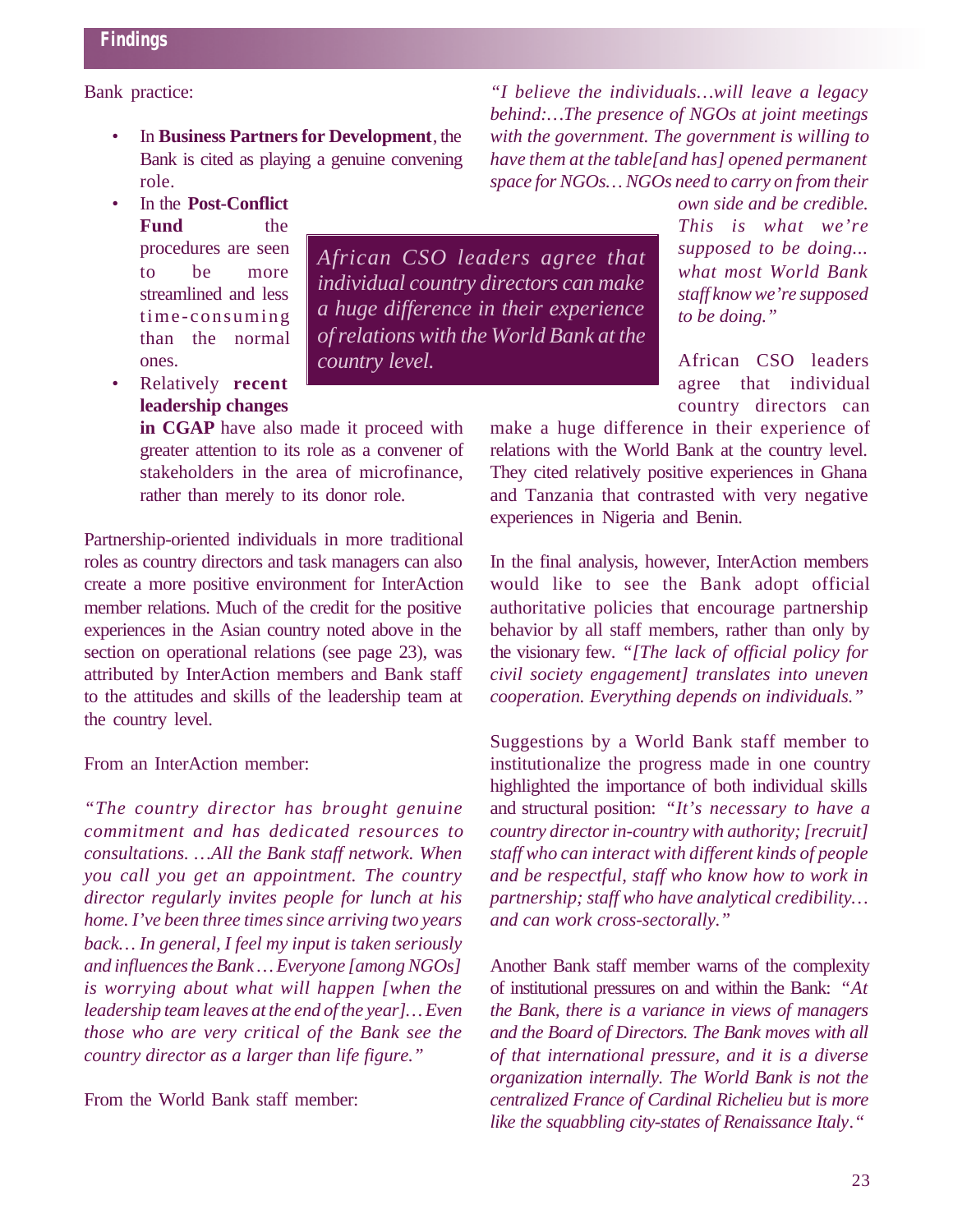Bank practice:

- In **Business Partners for Development**, the Bank is cited as playing a genuine convening role.
- In the **Post-Conflict Fund** the procedures are seen to be more streamlined and less time-consuming than the normal ones.
- Relatively **recent leadership changes in CGAP** have also made it proceed with greater attention to its role as a convener of stakeholders in the area of microfinance, rather than merely to its donor role.

Partnership-oriented individuals in more traditional roles as country directors and task managers can also create a more positive environment for InterAction member relations. Much of the credit for the positive experiences in the Asian country noted above in the section on operational relations (see page 23), was attributed by InterAction members and Bank staff to the attitudes and skills of the leadership team at the country level.

From an InterAction member:

*"The country director has brought genuine commitment and has dedicated resources to consultations. …All the Bank staff network. When you call you get an appointment. The country director regularly invites people for lunch at his home. I've been three times since arriving two years back… In general, I feel my input is taken seriously and influences the Bank… Everyone [among NGOs] is worrying about what will happen [when the leadership team leaves at the end of the year]… Even those who are very critical of the Bank see the country director as a larger than life figure."*

From the World Bank staff member:

*"I believe the individuals…will leave a legacy behind:…The presence of NGOs at joint meetings with the government. The government is willing to have them at the table[and has] opened permanent space for NGOs… NGOs need to carry on from their own side and be credible. This is what we're supposed to be doing... what most World Bank staff know we're supposed to be doing."*

> *African CSO leaders agree that individual country directors can make a huge difference in their experience of relations with the World Bank at the country level.*

African CSO leaders agree that individual country directors can make a huge difference in their experience of relations with the World Bank at the country level. They cited relatively positive experiences in Ghana and Tanzania that contrasted with very negative experiences in Nigeria and Benin.

In the final analysis, however, InterAction members would like to see the Bank adopt official authoritative policies that encourage partnership behavior by all staff members, rather than only by the visionary few. *"[The lack of official policy for civil society engagement] translates into uneven cooperation. Everything depends on individuals."*

Suggestions by a World Bank staff member to institutionalize the progress made in one country highlighted the importance of both individual skills and structural position: *"It's necessary to have a country director in-country with authority; [recruit] staff who can interact with different kinds of people and be respectful, staff who know how to work in partnership; staff who have analytical credibility… and can work cross-sectorally."*

Another Bank staff member warns of the complexity of institutional pressures on and within the Bank: *"At the Bank, there is a variance in views of managers and the Board of Directors. The Bank moves with all of that international pressure, and it is a diverse organization internally. The World Bank is not the centralized France of Cardinal Richelieu but is more like the squabbling city-states of Renaissance Italy."*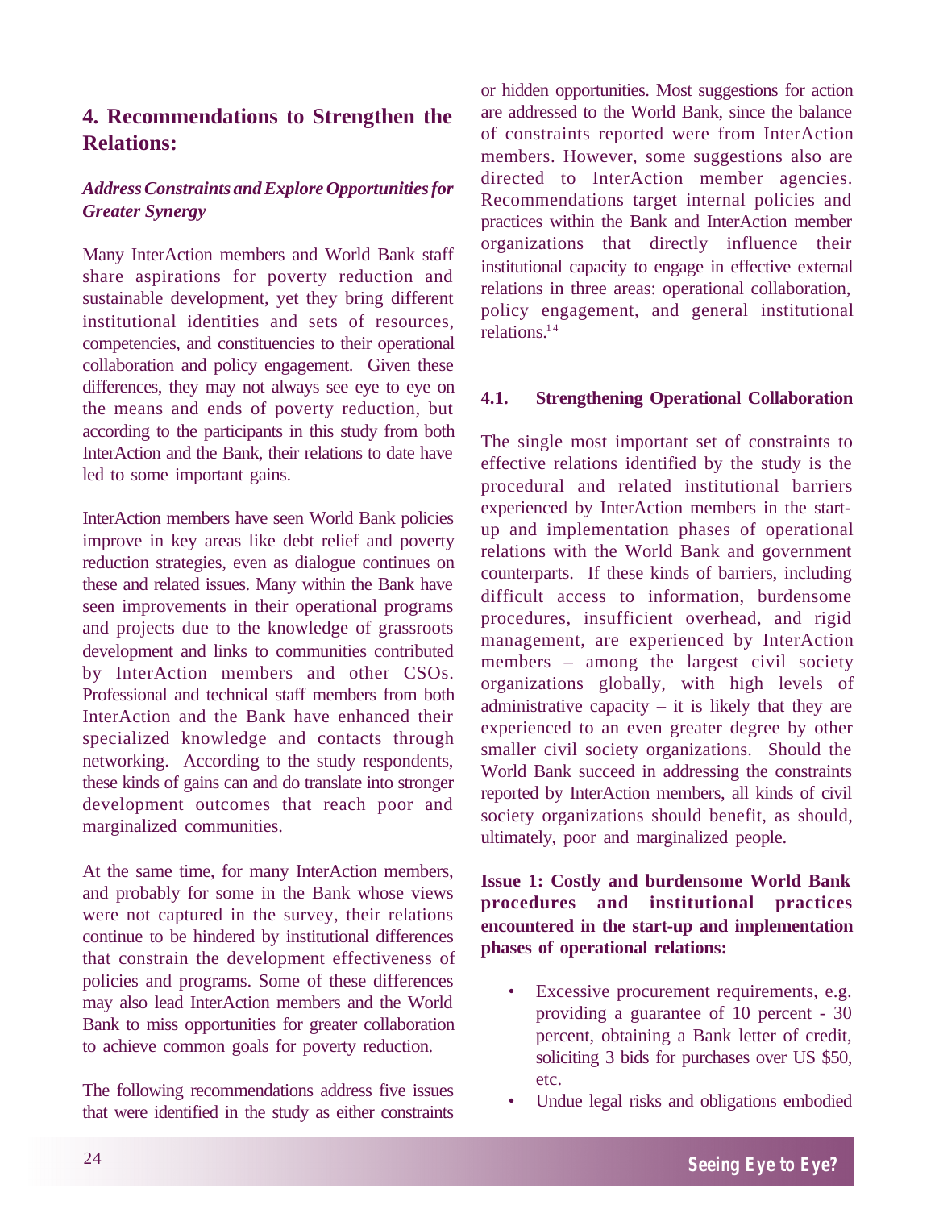## 4. Recommendations to Strengthen the Relations:

### *Address Constraints and Explore Opportunities for Greater Synergy*

Many InterAction members and World Bank staff share aspirations for poverty reduction and sustainable development, yet they bring different institutional identities and sets of resources, competencies, and constituencies to their operational collaboration and policy engagement. Given these differences, they may not always see eye to eye on the means and ends of poverty reduction, but according to the participants in this study from both InterAction and the Bank, their relations to date have led to some important gains.

InterAction members have seen World Bank policies improve in key areas like debt relief and poverty reduction strategies, even as dialogue continues on these and related issues. Many within the Bank have seen improvements in their operational programs and projects due to the knowledge of grassroots development and links to communities contributed by InterAction members and other CSOs. Professional and technical staff members from both InterAction and the Bank have enhanced their specialized knowledge and contacts through networking. According to the study respondents, these kinds of gains can and do translate into stronger development outcomes that reach poor and marginalized communities.

At the same time, for many InterAction members, and probably for some in the Bank whose views were not captured in the survey, their relations continue to be hindered by institutional differences that constrain the development effectiveness of policies and programs. Some of these differences may also lead InterAction members and the World Bank to miss opportunities for greater collaboration to achieve common goals for poverty reduction.

The following recommendations address five issues that were identified in the study as either constraints or hidden opportunities. Most suggestions for action are addressed to the World Bank, since the balance of constraints reported were from InterAction members. However, some suggestions also are directed to InterAction member agencies. Recommendations target internal policies and practices within the Bank and InterAction member organizations that directly influence their institutional capacity to engage in effective external relations in three areas: operational collaboration, policy engagement, and general institutional relations.[14]

### 4.1. Strengthening Operational Collaboration

The single most important set of constraints to effective relations identified by the study is the procedural and related institutional barriers experienced by InterAction members in the start-up and implementation phases of operational relations with the World Bank and government counterparts. If these kinds of barriers, including difficult access to information, burdensome procedures, insufficient overhead, and rigid management, are experienced by InterAction members – among the largest civil society organizations globally, with high levels of administrative capacity – it is likely that they are experienced to an even greater degree by other smaller civil society organizations. Should the World Bank succeed in addressing the constraints reported by InterAction members, all kinds of civil society organizations should benefit, as should, ultimately, poor and marginalized people.

**Issue 1: Costly and burdensome World Bank procedures and institutional practices encountered in the start-up and implementation phases of operational relations:**

- Excessive procurement requirements, e.g. providing a guarantee of 10 percent - 30 percent, obtaining a Bank letter of credit, soliciting 3 bids for purchases over US $50, etc.
- Undue legal risks and obligations embodied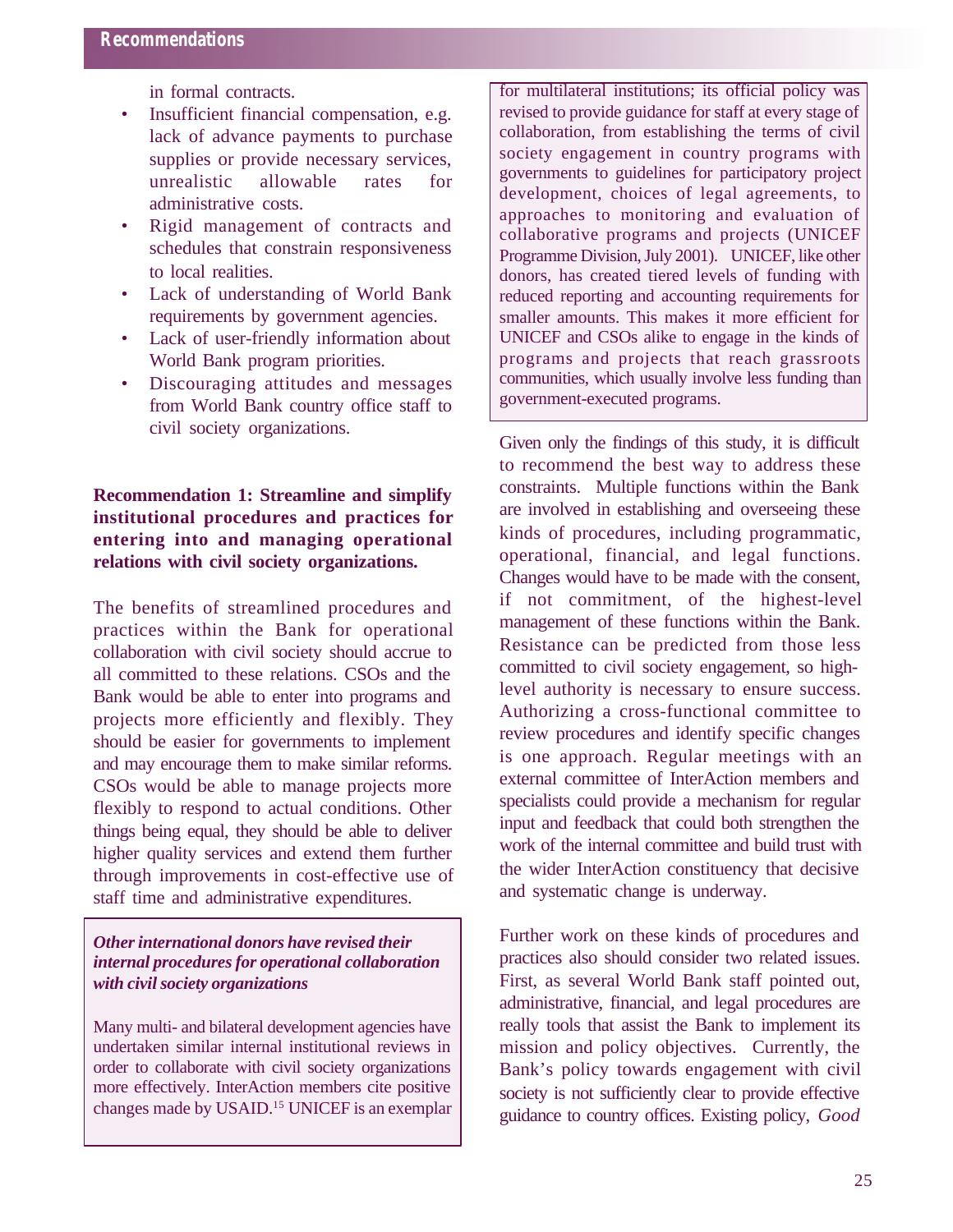in formal contracts.

- Insufficient financial compensation, e.g. lack of advance payments to purchase supplies or provide necessary services, unrealistic allowable rates for administrative costs.
- Rigid management of contracts and schedules that constrain responsiveness to local realities.
- Lack of understanding of World Bank requirements by government agencies.
- Lack of user-friendly information about World Bank program priorities.
- Discouraging attitudes and messages from World Bank country office staff to civil society organizations.

**Recommendation 1: Streamline and simplify institutional procedures and practices for entering into and managing operational relations with civil society organizations.**

The benefits of streamlined procedures and practices within the Bank for operational collaboration with civil society should accrue to all committed to these relations. CSOs and the Bank would be able to enter into programs and projects more efficiently and flexibly. They should be easier for governments to implement and may encourage them to make similar reforms. CSOs would be able to manage projects more flexibly to respond to actual conditions. Other things being equal, they should be able to deliver higher quality services and extend them further through improvements in cost-effective use of staff time and administrative expenditures.

***Other international donors have revised their internal procedures for operational collaboration with civil society organizations***

Many multi- and bilateral development agencies have undertaken similar internal institutional reviews in order to collaborate with civil society organizations more effectively. InterAction members cite positive changes made by USAID.[15] UNICEF is an exemplar for multilateral institutions; its official policy was revised to provide guidance for staff at every stage of collaboration, from establishing the terms of civil society engagement in country programs with governments to guidelines for participatory project development, choices of legal agreements, to approaches to monitoring and evaluation of collaborative programs and projects (UNICEF Programme Division, July 2001). UNICEF, like other donors, has created tiered levels of funding with reduced reporting and accounting requirements for smaller amounts. This makes it more efficient for UNICEF and CSOs alike to engage in the kinds of programs and projects that reach grassroots communities, which usually involve less funding than government-executed programs.

Given only the findings of this study, it is difficult to recommend the best way to address these constraints. Multiple functions within the Bank are involved in establishing and overseeing these kinds of procedures, including programmatic, operational, financial, and legal functions. Changes would have to be made with the consent, if not commitment, of the highest-level management of these functions within the Bank. Resistance can be predicted from those less committed to civil society engagement, so high-level authority is necessary to ensure success. Authorizing a cross-functional committee to review procedures and identify specific changes is one approach. Regular meetings with an external committee of InterAction members and specialists could provide a mechanism for regular input and feedback that could both strengthen the work of the internal committee and build trust with the wider InterAction constituency that decisive and systematic change is underway.

Further work on these kinds of procedures and practices also should consider two related issues. First, as several World Bank staff pointed out, administrative, financial, and legal procedures are really tools that assist the Bank to implement its mission and policy objectives. Currently, the Bank's policy towards engagement with civil society is not sufficiently clear to provide effective guidance to country offices. Existing policy, *Good*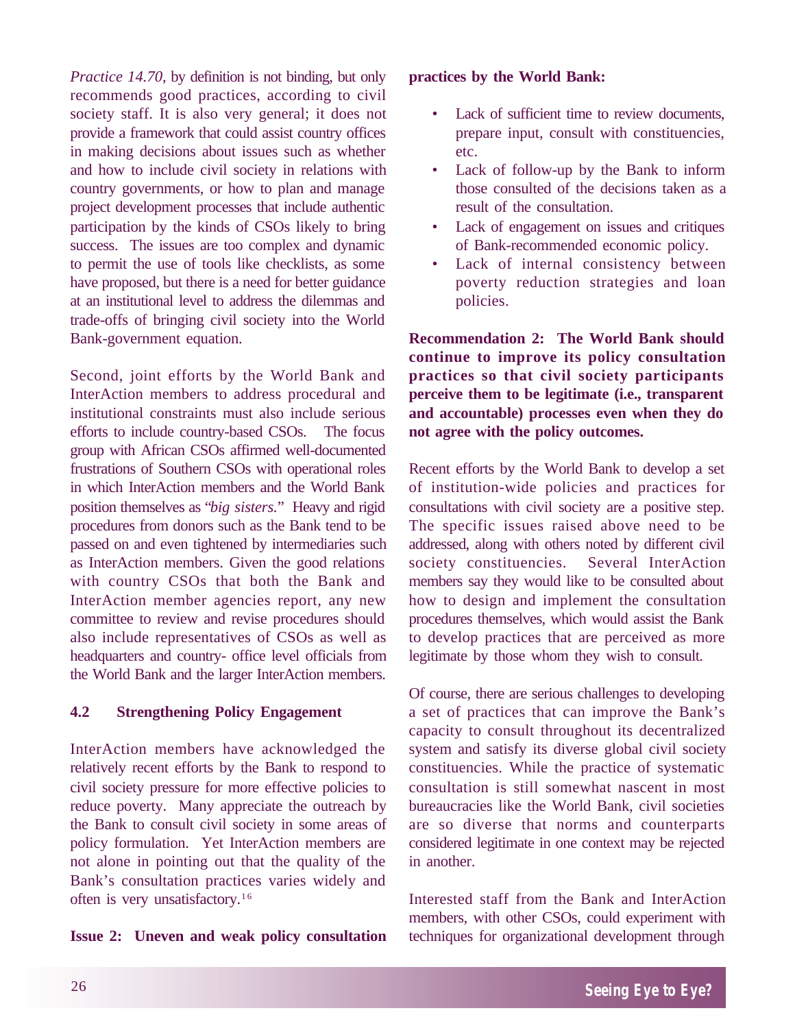*Practice 14.70*, by definition is not binding, but only recommends good practices, according to civil society staff. It is also very general; it does not provide a framework that could assist country offices in making decisions about issues such as whether and how to include civil society in relations with country governments, or how to plan and manage project development processes that include authentic participation by the kinds of CSOs likely to bring success. The issues are too complex and dynamic to permit the use of tools like checklists, as some have proposed, but there is a need for better guidance at an institutional level to address the dilemmas and trade-offs of bringing civil society into the World Bank-government equation.

Second, joint efforts by the World Bank and InterAction members to address procedural and institutional constraints must also include serious efforts to include country-based CSOs. The focus group with African CSOs affirmed well-documented frustrations of Southern CSOs with operational roles in which InterAction members and the World Bank position themselves as "*big sisters*." Heavy and rigid procedures from donors such as the Bank tend to be passed on and even tightened by intermediaries such as InterAction members. Given the good relations with country CSOs that both the Bank and InterAction member agencies report, any new committee to review and revise procedures should also include representatives of CSOs as well as headquarters and country- office level officials from the World Bank and the larger InterAction members.

## 4.2 Strengthening Policy Engagement

InterAction members have acknowledged the relatively recent efforts by the Bank to respond to civil society pressure for more effective policies to reduce poverty. Many appreciate the outreach by the Bank to consult civil society in some areas of policy formulation. Yet InterAction members are not alone in pointing out that the quality of the Bank's consultation practices varies widely and often is very unsatisfactory.[16]

**Issue 2: Uneven and weak policy consultation practices by the World Bank:**

- Lack of sufficient time to review documents, prepare input, consult with constituencies, etc.
- Lack of follow-up by the Bank to inform those consulted of the decisions taken as a result of the consultation.
- Lack of engagement on issues and critiques of Bank-recommended economic policy.
- Lack of internal consistency between poverty reduction strategies and loan policies.

**Recommendation 2: The World Bank should continue to improve its policy consultation practices so that civil society participants perceive them to be legitimate (i.e., transparent and accountable) processes even when they do not agree with the policy outcomes.**

Recent efforts by the World Bank to develop a set of institution-wide policies and practices for consultations with civil society are a positive step. The specific issues raised above need to be addressed, along with others noted by different civil society constituencies. Several InterAction members say they would like to be consulted about how to design and implement the consultation procedures themselves, which would assist the Bank to develop practices that are perceived as more legitimate by those whom they wish to consult.

Of course, there are serious challenges to developing a set of practices that can improve the Bank's capacity to consult throughout its decentralized system and satisfy its diverse global civil society constituencies. While the practice of systematic consultation is still somewhat nascent in most bureaucracies like the World Bank, civil societies are so diverse that norms and counterparts considered legitimate in one context may be rejected in another.

Interested staff from the Bank and InterAction members, with other CSOs, could experiment with techniques for organizational development through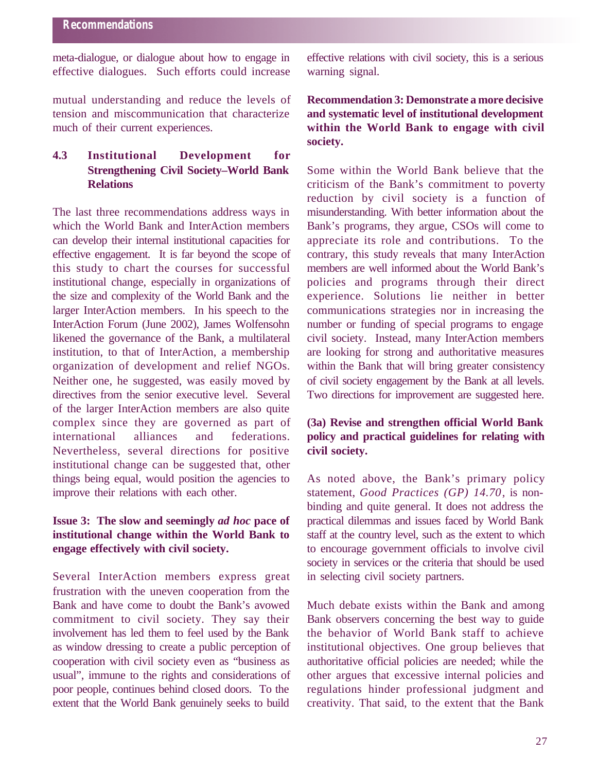meta-dialogue, or dialogue about how to engage in effective dialogues. Such efforts could increase mutual understanding and reduce the levels of tension and miscommunication that characterize much of their current experiences.

## 4.3 Institutional Development for Strengthening Civil Society–World Bank Relations

The last three recommendations address ways in which the World Bank and InterAction members can develop their internal institutional capacities for effective engagement. It is far beyond the scope of this study to chart the courses for successful institutional change, especially in organizations of the size and complexity of the World Bank and the larger InterAction members. In his speech to the InterAction Forum (June 2002), James Wolfensohn likened the governance of the Bank, a multilateral institution, to that of InterAction, a membership organization of development and relief NGOs. Neither one, he suggested, was easily moved by directives from the senior executive level. Several of the larger InterAction members are also quite complex since they are governed as part of international alliances and federations. Nevertheless, several directions for positive institutional change can be suggested that, other things being equal, would position the agencies to improve their relations with each other.

**Issue 3: The slow and seemingly *ad hoc* pace of institutional change within the World Bank to engage effectively with civil society.**

Several InterAction members express great frustration with the uneven cooperation from the Bank and have come to doubt the Bank's avowed commitment to civil society. They say their involvement has led them to feel used by the Bank as window dressing to create a public perception of cooperation with civil society even as "business as usual", immune to the rights and considerations of poor people, continues behind closed doors. To the extent that the World Bank genuinely seeks to build effective relations with civil society, this is a serious warning signal.

**Recommendation 3: Demonstrate a more decisive and systematic level of institutional development within the World Bank to engage with civil society.**

Some within the World Bank believe that the criticism of the Bank's commitment to poverty reduction by civil society is a function of misunderstanding. With better information about the Bank's programs, they argue, CSOs will come to appreciate its role and contributions. To the contrary, this study reveals that many InterAction members are well informed about the World Bank's policies and programs through their direct experience. Solutions lie neither in better communications strategies nor in increasing the number or funding of special programs to engage civil society. Instead, many InterAction members are looking for strong and authoritative measures within the Bank that will bring greater consistency of civil society engagement by the Bank at all levels. Two directions for improvement are suggested here.

**(3a) Revise and strengthen official World Bank policy and practical guidelines for relating with civil society.**

As noted above, the Bank's primary policy statement, *Good Practices (GP) 14.70*, is non-binding and quite general. It does not address the practical dilemmas and issues faced by World Bank staff at the country level, such as the extent to which to encourage government officials to involve civil society in services or the criteria that should be used in selecting civil society partners.

Much debate exists within the Bank and among Bank observers concerning the best way to guide the behavior of World Bank staff to achieve institutional objectives. One group believes that authoritative official policies are needed; while the other argues that excessive internal policies and regulations hinder professional judgment and creativity. That said, to the extent that the Bank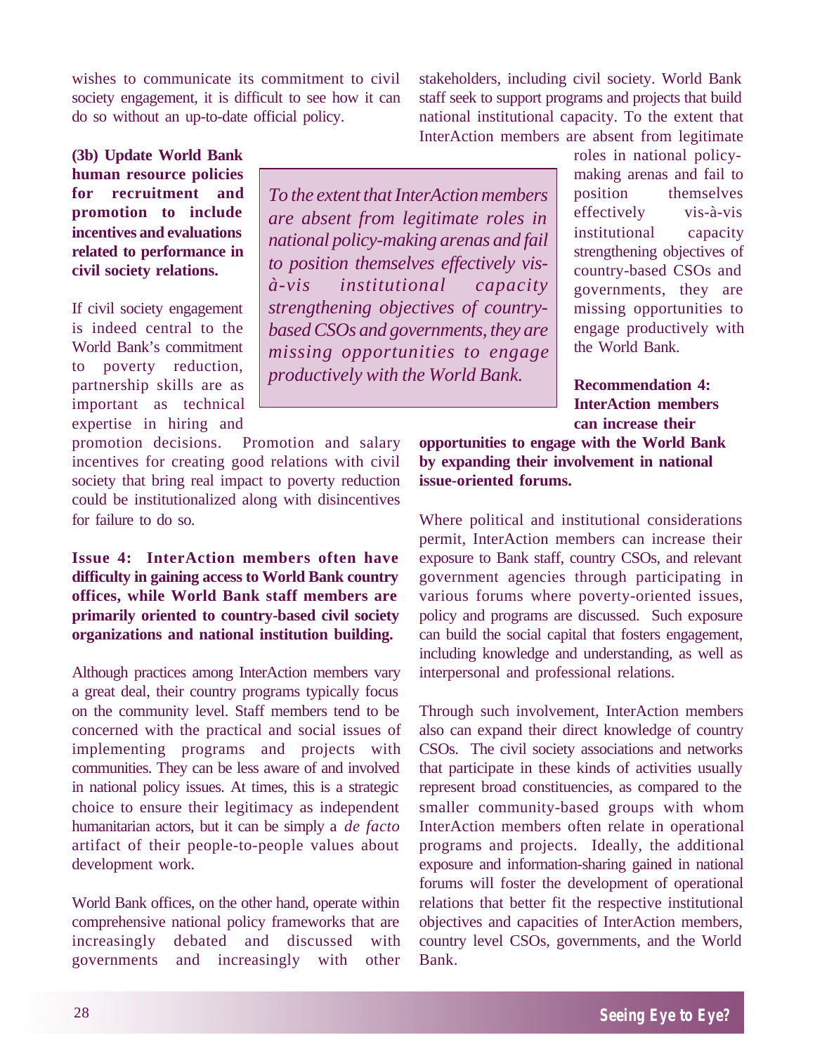wishes to communicate its commitment to civil society engagement, it is difficult to see how it can do so without an up-to-date official policy.

**(3b) Update World Bank human resource policies for recruitment and promotion to include incentives and evaluations related to performance in civil society relations.**

If civil society engagement is indeed central to the World Bank's commitment to poverty reduction, partnership skills are as important as technical expertise in hiring and promotion decisions. Promotion and salary incentives for creating good relations with civil society that bring real impact to poverty reduction could be institutionalized along with disincentives for failure to do so.

**Issue 4: InterAction members often have difficulty in gaining access to World Bank country offices, while World Bank staff members are primarily oriented to country-based civil society organizations and national institution building.**

Although practices among InterAction members vary a great deal, their country programs typically focus on the community level. Staff members tend to be concerned with the practical and social issues of implementing programs and projects with communities. They can be less aware of and involved in national policy issues. At times, this is a strategic choice to ensure their legitimacy as independent humanitarian actors, but it can be simply a *de facto* artifact of their people-to-people values about development work.

World Bank offices, on the other hand, operate within comprehensive national policy frameworks that are increasingly debated and discussed with governments and increasingly with other stakeholders, including civil society. World Bank staff seek to support programs and projects that build national institutional capacity. To the extent that InterAction members are absent from legitimate roles in national policy-making arenas and fail to position themselves effectively vis-à-vis institutional capacity strengthening objectives of country-based CSOs and governments, they are missing opportunities to engage productively with the World Bank.

> *To the extent that InterAction members are absent from legitimate roles in national policy-making arenas and fail to position themselves effectively vis-à-vis institutional capacity strengthening objectives of country-based CSOs and governments, they are missing opportunities to engage productively with the World Bank.*

**Recommendation 4: InterAction members can increase their opportunities to engage with the World Bank by expanding their involvement in national issue-oriented forums.**

Where political and institutional considerations permit, InterAction members can increase their exposure to Bank staff, country CSOs, and relevant government agencies through participating in various forums where poverty-oriented issues, policy and programs are discussed. Such exposure can build the social capital that fosters engagement, including knowledge and understanding, as well as interpersonal and professional relations.

Through such involvement, InterAction members also can expand their direct knowledge of country CSOs. The civil society associations and networks that participate in these kinds of activities usually represent broad constituencies, as compared to the smaller community-based groups with whom InterAction members often relate in operational programs and projects. Ideally, the additional exposure and information-sharing gained in national forums will foster the development of operational relations that better fit the respective institutional objectives and capacities of InterAction members, country level CSOs, governments, and the World Bank.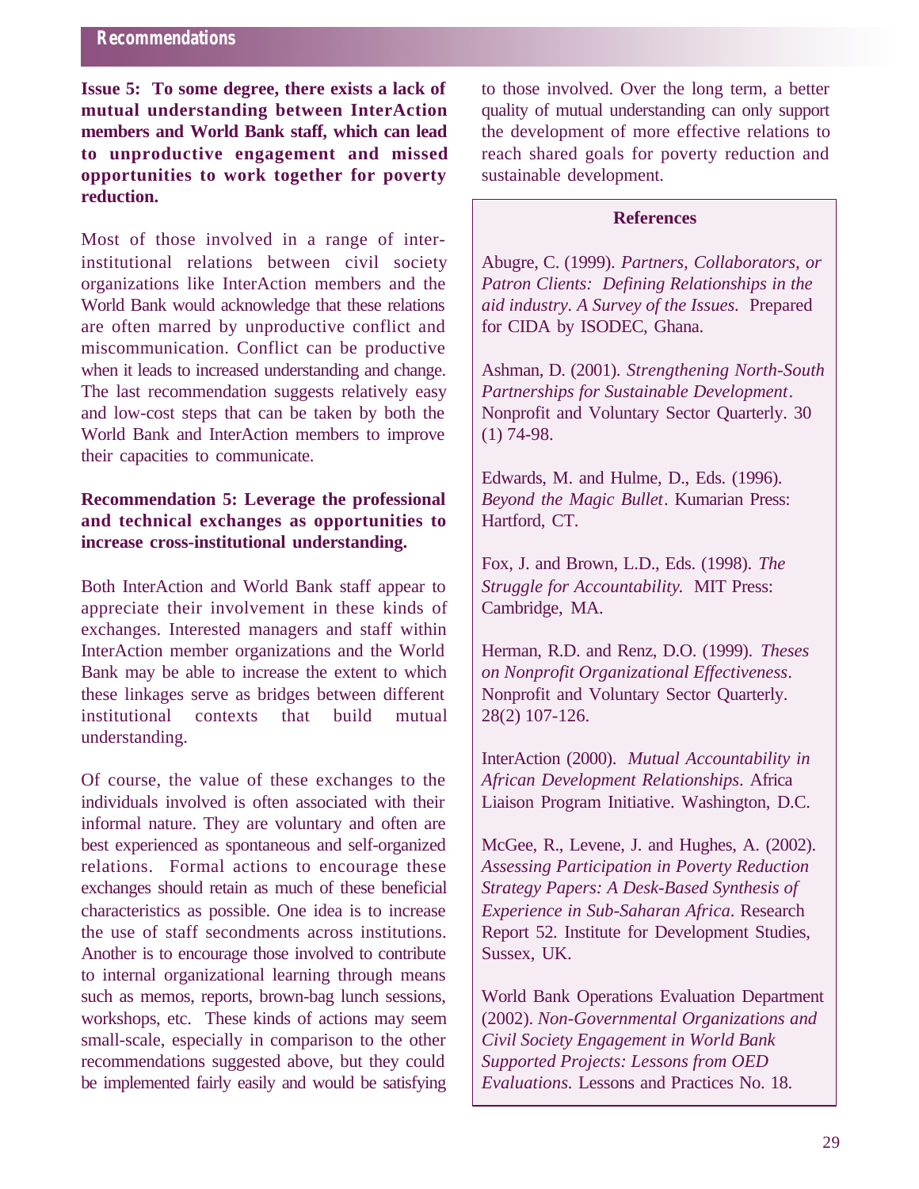**Issue 5: To some degree, there exists a lack of mutual understanding between InterAction members and World Bank staff, which can lead to unproductive engagement and missed opportunities to work together for poverty reduction.**

Most of those involved in a range of inter-institutional relations between civil society organizations like InterAction members and the World Bank would acknowledge that these relations are often marred by unproductive conflict and miscommunication. Conflict can be productive when it leads to increased understanding and change. The last recommendation suggests relatively easy and low-cost steps that can be taken by both the World Bank and InterAction members to improve their capacities to communicate.

**Recommendation 5: Leverage the professional and technical exchanges as opportunities to increase cross-institutional understanding.**

Both InterAction and World Bank staff appear to appreciate their involvement in these kinds of exchanges. Interested managers and staff within InterAction member organizations and the World Bank may be able to increase the extent to which these linkages serve as bridges between different institutional contexts that build mutual understanding.

Of course, the value of these exchanges to the individuals involved is often associated with their informal nature. They are voluntary and often are best experienced as spontaneous and self-organized relations. Formal actions to encourage these exchanges should retain as much of these beneficial characteristics as possible. One idea is to increase the use of staff secondments across institutions. Another is to encourage those involved to contribute to internal organizational learning through means such as memos, reports, brown-bag lunch sessions, workshops, etc. These kinds of actions may seem small-scale, especially in comparison to the other recommendations suggested above, but they could be implemented fairly easily and would be satisfying to those involved. Over the long term, a better quality of mutual understanding can only support the development of more effective relations to reach shared goals for poverty reduction and sustainable development.

### References

Abugre, C. (1999). *Partners, Collaborators, or Patron Clients: Defining Relationships in the aid industry. A Survey of the Issues.* Prepared for CIDA by ISODEC, Ghana.

Ashman, D. (2001). *Strengthening North-South Partnerships for Sustainable Development*. Nonprofit and Voluntary Sector Quarterly. 30 (1) 74-98.

Edwards, M. and Hulme, D., Eds. (1996). *Beyond the Magic Bullet*. Kumarian Press: Hartford, CT.

Fox, J. and Brown, L.D., Eds. (1998). *The Struggle for Accountability.* MIT Press: Cambridge, MA.

Herman, R.D. and Renz, D.O. (1999). *Theses on Nonprofit Organizational Effectiveness*. Nonprofit and Voluntary Sector Quarterly. 28(2) 107-126.

InterAction (2000). *Mutual Accountability in African Development Relationships*. Africa Liaison Program Initiative. Washington, D.C.

McGee, R., Levene, J. and Hughes, A. (2002). *Assessing Participation in Poverty Reduction Strategy Papers: A Desk-Based Synthesis of Experience in Sub-Saharan Africa*. Research Report 52. Institute for Development Studies, Sussex, UK.

World Bank Operations Evaluation Department (2002). *Non-Governmental Organizations and Civil Society Engagement in World Bank Supported Projects: Lessons from OED Evaluations.* Lessons and Practices No. 18.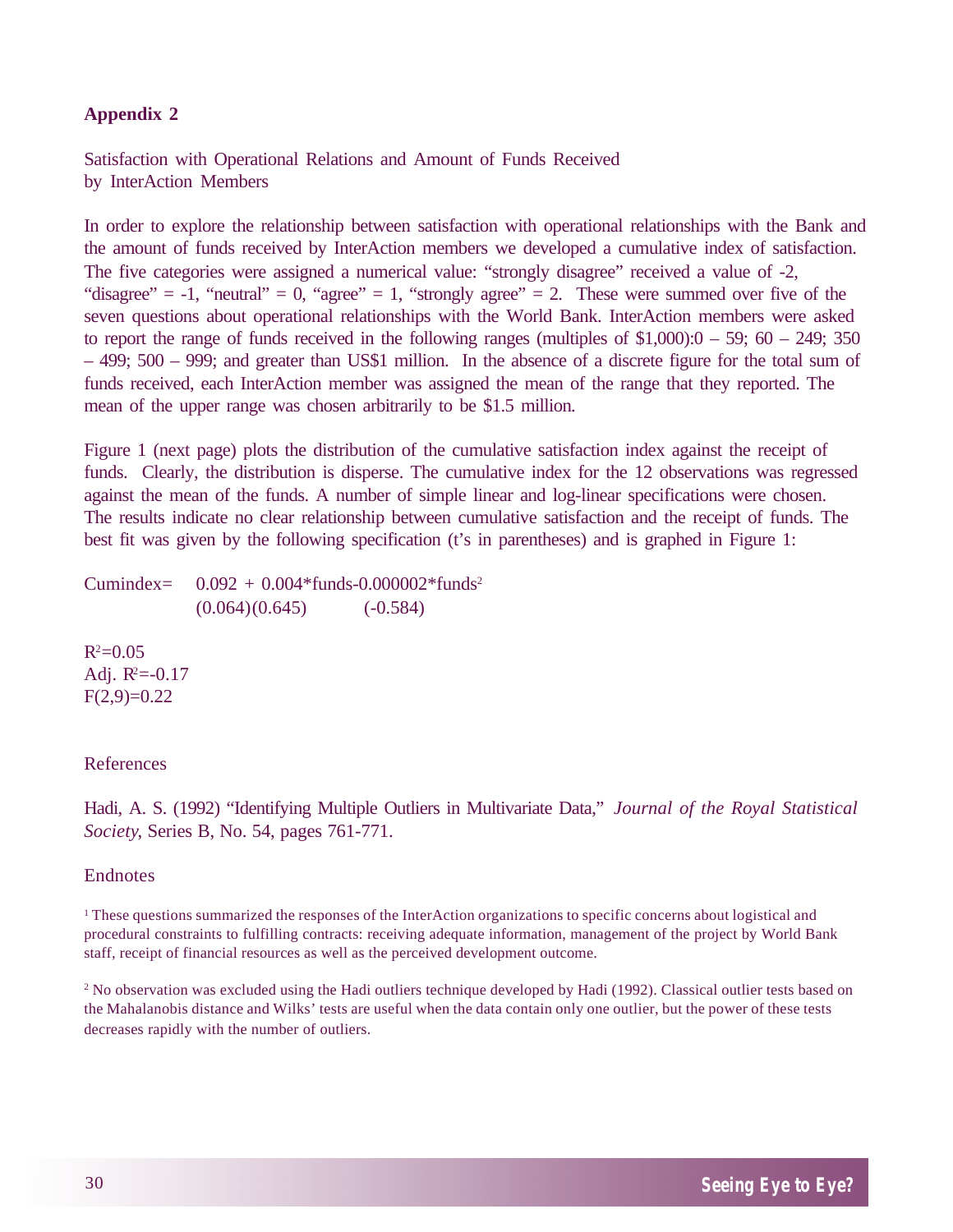## Appendix 2

Satisfaction with Operational Relations and Amount of Funds Received by InterAction Members

In order to explore the relationship between satisfaction with operational relationships with the Bank and the amount of funds received by InterAction members we developed a cumulative index of satisfaction. The five categories were assigned a numerical value: "strongly disagree" received a value of -2, "disagree" = -1, "neutral" = 0, "agree" = 1, "strongly agree" = 2. These were summed over five of the seven questions about operational relationships with the World Bank. InterAction members were asked to report the range of funds received in the following ranges (multiples of $1,000):0 – 59; 60 – 249; 350 – 499; 500 – 999; and greater than US$1 million. In the absence of a discrete figure for the total sum of funds received, each InterAction member was assigned the mean of the range that they reported. The mean of the upper range was chosen arbitrarily to be $1.5 million.

Figure 1 (next page) plots the distribution of the cumulative satisfaction index against the receipt of funds. Clearly, the distribution is disperse. The cumulative index for the 12 observations was regressed against the mean of the funds. A number of simple linear and log-linear specifications were chosen. The results indicate no clear relationship between cumulative satisfaction and the receipt of funds. The best fit was given by the following specification (t's in parentheses) and is graphed in Figure 1:

$$\text{Cumindex} = \underset{(0.064)}{0.092} + \underset{(0.645)}{0.004}\cdot\text{funds} - \underset{(-0.584)}{0.000002}\cdot\text{funds}^2$$

$R^2=0.05$
Adj. $R^2=-0.17$
$F(2,9)=0.22$

References

Hadi, A. S. (1992) "Identifying Multiple Outliers in Multivariate Data," *Journal of the Royal Statistical Society*, Series B, No. 54, pages 761-771.

Endnotes

[1] These questions summarized the responses of the InterAction organizations to specific concerns about logistical and procedural constraints to fulfilling contracts: receiving adequate information, management of the project by World Bank staff, receipt of financial resources as well as the perceived development outcome.

[2] No observation was excluded using the Hadi outliers technique developed by Hadi (1992). Classical outlier tests based on the Mahalanobis distance and Wilks' tests are useful when the data contain only one outlier, but the power of these tests decreases rapidly with the number of outliers.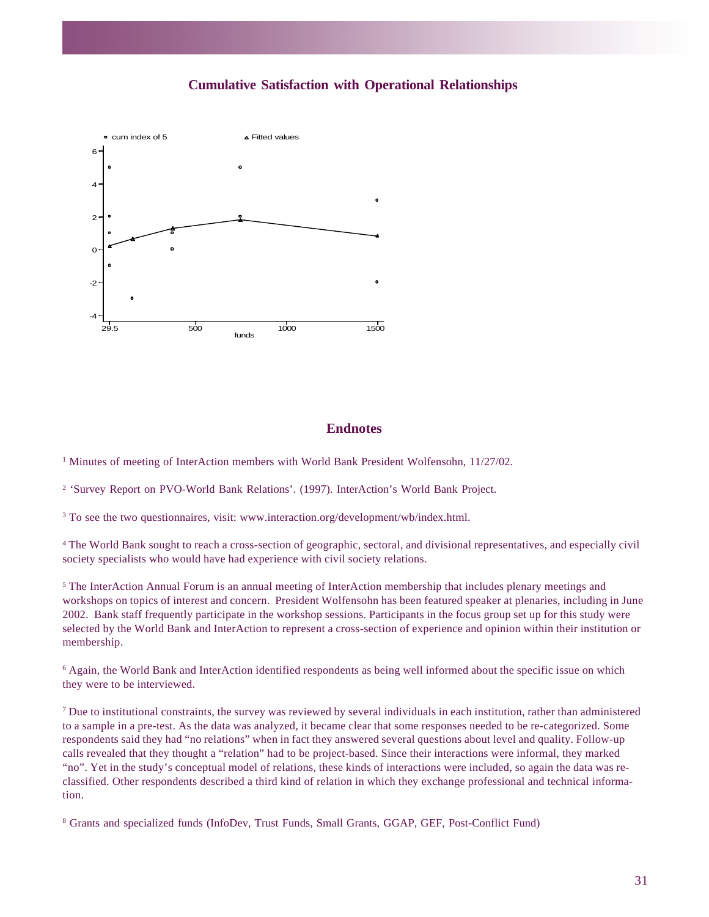## Cumulative Satisfaction with Operational Relationships

cum index of 5
Fitted values

6
4
2
0
-2
-4

29.5
500
1000
1500
funds

## Endnotes

[1] Minutes of meeting of InterAction members with World Bank President Wolfensohn, 11/27/02.

[2] 'Survey Report on PVO-World Bank Relations'. (1997). InterAction's World Bank Project.

[3] To see the two questionnaires, visit: www.interaction.org/development/wb/index.html.

[4] The World Bank sought to reach a cross-section of geographic, sectoral, and divisional representatives, and especially civil society specialists who would have had experience with civil society relations.

[5] The InterAction Annual Forum is an annual meeting of InterAction membership that includes plenary meetings and workshops on topics of interest and concern. President Wolfensohn has been featured speaker at plenaries, including in June 2002. Bank staff frequently participate in the workshop sessions. Participants in the focus group set up for this study were selected by the World Bank and InterAction to represent a cross-section of experience and opinion within their institution or membership.

[6] Again, the World Bank and InterAction identified respondents as being well informed about the specific issue on which they were to be interviewed.

[7] Due to institutional constraints, the survey was reviewed by several individuals in each institution, rather than administered to a sample in a pre-test. As the data was analyzed, it became clear that some responses needed to be re-categorized. Some respondents said they had "no relations" when in fact they answered several questions about level and quality. Follow-up calls revealed that they thought a "relation" had to be project-based. Since their interactions were informal, they marked "no". Yet in the study's conceptual model of relations, these kinds of interactions were included, so again the data was re-classified. Other respondents described a third kind of relation in which they exchange professional and technical information.

[8] Grants and specialized funds (InfoDev, Trust Funds, Small Grants, GGAP, GEF, Post-Conflict Fund)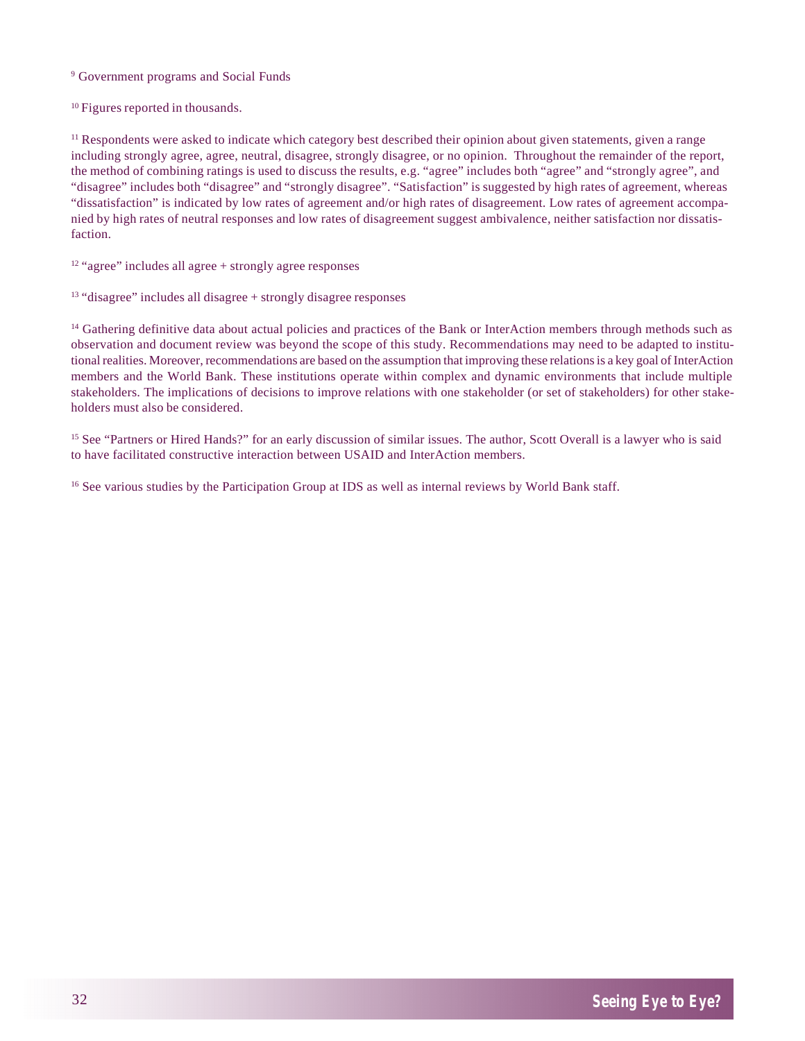[9] Government programs and Social Funds

[10] Figures reported in thousands.

[11] Respondents were asked to indicate which category best described their opinion about given statements, given a range including strongly agree, agree, neutral, disagree, strongly disagree, or no opinion. Throughout the remainder of the report, the method of combining ratings is used to discuss the results, e.g. "agree" includes both "agree" and "strongly agree", and "disagree" includes both "disagree" and "strongly disagree". "Satisfaction" is suggested by high rates of agreement, whereas "dissatisfaction" is indicated by low rates of agreement and/or high rates of disagreement. Low rates of agreement accompanied by high rates of neutral responses and low rates of disagreement suggest ambivalence, neither satisfaction nor dissatisfaction.

[12] "agree" includes all agree + strongly agree responses

[13] "disagree" includes all disagree + strongly disagree responses

[14] Gathering definitive data about actual policies and practices of the Bank or InterAction members through methods such as observation and document review was beyond the scope of this study. Recommendations may need to be adapted to institutional realities. Moreover, recommendations are based on the assumption that improving these relations is a key goal of InterAction members and the World Bank. These institutions operate within complex and dynamic environments that include multiple stakeholders. The implications of decisions to improve relations with one stakeholder (or set of stakeholders) for other stakeholders must also be considered.

[15] See "Partners or Hired Hands?" for an early discussion of similar issues. The author, Scott Overall is a lawyer who is said to have facilitated constructive interaction between USAID and InterAction members.

[16] See various studies by the Participation Group at IDS as well as internal reviews by World Bank staff.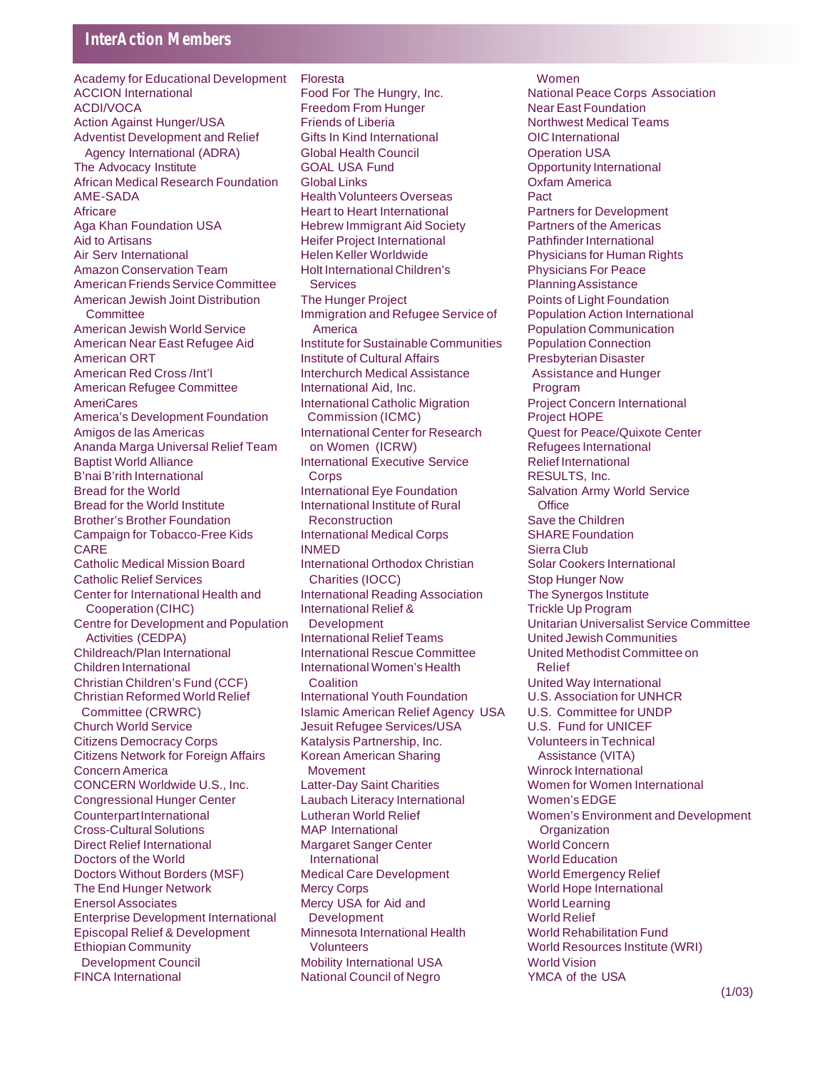## InterAction Members

- Academy for Educational Development
- ACCION International
- ACDI/VOCA
- Action Against Hunger/USA
- Adventist Development and Relief Agency International (ADRA)
- The Advocacy Institute
- African Medical Research Foundation
- AME-SADA
- Africare
- Aga Khan Foundation USA
- Aid to Artisans
- Air Serv International
- Amazon Conservation Team
- American Friends Service Committee
- American Jewish Joint Distribution Committee
- American Jewish World Service
- American Near East Refugee Aid
- American ORT
- American Red Cross /Int'l
- American Refugee Committee
- AmeriCares
- America's Development Foundation
- Amigos de las Americas
- Ananda Marga Universal Relief Team
- Baptist World Alliance
- B'nai B'rith International
- Bread for the World
- Bread for the World Institute
- Brother's Brother Foundation
- Campaign for Tobacco-Free Kids
- CARE
- Catholic Medical Mission Board
- Catholic Relief Services
- Center for International Health and Cooperation (CIHC)
- Centre for Development and Population Activities (CEDPA)
- Childreach/Plan International
- Children International
- Christian Children's Fund (CCF)
- Christian Reformed World Relief Committee (CRWRC)
- Church World Service
- Citizens Democracy Corps
- Citizens Network for Foreign Affairs
- Concern America
- CONCERN Worldwide U.S., Inc.
- Congressional Hunger Center
- Counterpart International
- Cross-Cultural Solutions
- Direct Relief International
- Doctors of the World
- Doctors Without Borders (MSF)
- The End Hunger Network
- Enersol Associates
- Enterprise Development International
- Episcopal Relief & Development
- Ethiopian Community Development Council
- FINCA International
- Floresta
- Food For The Hungry, Inc.
- Freedom From Hunger
- Friends of Liberia
- Gifts In Kind International
- Global Health Council
- GOAL USA Fund
- Global Links
- Health Volunteers Overseas
- Heart to Heart International
- Hebrew Immigrant Aid Society
- Heifer Project International
- Helen Keller Worldwide
- Holt International Children's Services
- The Hunger Project
- Immigration and Refugee Service of America
- Institute for Sustainable Communities
- Institute of Cultural Affairs
- Interchurch Medical Assistance
- International Aid, Inc.
- International Catholic Migration Commission (ICMC)
- International Center for Research on Women (ICRW)
- International Executive Service Corps
- International Eye Foundation
- International Institute of Rural Reconstruction
- International Medical Corps
- INMED
- International Orthodox Christian Charities (IOCC)
- International Reading Association
- International Relief & Development
- International Relief Teams
- International Rescue Committee
- International Women's Health Coalition
- International Youth Foundation
- Islamic American Relief Agency USA
- Jesuit Refugee Services/USA
- Katalysis Partnership, Inc.
- Korean American Sharing Movement
- Latter-Day Saint Charities
- Laubach Literacy International
- Lutheran World Relief
- MAP International
- Margaret Sanger Center International
- Medical Care Development
- Mercy Corps
- Mercy USA for Aid and Development
- Minnesota International Health Volunteers
- Mobility International USA
- National Council of Negro Women
- National Peace Corps Association
- Near East Foundation
- Northwest Medical Teams
- OIC International
- Operation USA
- Opportunity International
- Oxfam America
- Pact
- Partners for Development
- Partners of the Americas
- Pathfinder International
- Physicians for Human Rights
- Physicians For Peace
- Planning Assistance
- Points of Light Foundation
- Population Action International
- Population Communication
- Population Connection
- Presbyterian Disaster Assistance and Hunger Program
- Project Concern International
- Project HOPE
- Quest for Peace/Quixote Center
- Refugees International
- Relief International
- RESULTS, Inc.
- Salvation Army World Service Office
- Save the Children
- SHARE Foundation
- Sierra Club
- Solar Cookers International
- Stop Hunger Now
- The Synergos Institute
- Trickle Up Program
- Unitarian Universalist Service Committee
- United Jewish Communities
- United Methodist Committee on Relief
- United Way International
- U.S. Association for UNHCR
- U.S. Committee for UNDP
- U.S. Fund for UNICEF
- Volunteers in Technical Assistance (VITA)
- Winrock International
- Women for Women International
- Women's EDGE
- Women's Environment and Development Organization
- World Concern
- World Education
- World Emergency Relief
- World Hope International
- World Learning
- World Relief
- World Rehabilitation Fund
- World Resources Institute (WRI)
- World Vision
- YMCA of the USA

(1/03)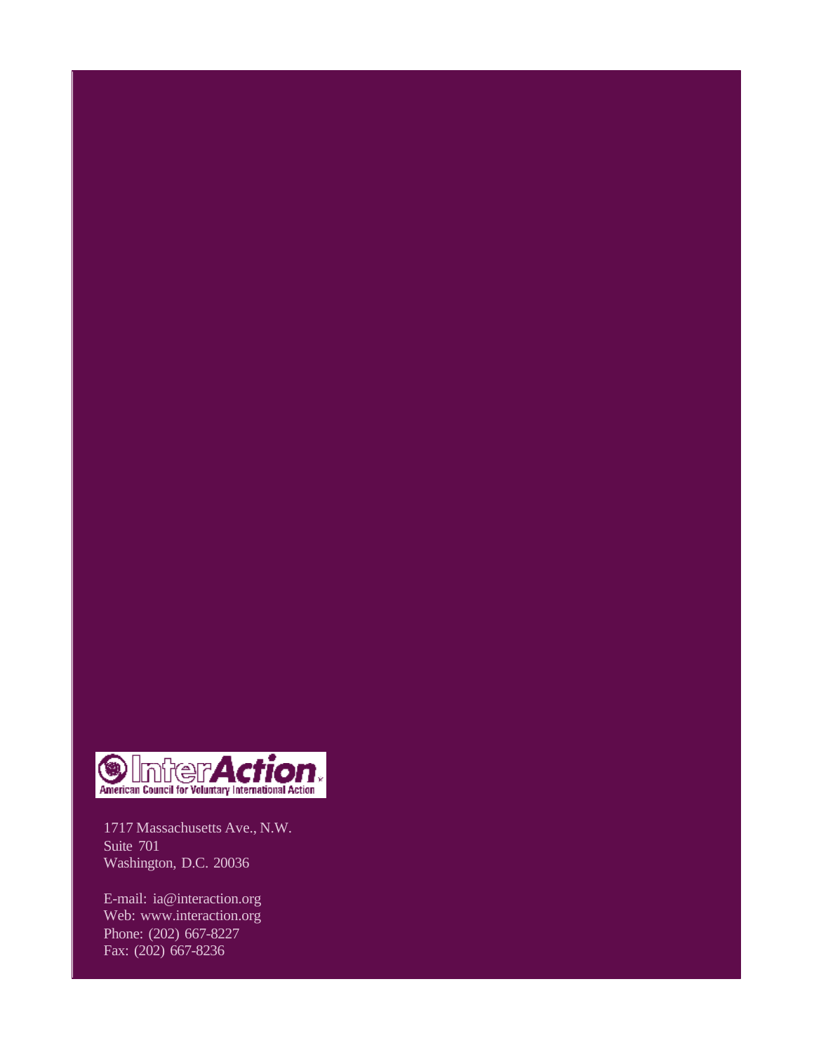InterAction

American Council for Voluntary International Action

1717 Massachusetts Ave., N.W.
Suite 701
Washington, D.C. 20036

E-mail: ia@interaction.org
Web: www.interaction.org
Phone: (202) 667-8227
Fax: (202) 667-8236